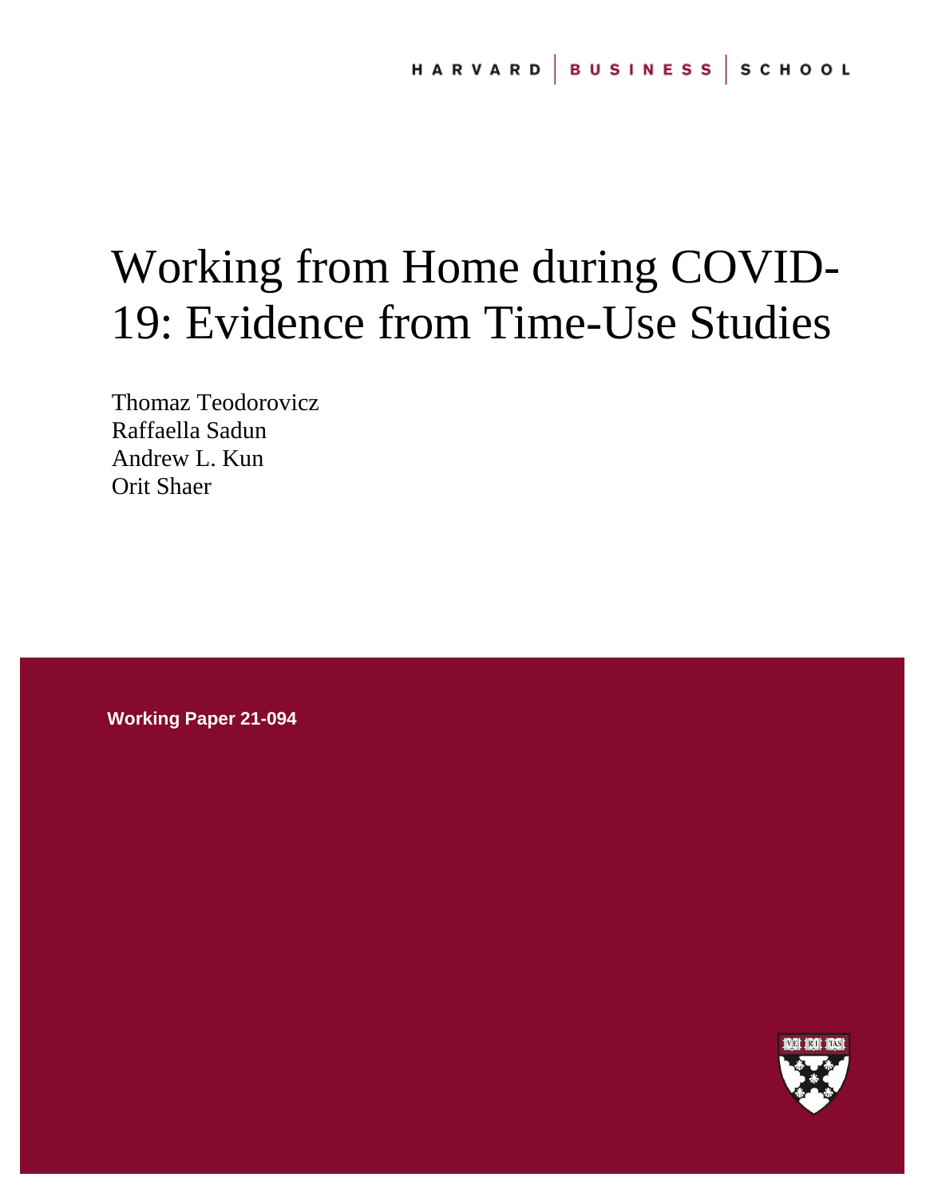HARVARD | BUSINESS | SCHOOL

# Working from Home during COVID-19: Evidence from Time-Use Studies

Thomaz Teodorovicz
Raffaella Sadun
Andrew L. Kun
Orit Shaer

**Working Paper 21-094**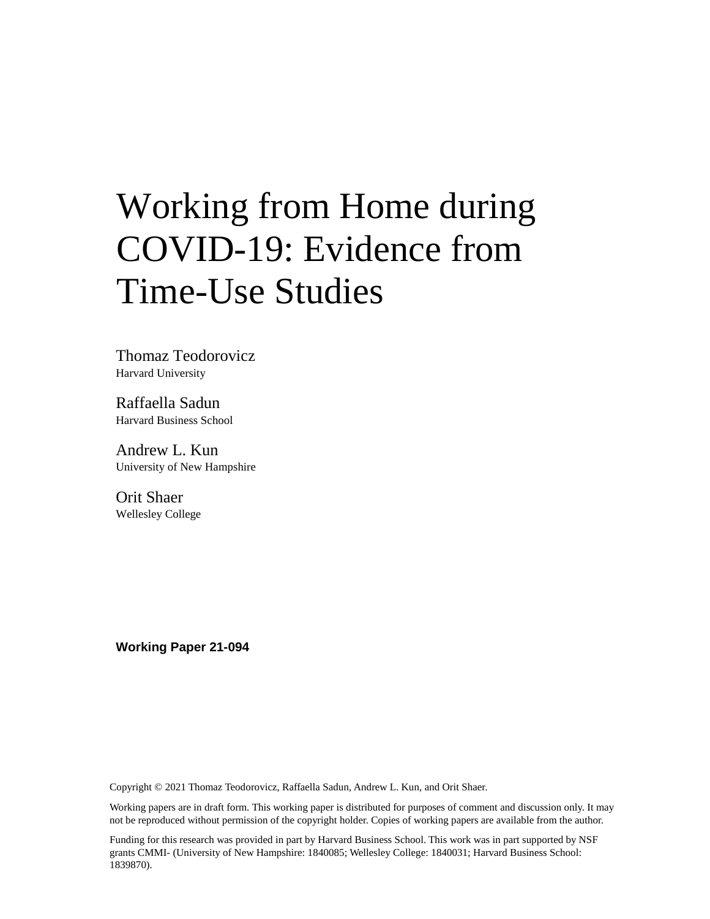# Working from Home during COVID-19: Evidence from Time-Use Studies

Thomaz Teodorovicz
Harvard University

Raffaella Sadun
Harvard Business School

Andrew L. Kun
University of New Hampshire

Orit Shaer
Wellesley College

**Working Paper 21-094**

Copyright © 2021 Thomaz Teodorovicz, Raffaella Sadun, Andrew L. Kun, and Orit Shaer.

Working papers are in draft form. This working paper is distributed for purposes of comment and discussion only. It may not be reproduced without permission of the copyright holder. Copies of working papers are available from the author.

Funding for this research was provided in part by Harvard Business School. This work was in part supported by NSF grants CMMI- (University of New Hampshire: 1840085; Wellesley College: 1840031; Harvard Business School: 1839870).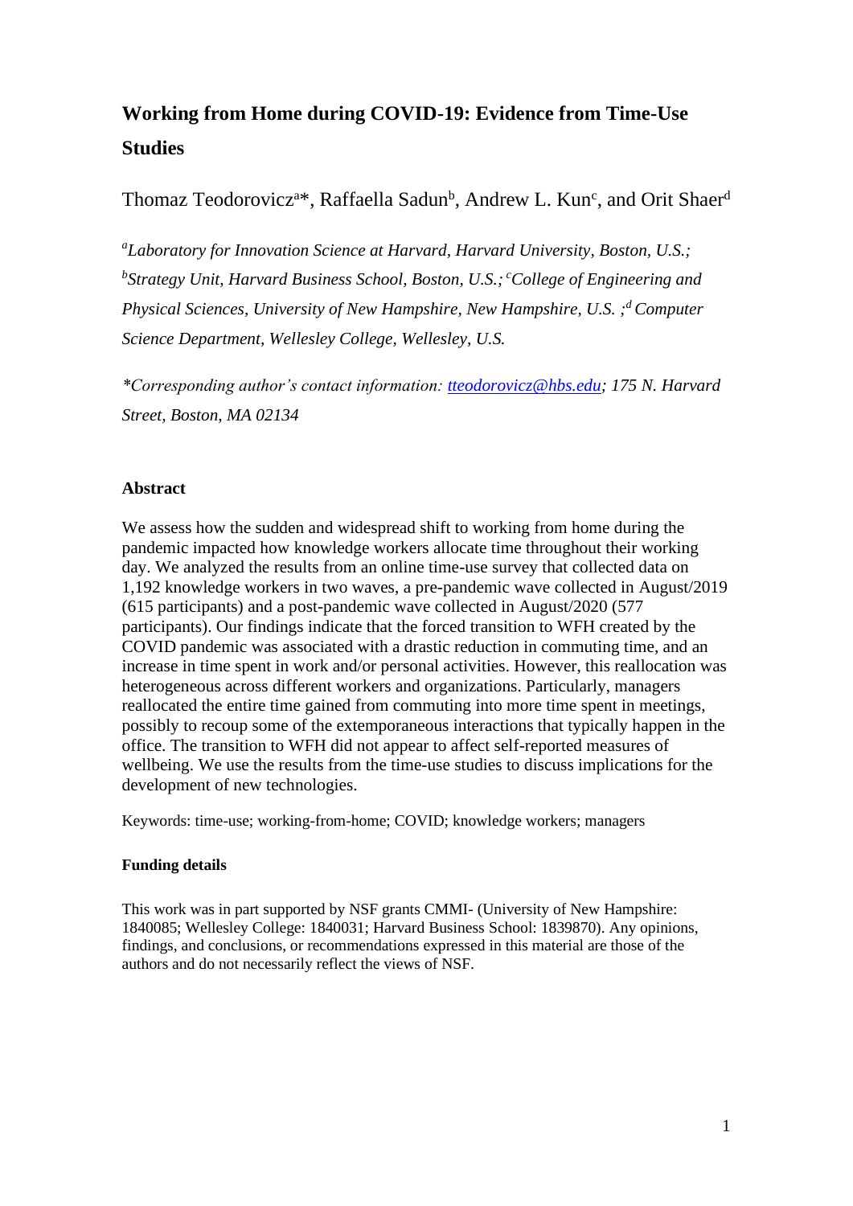# Working from Home during COVID-19: Evidence from Time-Use Studies

Thomaz Teodorovicz[a]*, Raffaella Sadun[b], Andrew L. Kun[c], and Orit Shaer[d]

*[a]Laboratory for Innovation Science at Harvard, Harvard University, Boston, U.S.; [b]Strategy Unit, Harvard Business School, Boston, U.S.; [c]College of Engineering and Physical Sciences, University of New Hampshire, New Hampshire, U.S. ; [d] Computer Science Department, Wellesley College, Wellesley, U.S.*

*\*Corresponding author's contact information: tteodorovicz@hbs.edu; 175 N. Harvard Street, Boston, MA 02134*

## Abstract

We assess how the sudden and widespread shift to working from home during the pandemic impacted how knowledge workers allocate time throughout their working day. We analyzed the results from an online time-use survey that collected data on 1,192 knowledge workers in two waves, a pre-pandemic wave collected in August/2019 (615 participants) and a post-pandemic wave collected in August/2020 (577 participants). Our findings indicate that the forced transition to WFH created by the COVID pandemic was associated with a drastic reduction in commuting time, and an increase in time spent in work and/or personal activities. However, this reallocation was heterogeneous across different workers and organizations. Particularly, managers reallocated the entire time gained from commuting into more time spent in meetings, possibly to recoup some of the extemporaneous interactions that typically happen in the office. The transition to WFH did not appear to affect self-reported measures of wellbeing. We use the results from the time-use studies to discuss implications for the development of new technologies.

Keywords: time-use; working-from-home; COVID; knowledge workers; managers

### Funding details

This work was in part supported by NSF grants CMMI- (University of New Hampshire: 1840085; Wellesley College: 1840031; Harvard Business School: 1839870). Any opinions, findings, and conclusions, or recommendations expressed in this material are those of the authors and do not necessarily reflect the views of NSF.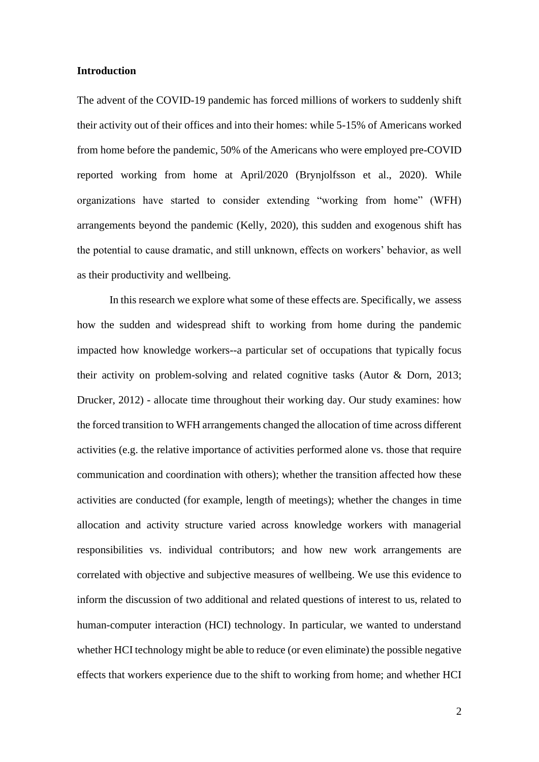**Introduction**

The advent of the COVID-19 pandemic has forced millions of workers to suddenly shift their activity out of their offices and into their homes: while 5-15% of Americans worked from home before the pandemic, 50% of the Americans who were employed pre-COVID reported working from home at April/2020 (Brynjolfsson et al., 2020). While organizations have started to consider extending "working from home" (WFH) arrangements beyond the pandemic (Kelly, 2020), this sudden and exogenous shift has the potential to cause dramatic, and still unknown, effects on workers' behavior, as well as their productivity and wellbeing.

In this research we explore what some of these effects are. Specifically, we assess how the sudden and widespread shift to working from home during the pandemic impacted how knowledge workers--a particular set of occupations that typically focus their activity on problem-solving and related cognitive tasks (Autor & Dorn, 2013; Drucker, 2012) - allocate time throughout their working day. Our study examines: how the forced transition to WFH arrangements changed the allocation of time across different activities (e.g. the relative importance of activities performed alone vs. those that require communication and coordination with others); whether the transition affected how these activities are conducted (for example, length of meetings); whether the changes in time allocation and activity structure varied across knowledge workers with managerial responsibilities vs. individual contributors; and how new work arrangements are correlated with objective and subjective measures of wellbeing. We use this evidence to inform the discussion of two additional and related questions of interest to us, related to human-computer interaction (HCI) technology. In particular, we wanted to understand whether HCI technology might be able to reduce (or even eliminate) the possible negative effects that workers experience due to the shift to working from home; and whether HCI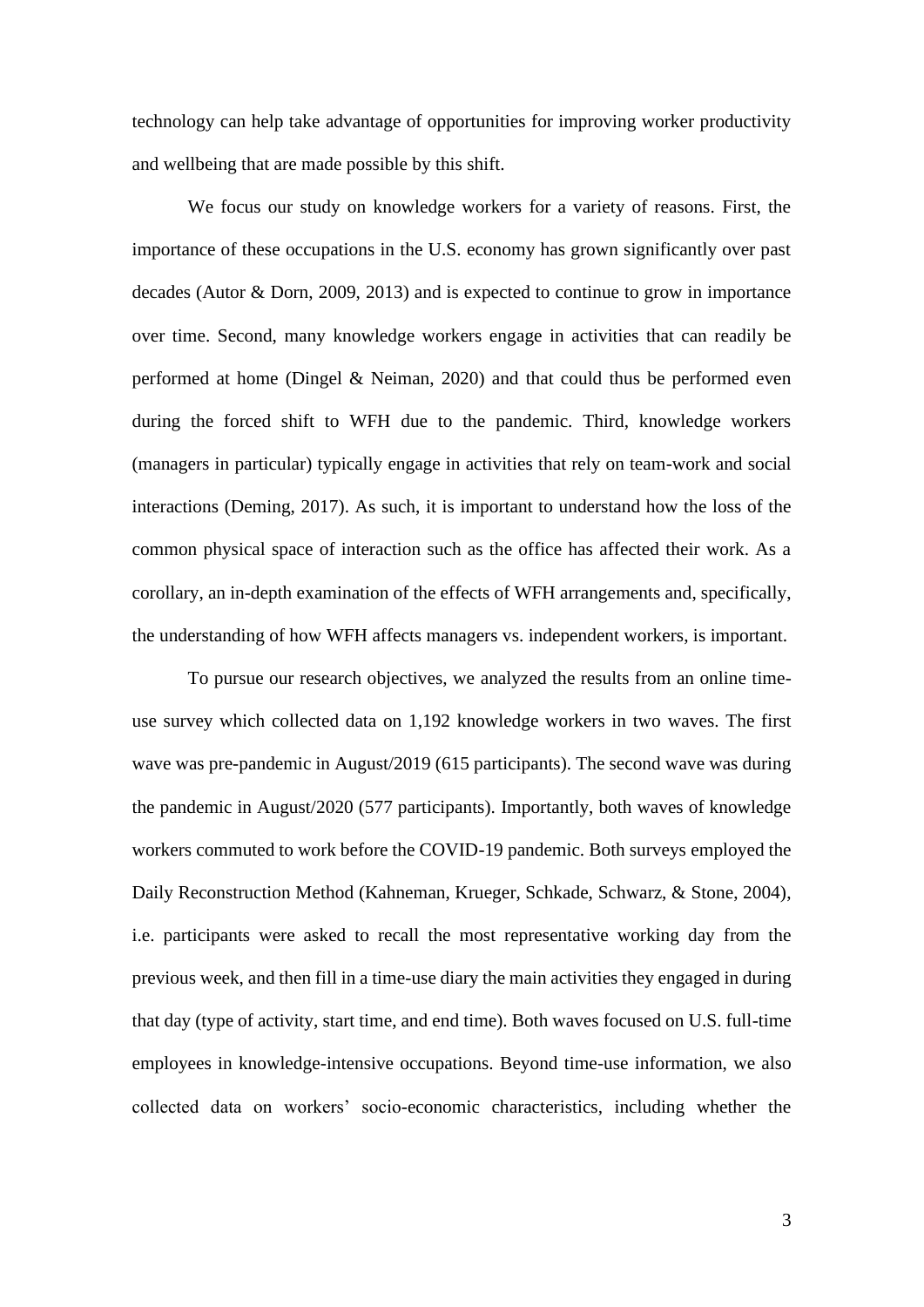technology can help take advantage of opportunities for improving worker productivity and wellbeing that are made possible by this shift.

We focus our study on knowledge workers for a variety of reasons. First, the importance of these occupations in the U.S. economy has grown significantly over past decades (Autor & Dorn, 2009, 2013) and is expected to continue to grow in importance over time. Second, many knowledge workers engage in activities that can readily be performed at home (Dingel & Neiman, 2020) and that could thus be performed even during the forced shift to WFH due to the pandemic. Third, knowledge workers (managers in particular) typically engage in activities that rely on team-work and social interactions (Deming, 2017). As such, it is important to understand how the loss of the common physical space of interaction such as the office has affected their work. As a corollary, an in-depth examination of the effects of WFH arrangements and, specifically, the understanding of how WFH affects managers vs. independent workers, is important.

To pursue our research objectives, we analyzed the results from an online time-use survey which collected data on 1,192 knowledge workers in two waves. The first wave was pre-pandemic in August/2019 (615 participants). The second wave was during the pandemic in August/2020 (577 participants). Importantly, both waves of knowledge workers commuted to work before the COVID-19 pandemic. Both surveys employed the Daily Reconstruction Method (Kahneman, Krueger, Schkade, Schwarz, & Stone, 2004), i.e. participants were asked to recall the most representative working day from the previous week, and then fill in a time-use diary the main activities they engaged in during that day (type of activity, start time, and end time). Both waves focused on U.S. full-time employees in knowledge-intensive occupations. Beyond time-use information, we also collected data on workers' socio-economic characteristics, including whether the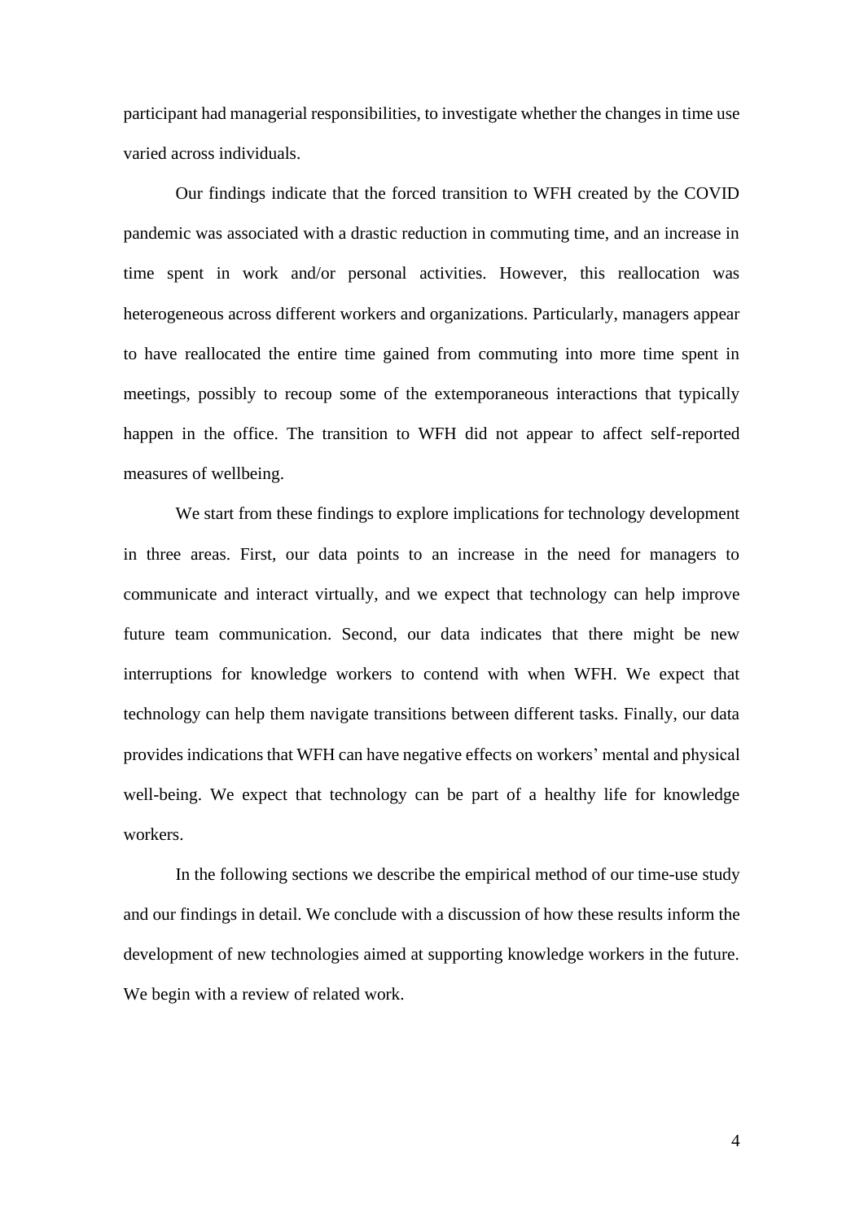participant had managerial responsibilities, to investigate whether the changes in time use varied across individuals.

Our findings indicate that the forced transition to WFH created by the COVID pandemic was associated with a drastic reduction in commuting time, and an increase in time spent in work and/or personal activities. However, this reallocation was heterogeneous across different workers and organizations. Particularly, managers appear to have reallocated the entire time gained from commuting into more time spent in meetings, possibly to recoup some of the extemporaneous interactions that typically happen in the office. The transition to WFH did not appear to affect self-reported measures of wellbeing.

We start from these findings to explore implications for technology development in three areas. First, our data points to an increase in the need for managers to communicate and interact virtually, and we expect that technology can help improve future team communication. Second, our data indicates that there might be new interruptions for knowledge workers to contend with when WFH. We expect that technology can help them navigate transitions between different tasks. Finally, our data provides indications that WFH can have negative effects on workers' mental and physical well-being. We expect that technology can be part of a healthy life for knowledge workers.

In the following sections we describe the empirical method of our time-use study and our findings in detail. We conclude with a discussion of how these results inform the development of new technologies aimed at supporting knowledge workers in the future. We begin with a review of related work.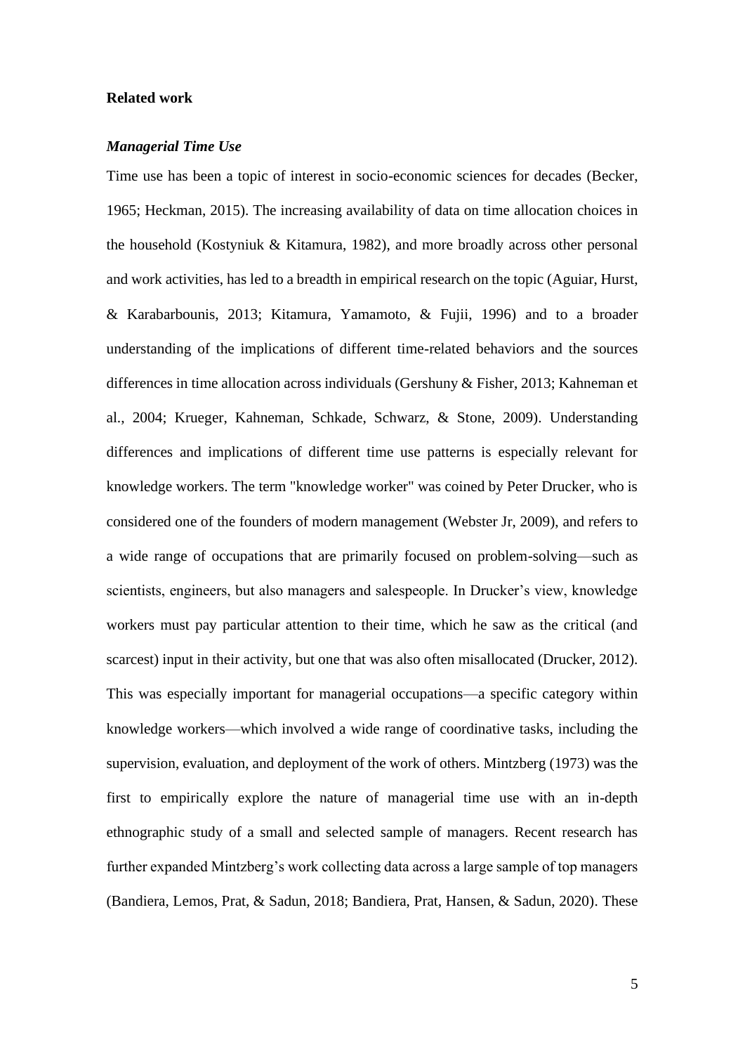## Related work

### *Managerial Time Use*

Time use has been a topic of interest in socio-economic sciences for decades (Becker, 1965; Heckman, 2015). The increasing availability of data on time allocation choices in the household (Kostyniuk & Kitamura, 1982), and more broadly across other personal and work activities, has led to a breadth in empirical research on the topic (Aguiar, Hurst, & Karabarbounis, 2013; Kitamura, Yamamoto, & Fujii, 1996) and to a broader understanding of the implications of different time-related behaviors and the sources differences in time allocation across individuals (Gershuny & Fisher, 2013; Kahneman et al., 2004; Krueger, Kahneman, Schkade, Schwarz, & Stone, 2009). Understanding differences and implications of different time use patterns is especially relevant for knowledge workers. The term "knowledge worker" was coined by Peter Drucker, who is considered one of the founders of modern management (Webster Jr, 2009), and refers to a wide range of occupations that are primarily focused on problem-solving—such as scientists, engineers, but also managers and salespeople. In Drucker's view, knowledge workers must pay particular attention to their time, which he saw as the critical (and scarcest) input in their activity, but one that was also often misallocated (Drucker, 2012). This was especially important for managerial occupations—a specific category within knowledge workers—which involved a wide range of coordinative tasks, including the supervision, evaluation, and deployment of the work of others. Mintzberg (1973) was the first to empirically explore the nature of managerial time use with an in-depth ethnographic study of a small and selected sample of managers. Recent research has further expanded Mintzberg's work collecting data across a large sample of top managers (Bandiera, Lemos, Prat, & Sadun, 2018; Bandiera, Prat, Hansen, & Sadun, 2020). These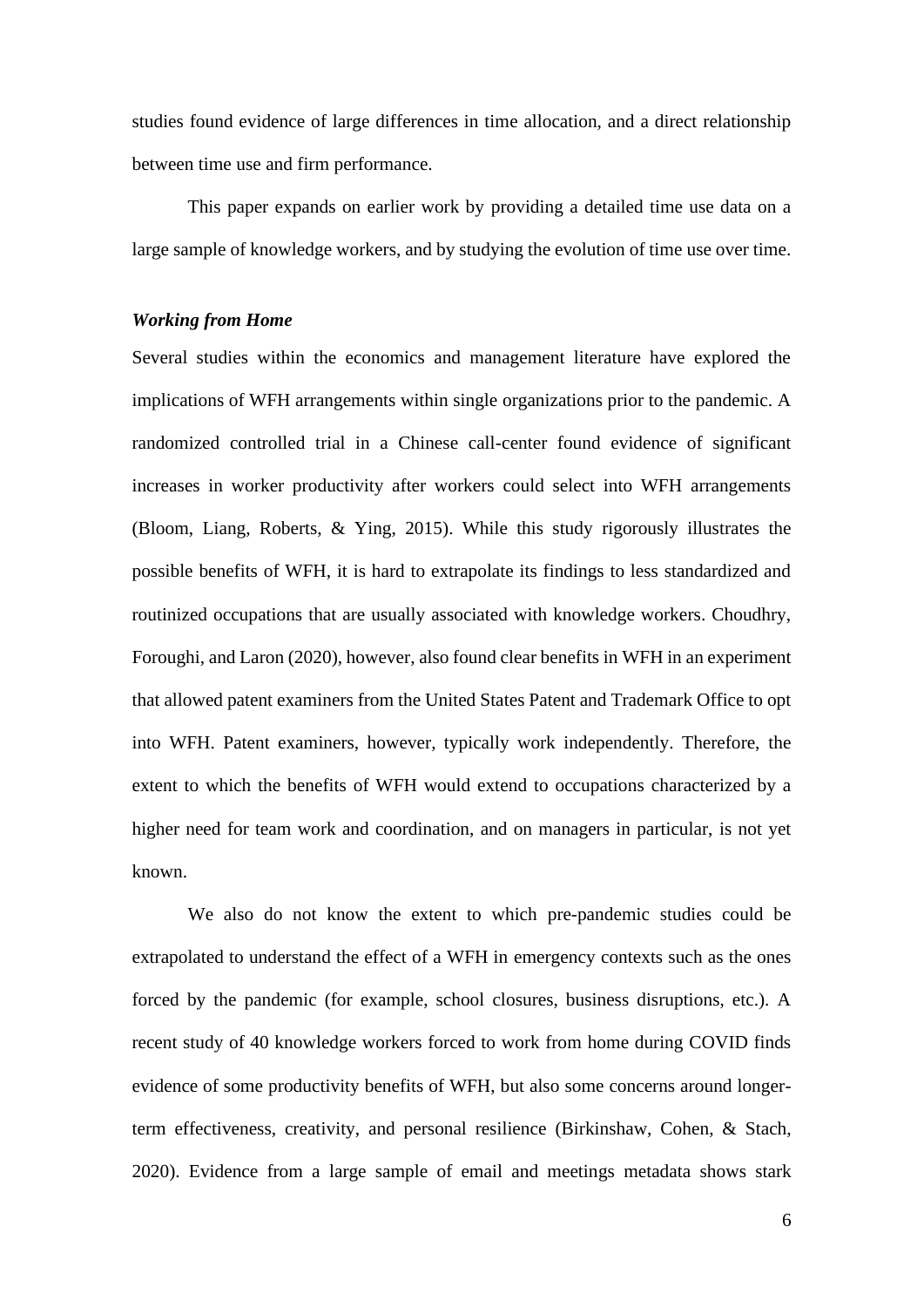studies found evidence of large differences in time allocation, and a direct relationship between time use and firm performance.

This paper expands on earlier work by providing a detailed time use data on a large sample of knowledge workers, and by studying the evolution of time use over time.

### *Working from Home*

Several studies within the economics and management literature have explored the implications of WFH arrangements within single organizations prior to the pandemic. A randomized controlled trial in a Chinese call-center found evidence of significant increases in worker productivity after workers could select into WFH arrangements (Bloom, Liang, Roberts, & Ying, 2015). While this study rigorously illustrates the possible benefits of WFH, it is hard to extrapolate its findings to less standardized and routinized occupations that are usually associated with knowledge workers. Choudhry, Foroughi, and Laron (2020), however, also found clear benefits in WFH in an experiment that allowed patent examiners from the United States Patent and Trademark Office to opt into WFH. Patent examiners, however, typically work independently. Therefore, the extent to which the benefits of WFH would extend to occupations characterized by a higher need for team work and coordination, and on managers in particular, is not yet known.

We also do not know the extent to which pre-pandemic studies could be extrapolated to understand the effect of a WFH in emergency contexts such as the ones forced by the pandemic (for example, school closures, business disruptions, etc.). A recent study of 40 knowledge workers forced to work from home during COVID finds evidence of some productivity benefits of WFH, but also some concerns around longer-term effectiveness, creativity, and personal resilience (Birkinshaw, Cohen, & Stach, 2020). Evidence from a large sample of email and meetings metadata shows stark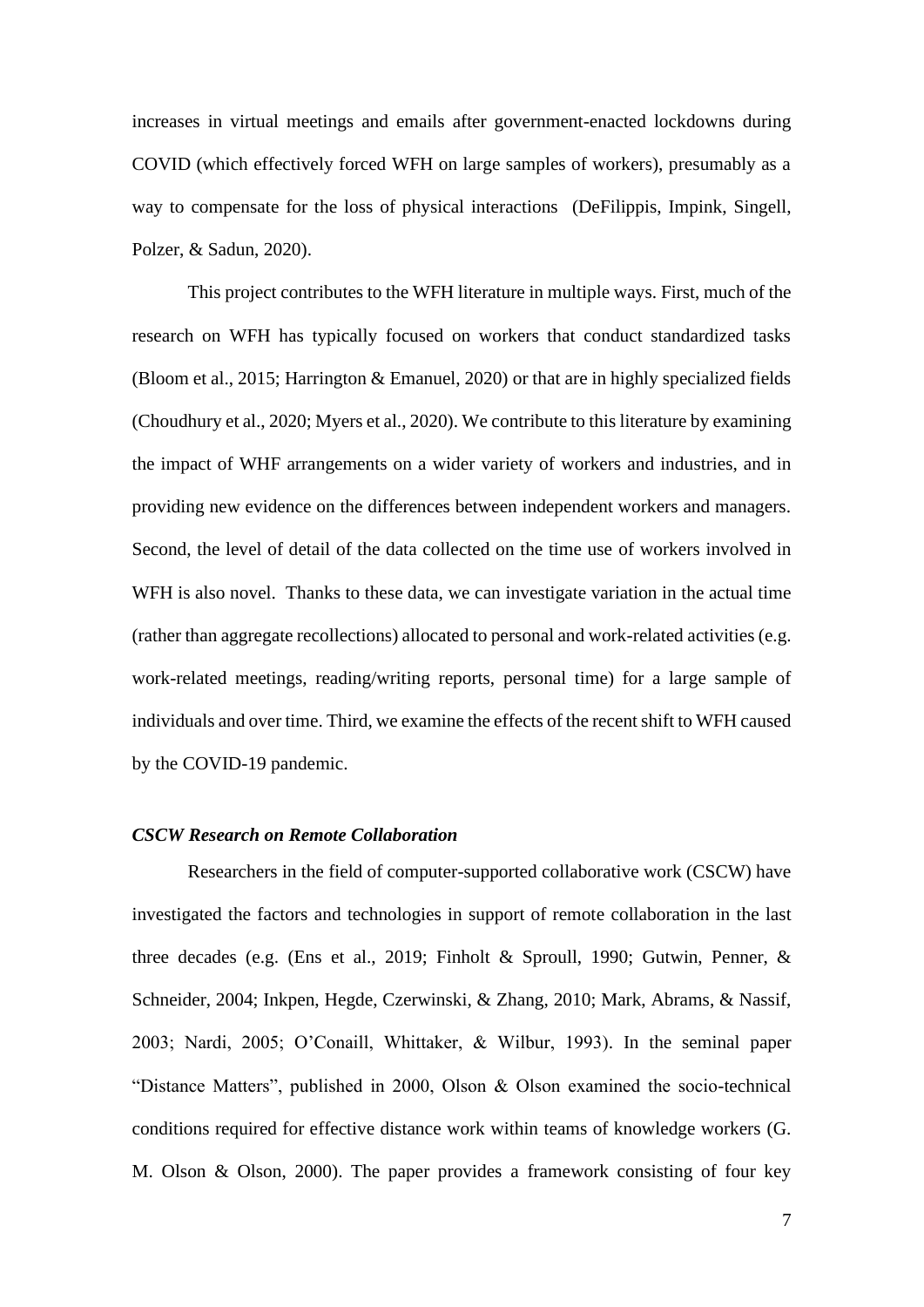increases in virtual meetings and emails after government-enacted lockdowns during COVID (which effectively forced WFH on large samples of workers), presumably as a way to compensate for the loss of physical interactions (DeFilippis, Impink, Singell, Polzer, & Sadun, 2020).

This project contributes to the WFH literature in multiple ways. First, much of the research on WFH has typically focused on workers that conduct standardized tasks (Bloom et al., 2015; Harrington & Emanuel, 2020) or that are in highly specialized fields (Choudhury et al., 2020; Myers et al., 2020). We contribute to this literature by examining the impact of WHF arrangements on a wider variety of workers and industries, and in providing new evidence on the differences between independent workers and managers. Second, the level of detail of the data collected on the time use of workers involved in WFH is also novel. Thanks to these data, we can investigate variation in the actual time (rather than aggregate recollections) allocated to personal and work-related activities (e.g. work-related meetings, reading/writing reports, personal time) for a large sample of individuals and over time. Third, we examine the effects of the recent shift to WFH caused by the COVID-19 pandemic.

### *CSCW Research on Remote Collaboration*

Researchers in the field of computer-supported collaborative work (CSCW) have investigated the factors and technologies in support of remote collaboration in the last three decades (e.g. (Ens et al., 2019; Finholt & Sproull, 1990; Gutwin, Penner, & Schneider, 2004; Inkpen, Hegde, Czerwinski, & Zhang, 2010; Mark, Abrams, & Nassif, 2003; Nardi, 2005; O'Conaill, Whittaker, & Wilbur, 1993). In the seminal paper "Distance Matters", published in 2000, Olson & Olson examined the socio-technical conditions required for effective distance work within teams of knowledge workers (G. M. Olson & Olson, 2000). The paper provides a framework consisting of four key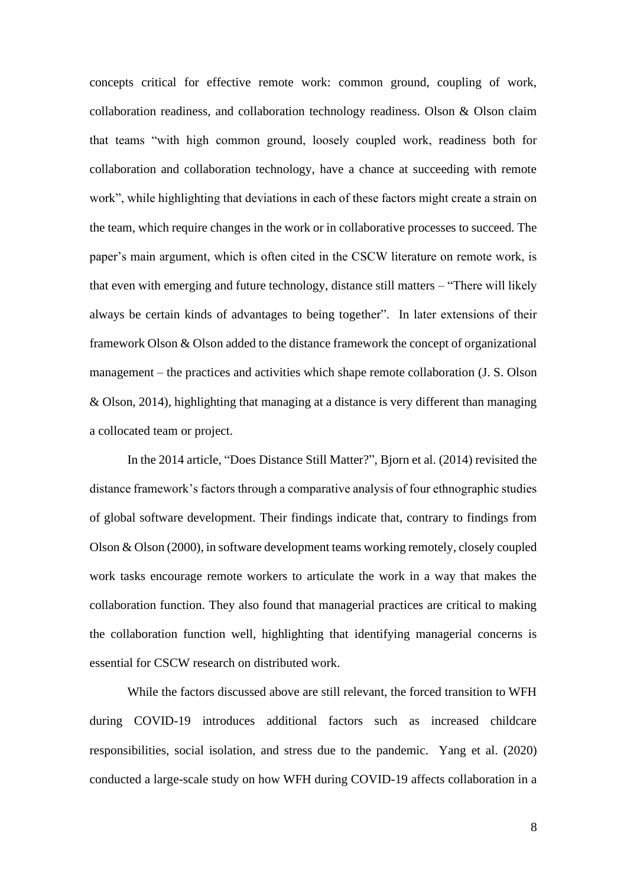concepts critical for effective remote work: common ground, coupling of work, collaboration readiness, and collaboration technology readiness. Olson & Olson claim that teams "with high common ground, loosely coupled work, readiness both for collaboration and collaboration technology, have a chance at succeeding with remote work", while highlighting that deviations in each of these factors might create a strain on the team, which require changes in the work or in collaborative processes to succeed. The paper's main argument, which is often cited in the CSCW literature on remote work, is that even with emerging and future technology, distance still matters – "There will likely always be certain kinds of advantages to being together". In later extensions of their framework Olson & Olson added to the distance framework the concept of organizational management – the practices and activities which shape remote collaboration (J. S. Olson & Olson, 2014), highlighting that managing at a distance is very different than managing a collocated team or project.

In the 2014 article, "Does Distance Still Matter?", Bjorn et al. (2014) revisited the distance framework's factors through a comparative analysis of four ethnographic studies of global software development. Their findings indicate that, contrary to findings from Olson & Olson (2000), in software development teams working remotely, closely coupled work tasks encourage remote workers to articulate the work in a way that makes the collaboration function. They also found that managerial practices are critical to making the collaboration function well, highlighting that identifying managerial concerns is essential for CSCW research on distributed work.

While the factors discussed above are still relevant, the forced transition to WFH during COVID-19 introduces additional factors such as increased childcare responsibilities, social isolation, and stress due to the pandemic. Yang et al. (2020) conducted a large-scale study on how WFH during COVID-19 affects collaboration in a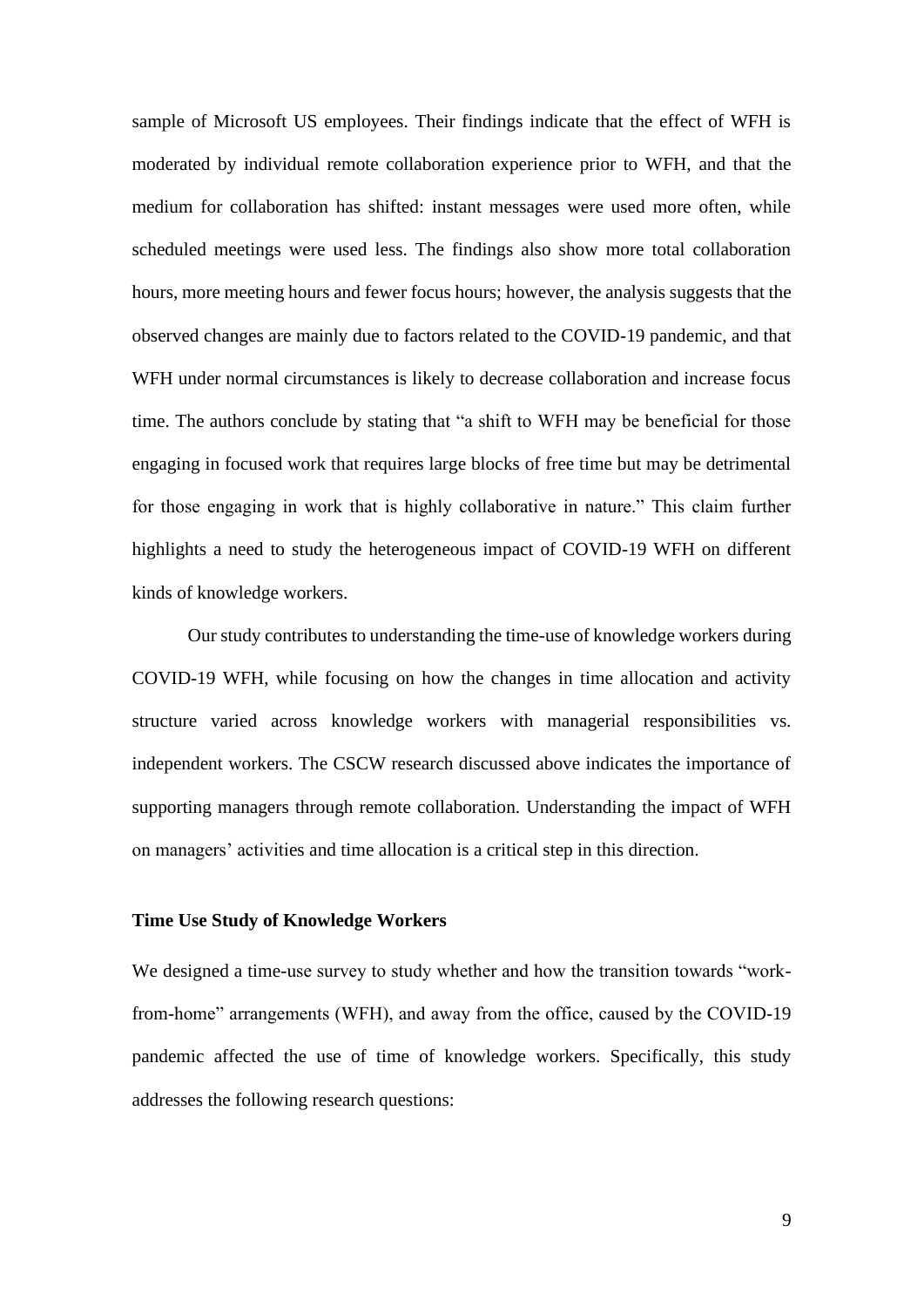sample of Microsoft US employees. Their findings indicate that the effect of WFH is moderated by individual remote collaboration experience prior to WFH, and that the medium for collaboration has shifted: instant messages were used more often, while scheduled meetings were used less. The findings also show more total collaboration hours, more meeting hours and fewer focus hours; however, the analysis suggests that the observed changes are mainly due to factors related to the COVID-19 pandemic, and that WFH under normal circumstances is likely to decrease collaboration and increase focus time. The authors conclude by stating that "a shift to WFH may be beneficial for those engaging in focused work that requires large blocks of free time but may be detrimental for those engaging in work that is highly collaborative in nature." This claim further highlights a need to study the heterogeneous impact of COVID-19 WFH on different kinds of knowledge workers.

Our study contributes to understanding the time-use of knowledge workers during COVID-19 WFH, while focusing on how the changes in time allocation and activity structure varied across knowledge workers with managerial responsibilities vs. independent workers. The CSCW research discussed above indicates the importance of supporting managers through remote collaboration. Understanding the impact of WFH on managers' activities and time allocation is a critical step in this direction.

## Time Use Study of Knowledge Workers

We designed a time-use survey to study whether and how the transition towards "work-from-home" arrangements (WFH), and away from the office, caused by the COVID-19 pandemic affected the use of time of knowledge workers. Specifically, this study addresses the following research questions: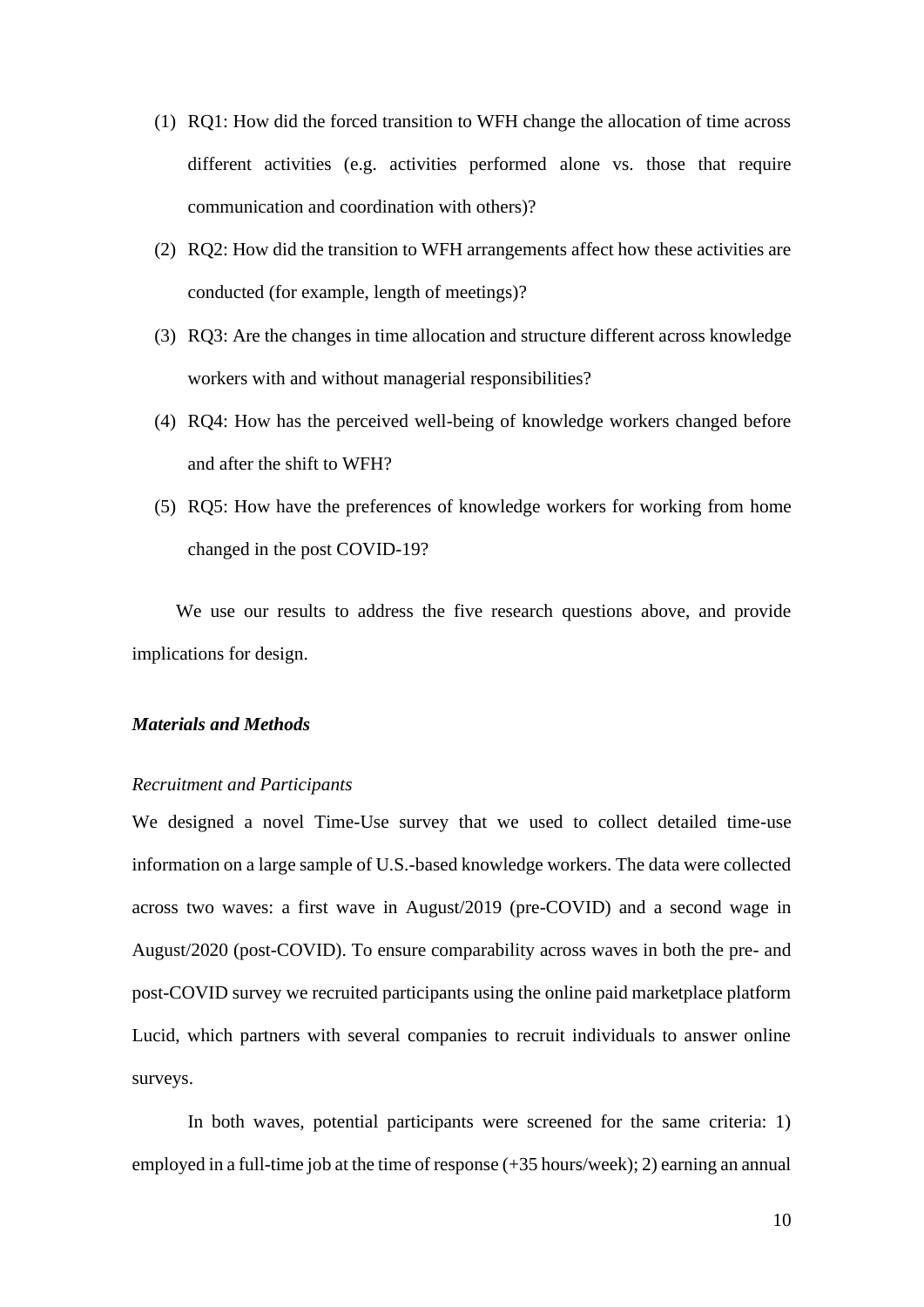(1) RQ1: How did the forced transition to WFH change the allocation of time across different activities (e.g. activities performed alone vs. those that require communication and coordination with others)?

(2) RQ2: How did the transition to WFH arrangements affect how these activities are conducted (for example, length of meetings)?

(3) RQ3: Are the changes in time allocation and structure different across knowledge workers with and without managerial responsibilities?

(4) RQ4: How has the perceived well-being of knowledge workers changed before and after the shift to WFH?

(5) RQ5: How have the preferences of knowledge workers for working from home changed in the post COVID-19?

We use our results to address the five research questions above, and provide implications for design.

### *Materials and Methods*

#### *Recruitment and Participants*

We designed a novel Time-Use survey that we used to collect detailed time-use information on a large sample of U.S.-based knowledge workers. The data were collected across two waves: a first wave in August/2019 (pre-COVID) and a second wage in August/2020 (post-COVID). To ensure comparability across waves in both the pre- and post-COVID survey we recruited participants using the online paid marketplace platform Lucid, which partners with several companies to recruit individuals to answer online surveys.

In both waves, potential participants were screened for the same criteria: 1) employed in a full-time job at the time of response (+35 hours/week); 2) earning an annual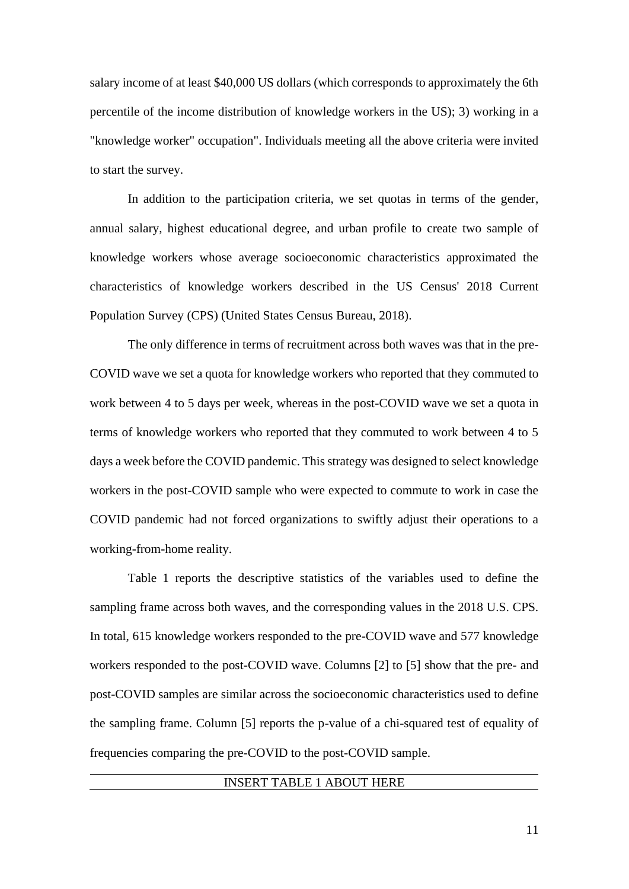salary income of at least $40,000 US dollars (which corresponds to approximately the 6th percentile of the income distribution of knowledge workers in the US); 3) working in a "knowledge worker" occupation". Individuals meeting all the above criteria were invited to start the survey.

In addition to the participation criteria, we set quotas in terms of the gender, annual salary, highest educational degree, and urban profile to create two sample of knowledge workers whose average socioeconomic characteristics approximated the characteristics of knowledge workers described in the US Census' 2018 Current Population Survey (CPS) (United States Census Bureau, 2018).

The only difference in terms of recruitment across both waves was that in the pre-COVID wave we set a quota for knowledge workers who reported that they commuted to work between 4 to 5 days per week, whereas in the post-COVID wave we set a quota in terms of knowledge workers who reported that they commuted to work between 4 to 5 days a week before the COVID pandemic. This strategy was designed to select knowledge workers in the post-COVID sample who were expected to commute to work in case the COVID pandemic had not forced organizations to swiftly adjust their operations to a working-from-home reality.

Table 1 reports the descriptive statistics of the variables used to define the sampling frame across both waves, and the corresponding values in the 2018 U.S. CPS. In total, 615 knowledge workers responded to the pre-COVID wave and 577 knowledge workers responded to the post-COVID wave. Columns [2] to [5] show that the pre- and post-COVID samples are similar across the socioeconomic characteristics used to define the sampling frame. Column [5] reports the p-value of a chi-squared test of equality of frequencies comparing the pre-COVID to the post-COVID sample.

INSERT TABLE 1 ABOUT HERE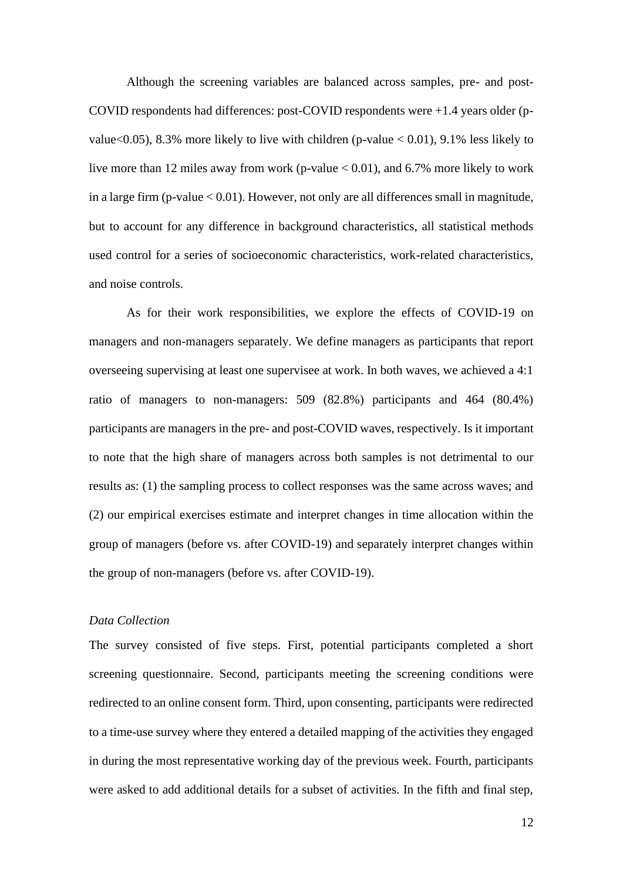Although the screening variables are balanced across samples, pre- and post-COVID respondents had differences: post-COVID respondents were +1.4 years older (p-value<0.05), 8.3% more likely to live with children (p-value < 0.01), 9.1% less likely to live more than 12 miles away from work (p-value < 0.01), and 6.7% more likely to work in a large firm (p-value < 0.01). However, not only are all differences small in magnitude, but to account for any difference in background characteristics, all statistical methods used control for a series of socioeconomic characteristics, work-related characteristics, and noise controls.

As for their work responsibilities, we explore the effects of COVID-19 on managers and non-managers separately. We define managers as participants that report overseeing supervising at least one supervisee at work. In both waves, we achieved a 4:1 ratio of managers to non-managers: 509 (82.8%) participants and 464 (80.4%) participants are managers in the pre- and post-COVID waves, respectively. Is it important to note that the high share of managers across both samples is not detrimental to our results as: (1) the sampling process to collect responses was the same across waves; and (2) our empirical exercises estimate and interpret changes in time allocation within the group of managers (before vs. after COVID-19) and separately interpret changes within the group of non-managers (before vs. after COVID-19).

*Data Collection*

The survey consisted of five steps. First, potential participants completed a short screening questionnaire. Second, participants meeting the screening conditions were redirected to an online consent form. Third, upon consenting, participants were redirected to a time-use survey where they entered a detailed mapping of the activities they engaged in during the most representative working day of the previous week. Fourth, participants were asked to add additional details for a subset of activities. In the fifth and final step,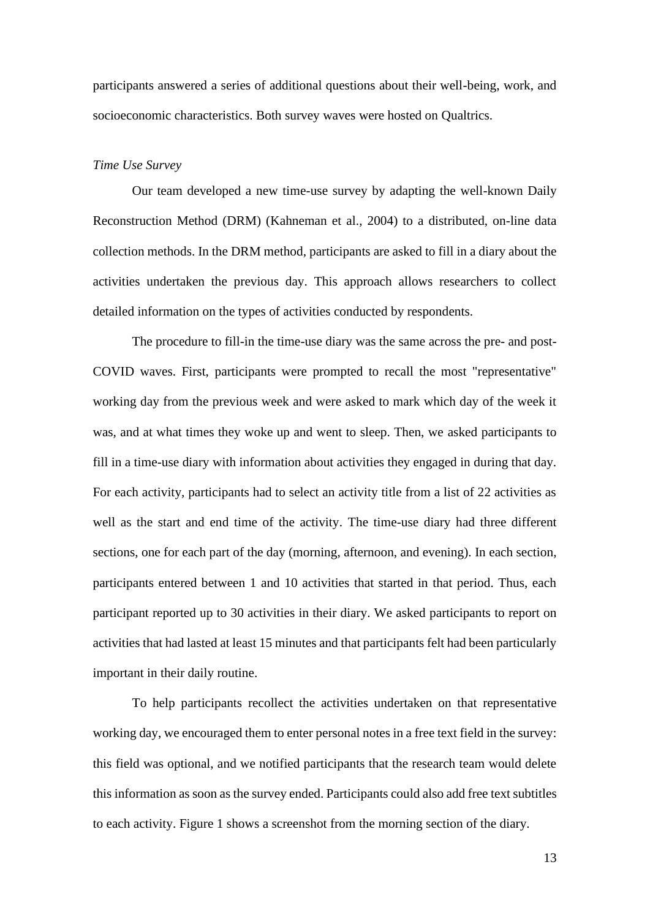participants answered a series of additional questions about their well-being, work, and socioeconomic characteristics. Both survey waves were hosted on Qualtrics.

*Time Use Survey*

Our team developed a new time-use survey by adapting the well-known Daily Reconstruction Method (DRM) (Kahneman et al., 2004) to a distributed, on-line data collection methods. In the DRM method, participants are asked to fill in a diary about the activities undertaken the previous day. This approach allows researchers to collect detailed information on the types of activities conducted by respondents.

The procedure to fill-in the time-use diary was the same across the pre- and post-COVID waves. First, participants were prompted to recall the most "representative" working day from the previous week and were asked to mark which day of the week it was, and at what times they woke up and went to sleep. Then, we asked participants to fill in a time-use diary with information about activities they engaged in during that day. For each activity, participants had to select an activity title from a list of 22 activities as well as the start and end time of the activity. The time-use diary had three different sections, one for each part of the day (morning, afternoon, and evening). In each section, participants entered between 1 and 10 activities that started in that period. Thus, each participant reported up to 30 activities in their diary. We asked participants to report on activities that had lasted at least 15 minutes and that participants felt had been particularly important in their daily routine.

To help participants recollect the activities undertaken on that representative working day, we encouraged them to enter personal notes in a free text field in the survey: this field was optional, and we notified participants that the research team would delete this information as soon as the survey ended. Participants could also add free text subtitles to each activity. Figure 1 shows a screenshot from the morning section of the diary.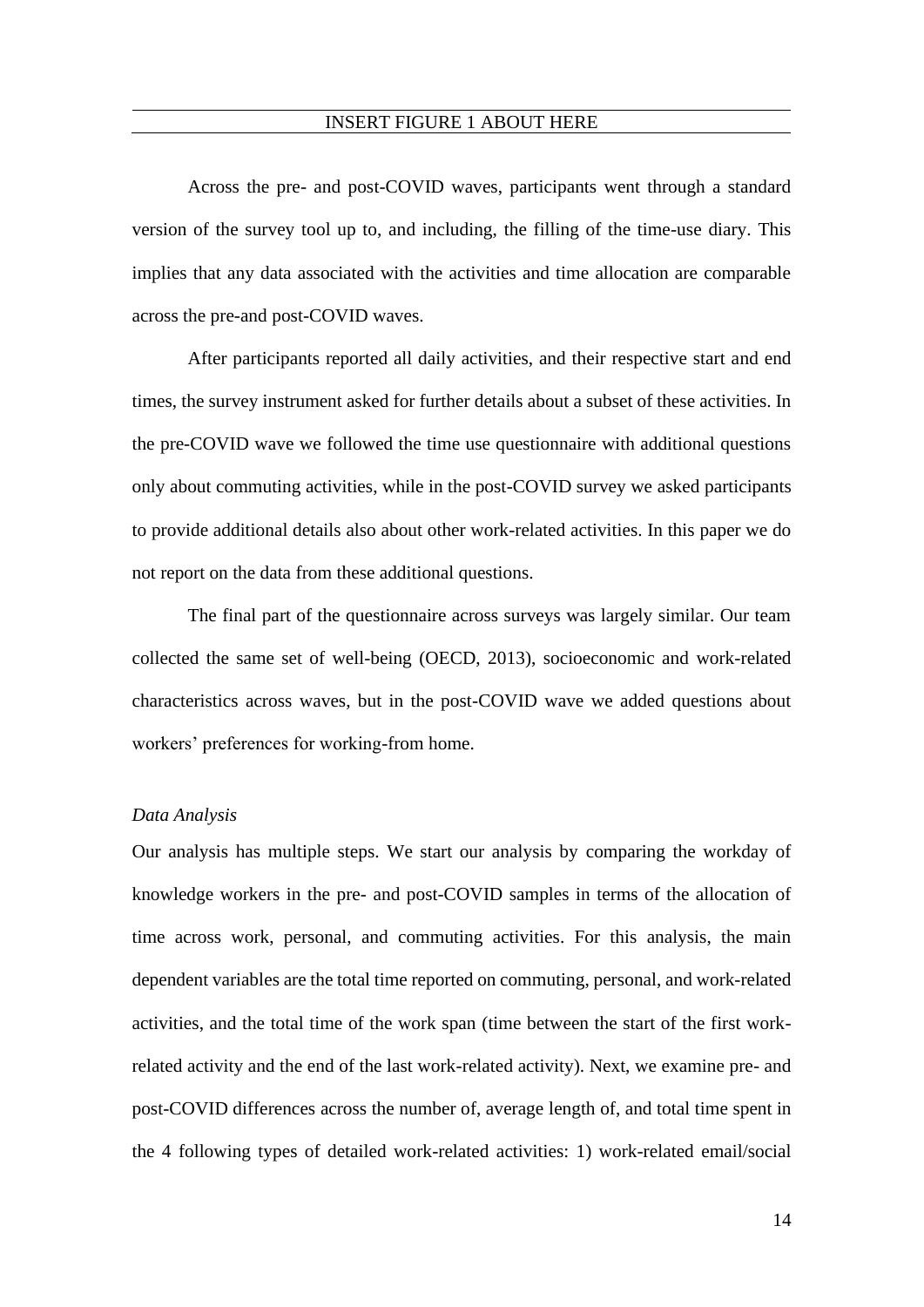INSERT FIGURE 1 ABOUT HERE

Across the pre- and post-COVID waves, participants went through a standard version of the survey tool up to, and including, the filling of the time-use diary. This implies that any data associated with the activities and time allocation are comparable across the pre-and post-COVID waves.

After participants reported all daily activities, and their respective start and end times, the survey instrument asked for further details about a subset of these activities. In the pre-COVID wave we followed the time use questionnaire with additional questions only about commuting activities, while in the post-COVID survey we asked participants to provide additional details also about other work-related activities. In this paper we do not report on the data from these additional questions.

The final part of the questionnaire across surveys was largely similar. Our team collected the same set of well-being (OECD, 2013), socioeconomic and work-related characteristics across waves, but in the post-COVID wave we added questions about workers' preferences for working-from home.

*Data Analysis*

Our analysis has multiple steps. We start our analysis by comparing the workday of knowledge workers in the pre- and post-COVID samples in terms of the allocation of time across work, personal, and commuting activities. For this analysis, the main dependent variables are the total time reported on commuting, personal, and work-related activities, and the total time of the work span (time between the start of the first work-related activity and the end of the last work-related activity). Next, we examine pre- and post-COVID differences across the number of, average length of, and total time spent in the 4 following types of detailed work-related activities: 1) work-related email/social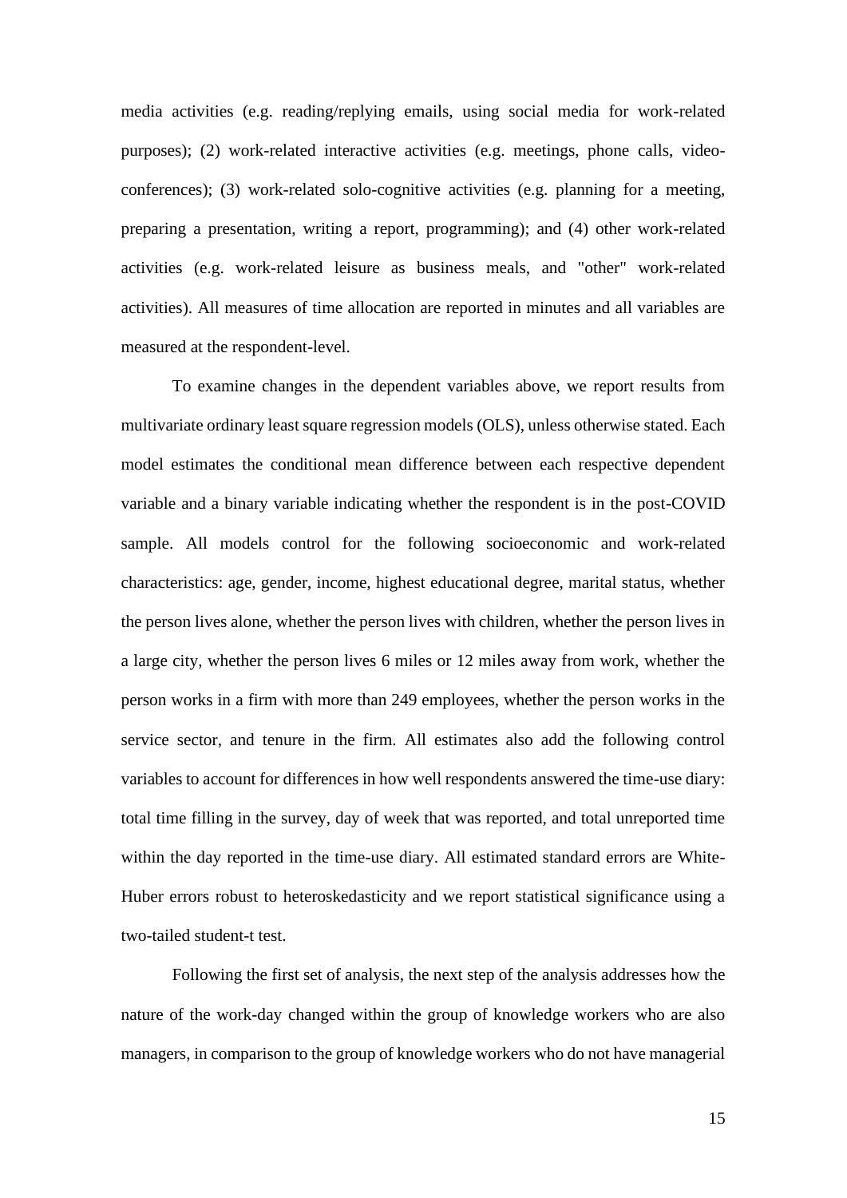media activities (e.g. reading/replying emails, using social media for work-related purposes); (2) work-related interactive activities (e.g. meetings, phone calls, video-conferences); (3) work-related solo-cognitive activities (e.g. planning for a meeting, preparing a presentation, writing a report, programming); and (4) other work-related activities (e.g. work-related leisure as business meals, and "other" work-related activities). All measures of time allocation are reported in minutes and all variables are measured at the respondent-level.

To examine changes in the dependent variables above, we report results from multivariate ordinary least square regression models (OLS), unless otherwise stated. Each model estimates the conditional mean difference between each respective dependent variable and a binary variable indicating whether the respondent is in the post-COVID sample. All models control for the following socioeconomic and work-related characteristics: age, gender, income, highest educational degree, marital status, whether the person lives alone, whether the person lives with children, whether the person lives in a large city, whether the person lives 6 miles or 12 miles away from work, whether the person works in a firm with more than 249 employees, whether the person works in the service sector, and tenure in the firm. All estimates also add the following control variables to account for differences in how well respondents answered the time-use diary: total time filling in the survey, day of week that was reported, and total unreported time within the day reported in the time-use diary. All estimated standard errors are White-Huber errors robust to heteroskedasticity and we report statistical significance using a two-tailed student-t test.

Following the first set of analysis, the next step of the analysis addresses how the nature of the work-day changed within the group of knowledge workers who are also managers, in comparison to the group of knowledge workers who do not have managerial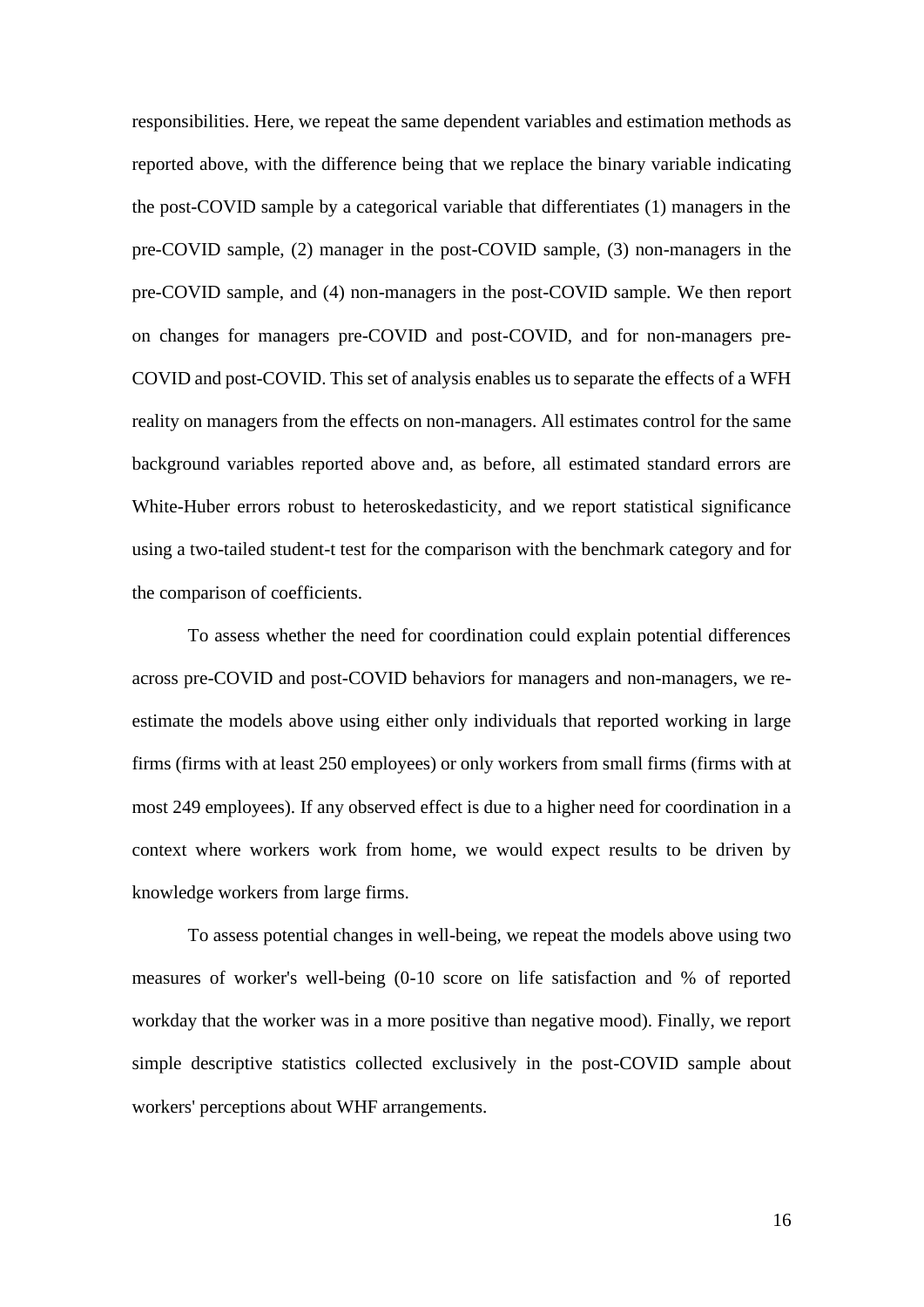responsibilities. Here, we repeat the same dependent variables and estimation methods as reported above, with the difference being that we replace the binary variable indicating the post-COVID sample by a categorical variable that differentiates (1) managers in the pre-COVID sample, (2) manager in the post-COVID sample, (3) non-managers in the pre-COVID sample, and (4) non-managers in the post-COVID sample. We then report on changes for managers pre-COVID and post-COVID, and for non-managers pre-COVID and post-COVID. This set of analysis enables us to separate the effects of a WFH reality on managers from the effects on non-managers. All estimates control for the same background variables reported above and, as before, all estimated standard errors are White-Huber errors robust to heteroskedasticity, and we report statistical significance using a two-tailed student-t test for the comparison with the benchmark category and for the comparison of coefficients.

To assess whether the need for coordination could explain potential differences across pre-COVID and post-COVID behaviors for managers and non-managers, we re-estimate the models above using either only individuals that reported working in large firms (firms with at least 250 employees) or only workers from small firms (firms with at most 249 employees). If any observed effect is due to a higher need for coordination in a context where workers work from home, we would expect results to be driven by knowledge workers from large firms.

To assess potential changes in well-being, we repeat the models above using two measures of worker's well-being (0-10 score on life satisfaction and % of reported workday that the worker was in a more positive than negative mood). Finally, we report simple descriptive statistics collected exclusively in the post-COVID sample about workers' perceptions about WHF arrangements.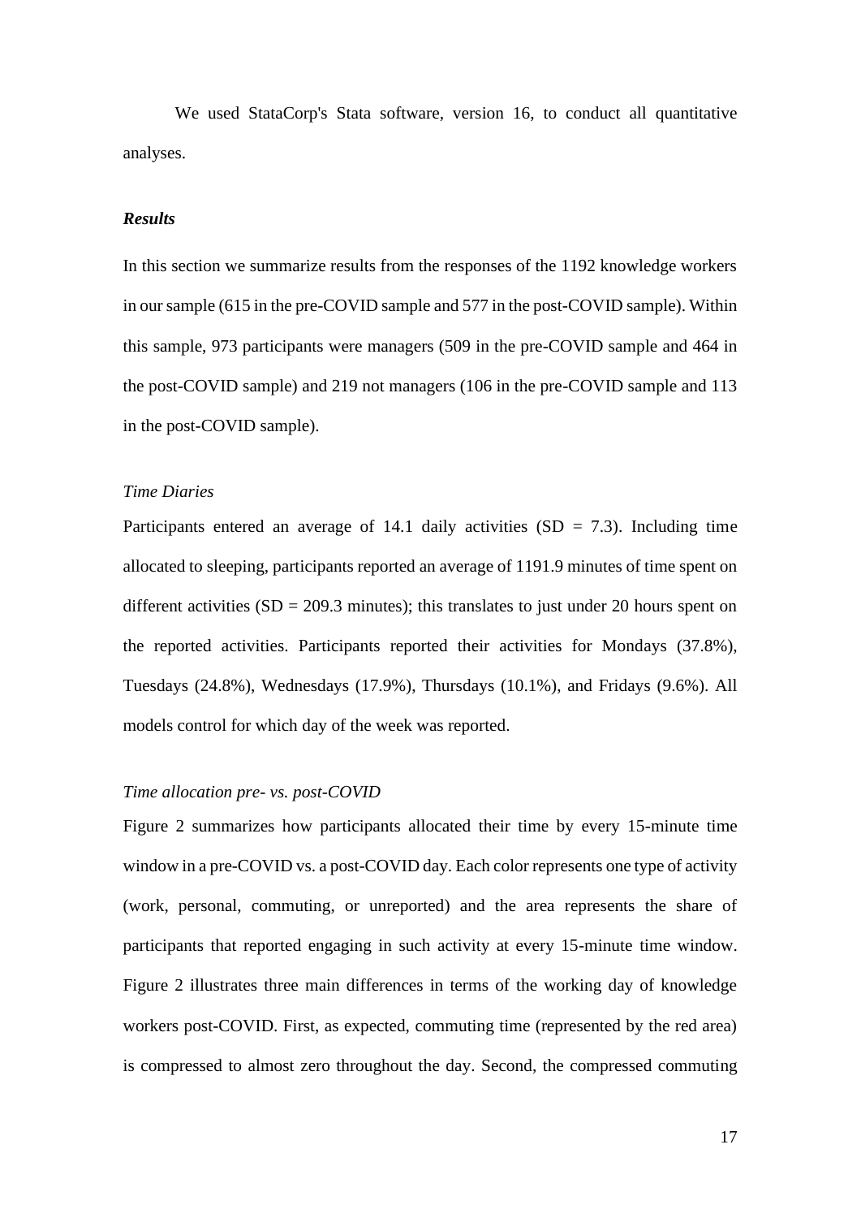We used StataCorp's Stata software, version 16, to conduct all quantitative analyses.

***Results***

In this section we summarize results from the responses of the 1192 knowledge workers in our sample (615 in the pre-COVID sample and 577 in the post-COVID sample). Within this sample, 973 participants were managers (509 in the pre-COVID sample and 464 in the post-COVID sample) and 219 not managers (106 in the pre-COVID sample and 113 in the post-COVID sample).

*Time Diaries*

Participants entered an average of 14.1 daily activities (SD = 7.3). Including time allocated to sleeping, participants reported an average of 1191.9 minutes of time spent on different activities (SD = 209.3 minutes); this translates to just under 20 hours spent on the reported activities. Participants reported their activities for Mondays (37.8%), Tuesdays (24.8%), Wednesdays (17.9%), Thursdays (10.1%), and Fridays (9.6%). All models control for which day of the week was reported.

*Time allocation pre- vs. post-COVID*

Figure 2 summarizes how participants allocated their time by every 15-minute time window in a pre-COVID vs. a post-COVID day. Each color represents one type of activity (work, personal, commuting, or unreported) and the area represents the share of participants that reported engaging in such activity at every 15-minute time window. Figure 2 illustrates three main differences in terms of the working day of knowledge workers post-COVID. First, as expected, commuting time (represented by the red area) is compressed to almost zero throughout the day. Second, the compressed commuting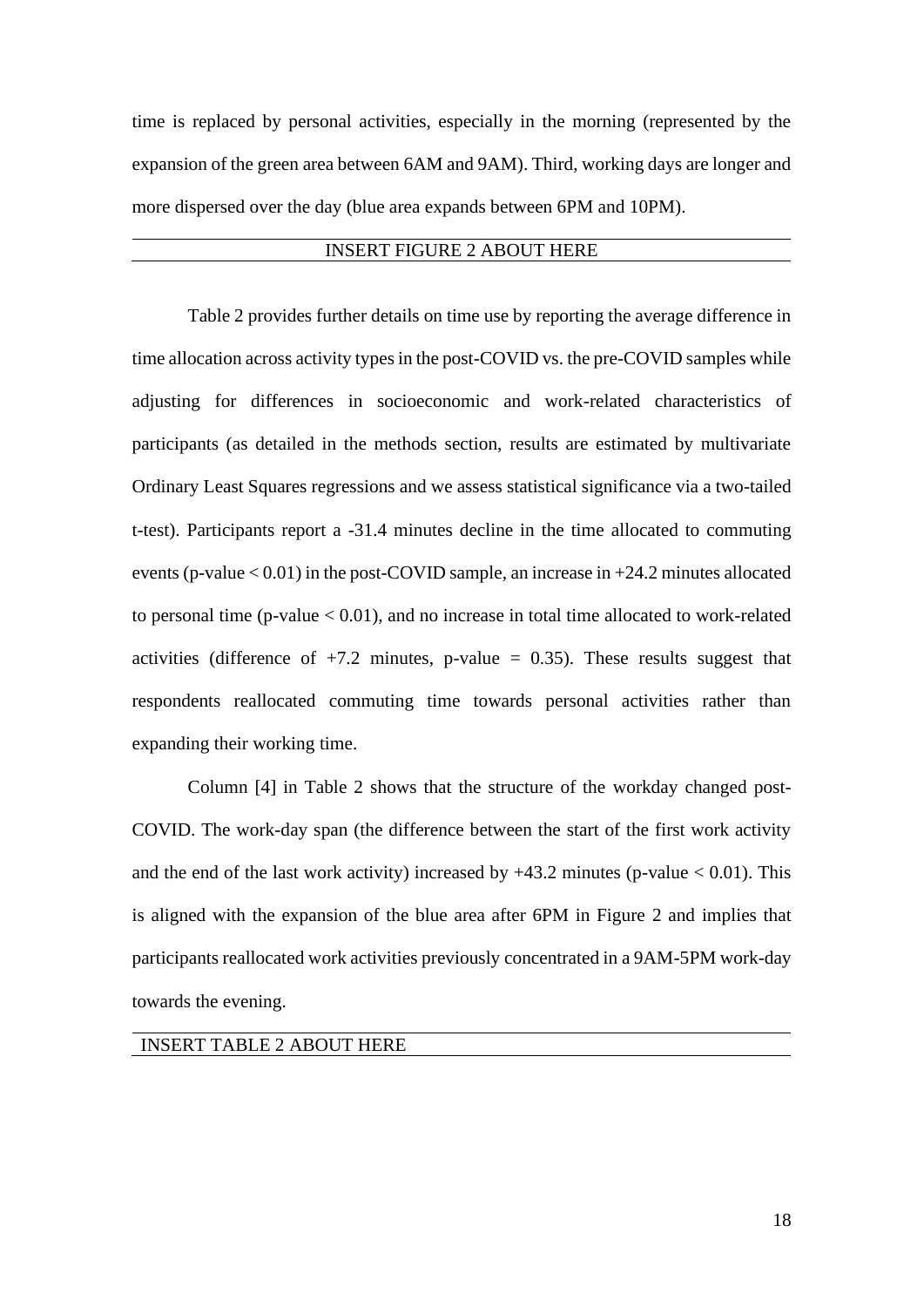time is replaced by personal activities, especially in the morning (represented by the expansion of the green area between 6AM and 9AM). Third, working days are longer and more dispersed over the day (blue area expands between 6PM and 10PM).

---

INSERT FIGURE 2 ABOUT HERE

---

Table 2 provides further details on time use by reporting the average difference in time allocation across activity types in the post-COVID vs. the pre-COVID samples while adjusting for differences in socioeconomic and work-related characteristics of participants (as detailed in the methods section, results are estimated by multivariate Ordinary Least Squares regressions and we assess statistical significance via a two-tailed t-test). Participants report a -31.4 minutes decline in the time allocated to commuting events (p-value $< 0.01$) in the post-COVID sample, an increase in +24.2 minutes allocated to personal time (p-value $< 0.01$), and no increase in total time allocated to work-related activities (difference of +7.2 minutes, p-value $= 0.35$). These results suggest that respondents reallocated commuting time towards personal activities rather than expanding their working time.

Column [4] in Table 2 shows that the structure of the workday changed post-COVID. The work-day span (the difference between the start of the first work activity and the end of the last work activity) increased by +43.2 minutes (p-value $< 0.01$). This is aligned with the expansion of the blue area after 6PM in Figure 2 and implies that participants reallocated work activities previously concentrated in a 9AM-5PM work-day towards the evening.

---

INSERT TABLE 2 ABOUT HERE

---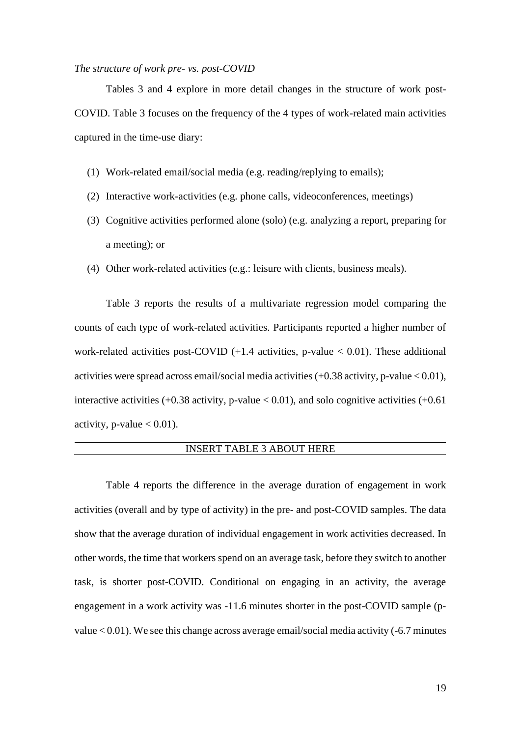*The structure of work pre- vs. post-COVID*

Tables 3 and 4 explore in more detail changes in the structure of work post-COVID. Table 3 focuses on the frequency of the 4 types of work-related main activities captured in the time-use diary:

(1) Work-related email/social media (e.g. reading/replying to emails);

(2) Interactive work-activities (e.g. phone calls, videoconferences, meetings)

(3) Cognitive activities performed alone (solo) (e.g. analyzing a report, preparing for a meeting); or

(4) Other work-related activities (e.g.: leisure with clients, business meals).

Table 3 reports the results of a multivariate regression model comparing the counts of each type of work-related activities. Participants reported a higher number of work-related activities post-COVID (+1.4 activities, p-value $< 0.01$). These additional activities were spread across email/social media activities (+0.38 activity, p-value $< 0.01$), interactive activities (+0.38 activity, p-value $< 0.01$), and solo cognitive activities (+0.61 activity, p-value $< 0.01$).

INSERT TABLE 3 ABOUT HERE

Table 4 reports the difference in the average duration of engagement in work activities (overall and by type of activity) in the pre- and post-COVID samples. The data show that the average duration of individual engagement in work activities decreased. In other words, the time that workers spend on an average task, before they switch to another task, is shorter post-COVID. Conditional on engaging in an activity, the average engagement in a work activity was -11.6 minutes shorter in the post-COVID sample (p-value $< 0.01$). We see this change across average email/social media activity (-6.7 minutes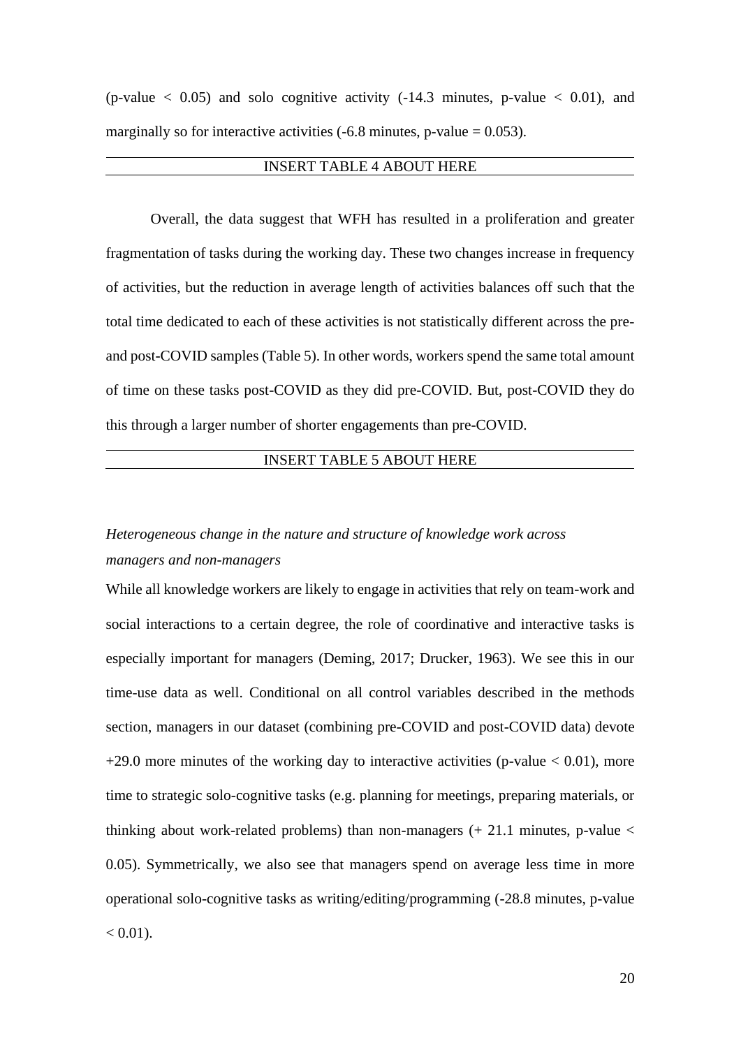(p-value < 0.05) and solo cognitive activity (-14.3 minutes, p-value < 0.01), and marginally so for interactive activities (-6.8 minutes, p-value = 0.053).

INSERT TABLE 4 ABOUT HERE

Overall, the data suggest that WFH has resulted in a proliferation and greater fragmentation of tasks during the working day. These two changes increase in frequency of activities, but the reduction in average length of activities balances off such that the total time dedicated to each of these activities is not statistically different across the pre- and post-COVID samples (Table 5). In other words, workers spend the same total amount of time on these tasks post-COVID as they did pre-COVID. But, post-COVID they do this through a larger number of shorter engagements than pre-COVID.

INSERT TABLE 5 ABOUT HERE

*Heterogeneous change in the nature and structure of knowledge work across managers and non-managers*

While all knowledge workers are likely to engage in activities that rely on team-work and social interactions to a certain degree, the role of coordinative and interactive tasks is especially important for managers (Deming, 2017; Drucker, 1963). We see this in our time-use data as well. Conditional on all control variables described in the methods section, managers in our dataset (combining pre-COVID and post-COVID data) devote +29.0 more minutes of the working day to interactive activities (p-value < 0.01), more time to strategic solo-cognitive tasks (e.g. planning for meetings, preparing materials, or thinking about work-related problems) than non-managers (+ 21.1 minutes, p-value < 0.05). Symmetrically, we also see that managers spend on average less time in more operational solo-cognitive tasks as writing/editing/programming (-28.8 minutes, p-value < 0.01).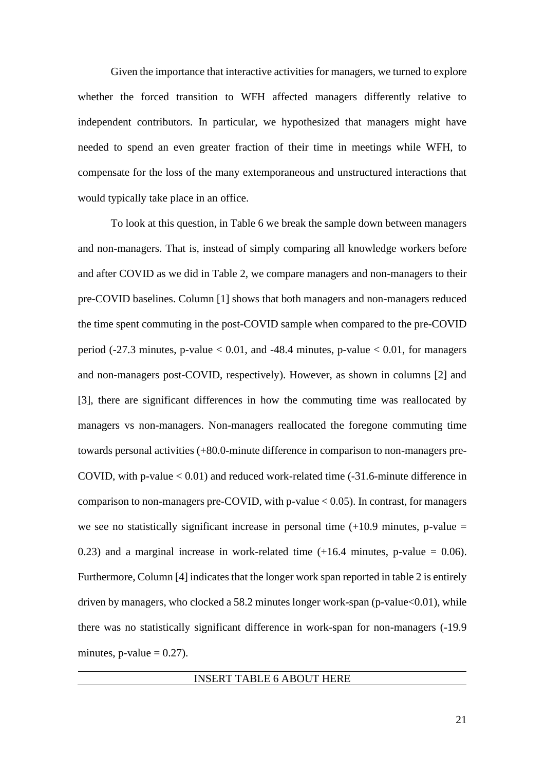Given the importance that interactive activities for managers, we turned to explore whether the forced transition to WFH affected managers differently relative to independent contributors. In particular, we hypothesized that managers might have needed to spend an even greater fraction of their time in meetings while WFH, to compensate for the loss of the many extemporaneous and unstructured interactions that would typically take place in an office.

To look at this question, in Table 6 we break the sample down between managers and non-managers. That is, instead of simply comparing all knowledge workers before and after COVID as we did in Table 2, we compare managers and non-managers to their pre-COVID baselines. Column [1] shows that both managers and non-managers reduced the time spent commuting in the post-COVID sample when compared to the pre-COVID period (-27.3 minutes, p-value $< 0.01$, and -48.4 minutes, p-value $< 0.01$, for managers and non-managers post-COVID, respectively). However, as shown in columns [2] and [3], there are significant differences in how the commuting time was reallocated by managers vs non-managers. Non-managers reallocated the foregone commuting time towards personal activities (+80.0-minute difference in comparison to non-managers pre-COVID, with p-value $< 0.01$) and reduced work-related time (-31.6-minute difference in comparison to non-managers pre-COVID, with p-value $< 0.05$). In contrast, for managers we see no statistically significant increase in personal time (+10.9 minutes, p-value $= 0.23$) and a marginal increase in work-related time (+16.4 minutes, p-value $= 0.06$). Furthermore, Column [4] indicates that the longer work span reported in table 2 is entirely driven by managers, who clocked a 58.2 minutes longer work-span (p-value$<0.01$), while there was no statistically significant difference in work-span for non-managers (-19.9 minutes, p-value $= 0.27$).

---

INSERT TABLE 6 ABOUT HERE

---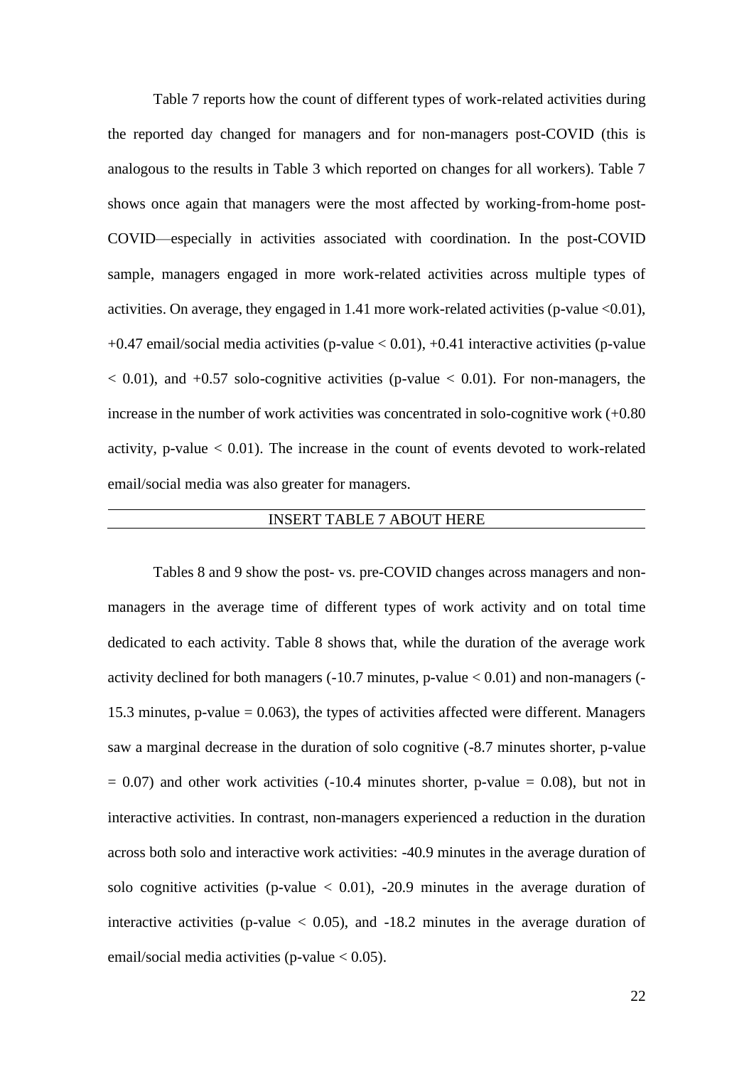Table 7 reports how the count of different types of work-related activities during the reported day changed for managers and for non-managers post-COVID (this is analogous to the results in Table 3 which reported on changes for all workers). Table 7 shows once again that managers were the most affected by working-from-home post-COVID—especially in activities associated with coordination. In the post-COVID sample, managers engaged in more work-related activities across multiple types of activities. On average, they engaged in 1.41 more work-related activities (p-value <0.01), +0.47 email/social media activities (p-value < 0.01), +0.41 interactive activities (p-value < 0.01), and +0.57 solo-cognitive activities (p-value < 0.01). For non-managers, the increase in the number of work activities was concentrated in solo-cognitive work (+0.80 activity, p-value < 0.01). The increase in the count of events devoted to work-related email/social media was also greater for managers.

INSERT TABLE 7 ABOUT HERE

Tables 8 and 9 show the post- vs. pre-COVID changes across managers and non-managers in the average time of different types of work activity and on total time dedicated to each activity. Table 8 shows that, while the duration of the average work activity declined for both managers (-10.7 minutes, p-value < 0.01) and non-managers (-15.3 minutes, p-value = 0.063), the types of activities affected were different. Managers saw a marginal decrease in the duration of solo cognitive (-8.7 minutes shorter, p-value = 0.07) and other work activities (-10.4 minutes shorter, p-value = 0.08), but not in interactive activities. In contrast, non-managers experienced a reduction in the duration across both solo and interactive work activities: -40.9 minutes in the average duration of solo cognitive activities (p-value < 0.01), -20.9 minutes in the average duration of interactive activities (p-value < 0.05), and -18.2 minutes in the average duration of email/social media activities (p-value < 0.05).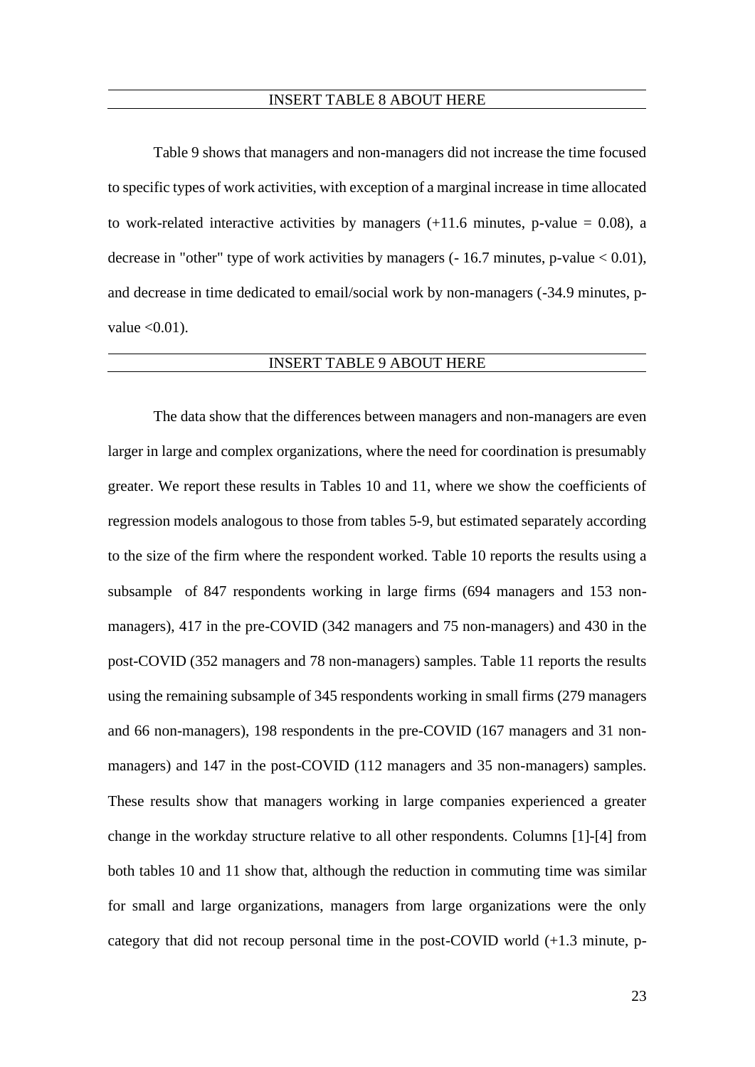INSERT TABLE 8 ABOUT HERE

Table 9 shows that managers and non-managers did not increase the time focused to specific types of work activities, with exception of a marginal increase in time allocated to work-related interactive activities by managers (+11.6 minutes, p-value = 0.08), a decrease in "other" type of work activities by managers (- 16.7 minutes, p-value < 0.01), and decrease in time dedicated to email/social work by non-managers (-34.9 minutes, p-value <0.01).

INSERT TABLE 9 ABOUT HERE

The data show that the differences between managers and non-managers are even larger in large and complex organizations, where the need for coordination is presumably greater. We report these results in Tables 10 and 11, where we show the coefficients of regression models analogous to those from tables 5-9, but estimated separately according to the size of the firm where the respondent worked. Table 10 reports the results using a subsample of 847 respondents working in large firms (694 managers and 153 non-managers), 417 in the pre-COVID (342 managers and 75 non-managers) and 430 in the post-COVID (352 managers and 78 non-managers) samples. Table 11 reports the results using the remaining subsample of 345 respondents working in small firms (279 managers and 66 non-managers), 198 respondents in the pre-COVID (167 managers and 31 non-managers) and 147 in the post-COVID (112 managers and 35 non-managers) samples. These results show that managers working in large companies experienced a greater change in the workday structure relative to all other respondents. Columns [1]-[4] from both tables 10 and 11 show that, although the reduction in commuting time was similar for small and large organizations, managers from large organizations were the only category that did not recoup personal time in the post-COVID world (+1.3 minute, p-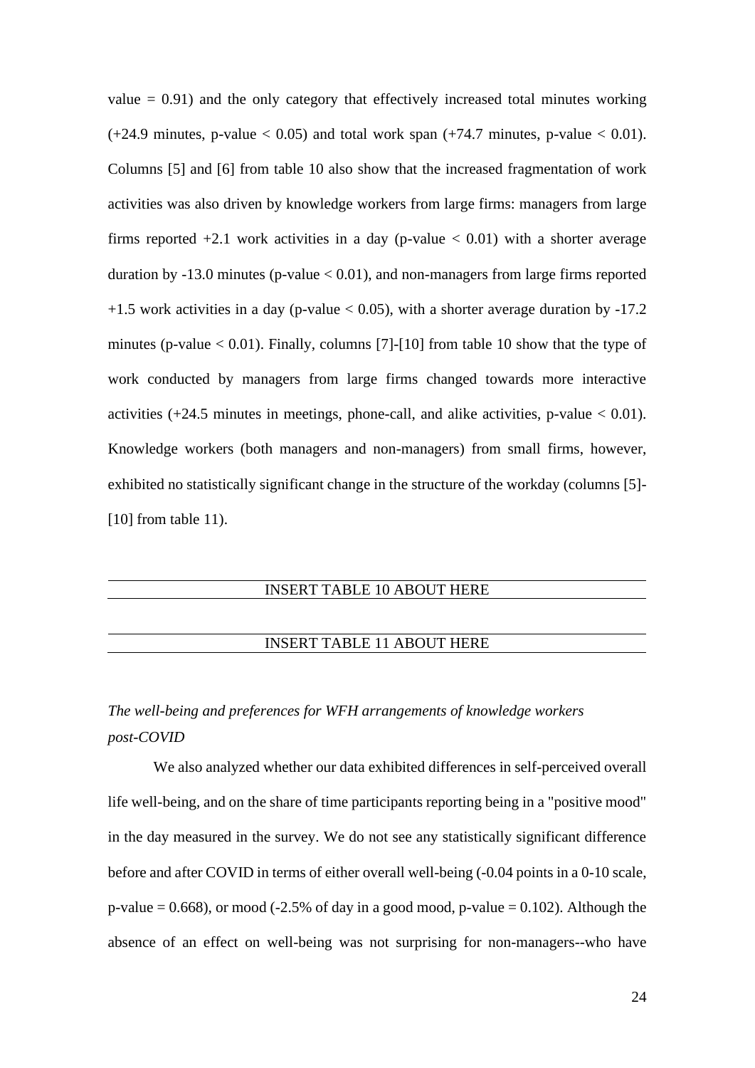value = 0.91) and the only category that effectively increased total minutes working (+24.9 minutes, p-value < 0.05) and total work span (+74.7 minutes, p-value < 0.01). Columns [5] and [6] from table 10 also show that the increased fragmentation of work activities was also driven by knowledge workers from large firms: managers from large firms reported +2.1 work activities in a day (p-value < 0.01) with a shorter average duration by -13.0 minutes (p-value < 0.01), and non-managers from large firms reported +1.5 work activities in a day (p-value < 0.05), with a shorter average duration by -17.2 minutes (p-value < 0.01). Finally, columns [7]-[10] from table 10 show that the type of work conducted by managers from large firms changed towards more interactive activities (+24.5 minutes in meetings, phone-call, and alike activities, p-value < 0.01). Knowledge workers (both managers and non-managers) from small firms, however, exhibited no statistically significant change in the structure of the workday (columns [5]-[10] from table 11).

INSERT TABLE 10 ABOUT HERE

INSERT TABLE 11 ABOUT HERE

*The well-being and preferences for WFH arrangements of knowledge workers post-COVID*

We also analyzed whether our data exhibited differences in self-perceived overall life well-being, and on the share of time participants reporting being in a "positive mood" in the day measured in the survey. We do not see any statistically significant difference before and after COVID in terms of either overall well-being (-0.04 points in a 0-10 scale, p-value = 0.668), or mood (-2.5% of day in a good mood, p-value = 0.102). Although the absence of an effect on well-being was not surprising for non-managers--who have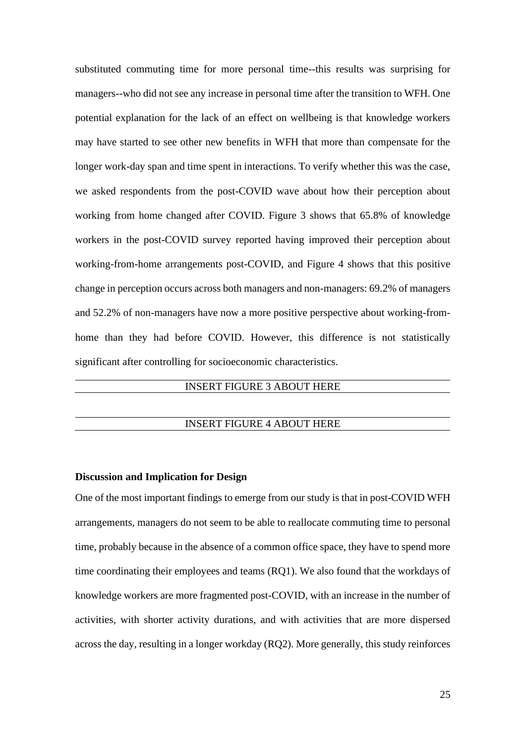substituted commuting time for more personal time--this results was surprising for managers--who did not see any increase in personal time after the transition to WFH. One potential explanation for the lack of an effect on wellbeing is that knowledge workers may have started to see other new benefits in WFH that more than compensate for the longer work-day span and time spent in interactions. To verify whether this was the case, we asked respondents from the post-COVID wave about how their perception about working from home changed after COVID. Figure 3 shows that 65.8% of knowledge workers in the post-COVID survey reported having improved their perception about working-from-home arrangements post-COVID, and Figure 4 shows that this positive change in perception occurs across both managers and non-managers: 69.2% of managers and 52.2% of non-managers have now a more positive perspective about working-from-home than they had before COVID. However, this difference is not statistically significant after controlling for socioeconomic characteristics.

INSERT FIGURE 3 ABOUT HERE

INSERT FIGURE 4 ABOUT HERE

## Discussion and Implication for Design

One of the most important findings to emerge from our study is that in post-COVID WFH arrangements, managers do not seem to be able to reallocate commuting time to personal time, probably because in the absence of a common office space, they have to spend more time coordinating their employees and teams (RQ1). We also found that the workdays of knowledge workers are more fragmented post-COVID, with an increase in the number of activities, with shorter activity durations, and with activities that are more dispersed across the day, resulting in a longer workday (RQ2). More generally, this study reinforces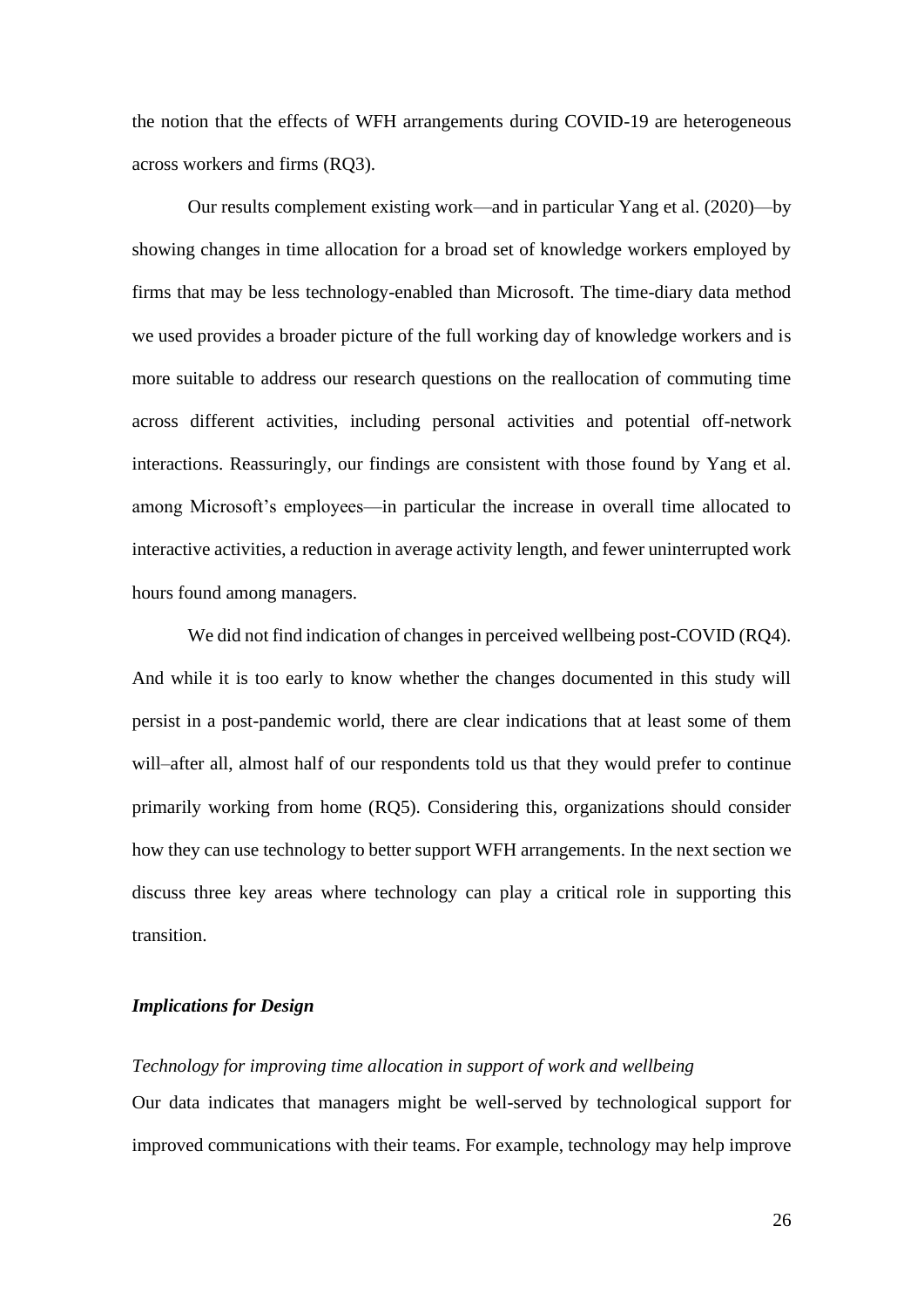the notion that the effects of WFH arrangements during COVID-19 are heterogeneous across workers and firms (RQ3).

Our results complement existing work—and in particular Yang et al. (2020)—by showing changes in time allocation for a broad set of knowledge workers employed by firms that may be less technology-enabled than Microsoft. The time-diary data method we used provides a broader picture of the full working day of knowledge workers and is more suitable to address our research questions on the reallocation of commuting time across different activities, including personal activities and potential off-network interactions. Reassuringly, our findings are consistent with those found by Yang et al. among Microsoft's employees—in particular the increase in overall time allocated to interactive activities, a reduction in average activity length, and fewer uninterrupted work hours found among managers.

We did not find indication of changes in perceived wellbeing post-COVID (RQ4). And while it is too early to know whether the changes documented in this study will persist in a post-pandemic world, there are clear indications that at least some of them will–after all, almost half of our respondents told us that they would prefer to continue primarily working from home (RQ5). Considering this, organizations should consider how they can use technology to better support WFH arrangements. In the next section we discuss three key areas where technology can play a critical role in supporting this transition.

### *Implications for Design*

*Technology for improving time allocation in support of work and wellbeing*

Our data indicates that managers might be well-served by technological support for improved communications with their teams. For example, technology may help improve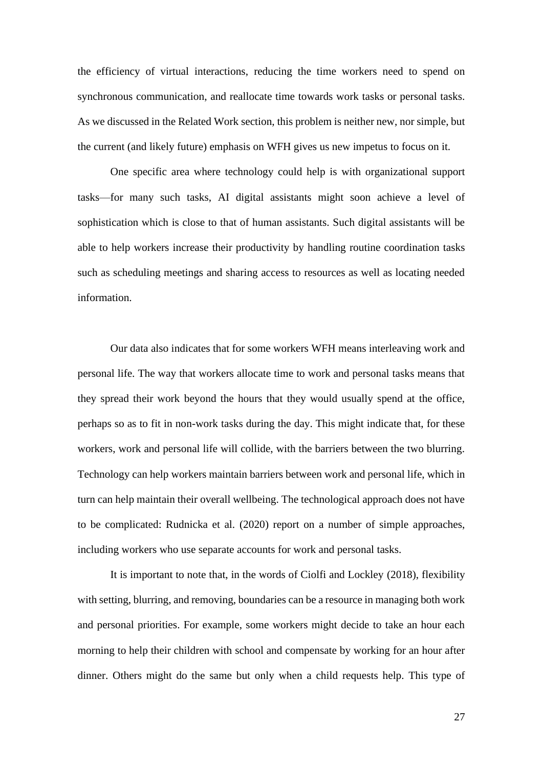the efficiency of virtual interactions, reducing the time workers need to spend on synchronous communication, and reallocate time towards work tasks or personal tasks. As we discussed in the Related Work section, this problem is neither new, nor simple, but the current (and likely future) emphasis on WFH gives us new impetus to focus on it.

One specific area where technology could help is with organizational support tasks—for many such tasks, AI digital assistants might soon achieve a level of sophistication which is close to that of human assistants. Such digital assistants will be able to help workers increase their productivity by handling routine coordination tasks such as scheduling meetings and sharing access to resources as well as locating needed information.

Our data also indicates that for some workers WFH means interleaving work and personal life. The way that workers allocate time to work and personal tasks means that they spread their work beyond the hours that they would usually spend at the office, perhaps so as to fit in non-work tasks during the day. This might indicate that, for these workers, work and personal life will collide, with the barriers between the two blurring. Technology can help workers maintain barriers between work and personal life, which in turn can help maintain their overall wellbeing. The technological approach does not have to be complicated: Rudnicka et al. (2020) report on a number of simple approaches, including workers who use separate accounts for work and personal tasks.

It is important to note that, in the words of Ciolfi and Lockley (2018), flexibility with setting, blurring, and removing, boundaries can be a resource in managing both work and personal priorities. For example, some workers might decide to take an hour each morning to help their children with school and compensate by working for an hour after dinner. Others might do the same but only when a child requests help. This type of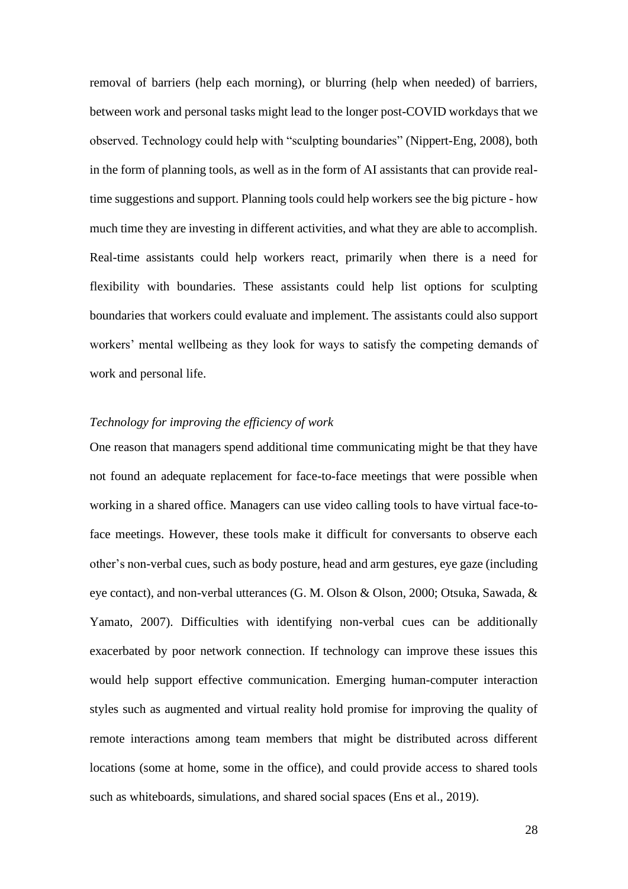removal of barriers (help each morning), or blurring (help when needed) of barriers, between work and personal tasks might lead to the longer post-COVID workdays that we observed. Technology could help with "sculpting boundaries" (Nippert-Eng, 2008), both in the form of planning tools, as well as in the form of AI assistants that can provide real-time suggestions and support. Planning tools could help workers see the big picture - how much time they are investing in different activities, and what they are able to accomplish. Real-time assistants could help workers react, primarily when there is a need for flexibility with boundaries. These assistants could help list options for sculpting boundaries that workers could evaluate and implement. The assistants could also support workers' mental wellbeing as they look for ways to satisfy the competing demands of work and personal life.

*Technology for improving the efficiency of work*

One reason that managers spend additional time communicating might be that they have not found an adequate replacement for face-to-face meetings that were possible when working in a shared office. Managers can use video calling tools to have virtual face-to-face meetings. However, these tools make it difficult for conversants to observe each other's non-verbal cues, such as body posture, head and arm gestures, eye gaze (including eye contact), and non-verbal utterances (G. M. Olson & Olson, 2000; Otsuka, Sawada, & Yamato, 2007). Difficulties with identifying non-verbal cues can be additionally exacerbated by poor network connection. If technology can improve these issues this would help support effective communication. Emerging human-computer interaction styles such as augmented and virtual reality hold promise for improving the quality of remote interactions among team members that might be distributed across different locations (some at home, some in the office), and could provide access to shared tools such as whiteboards, simulations, and shared social spaces (Ens et al., 2019).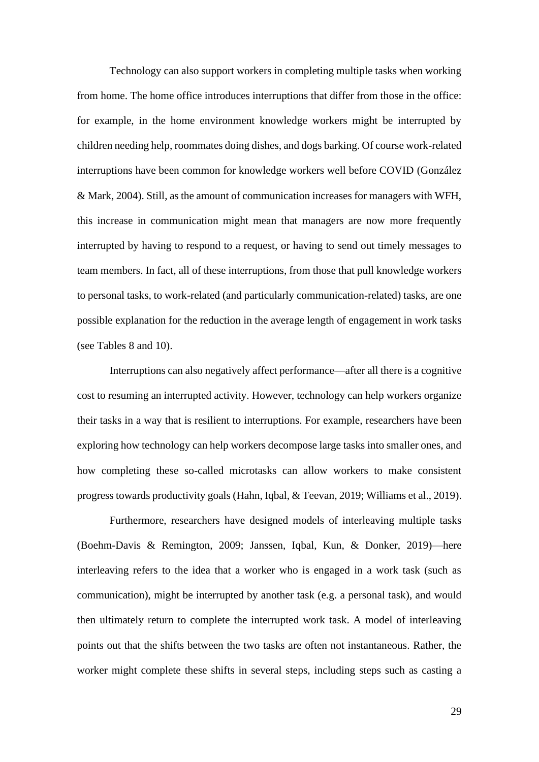Technology can also support workers in completing multiple tasks when working from home. The home office introduces interruptions that differ from those in the office: for example, in the home environment knowledge workers might be interrupted by children needing help, roommates doing dishes, and dogs barking. Of course work-related interruptions have been common for knowledge workers well before COVID (González & Mark, 2004). Still, as the amount of communication increases for managers with WFH, this increase in communication might mean that managers are now more frequently interrupted by having to respond to a request, or having to send out timely messages to team members. In fact, all of these interruptions, from those that pull knowledge workers to personal tasks, to work-related (and particularly communication-related) tasks, are one possible explanation for the reduction in the average length of engagement in work tasks (see Tables 8 and 10).

Interruptions can also negatively affect performance—after all there is a cognitive cost to resuming an interrupted activity. However, technology can help workers organize their tasks in a way that is resilient to interruptions. For example, researchers have been exploring how technology can help workers decompose large tasks into smaller ones, and how completing these so-called microtasks can allow workers to make consistent progress towards productivity goals (Hahn, Iqbal, & Teevan, 2019; Williams et al., 2019).

Furthermore, researchers have designed models of interleaving multiple tasks (Boehm-Davis & Remington, 2009; Janssen, Iqbal, Kun, & Donker, 2019)—here interleaving refers to the idea that a worker who is engaged in a work task (such as communication), might be interrupted by another task (e.g. a personal task), and would then ultimately return to complete the interrupted work task. A model of interleaving points out that the shifts between the two tasks are often not instantaneous. Rather, the worker might complete these shifts in several steps, including steps such as casting a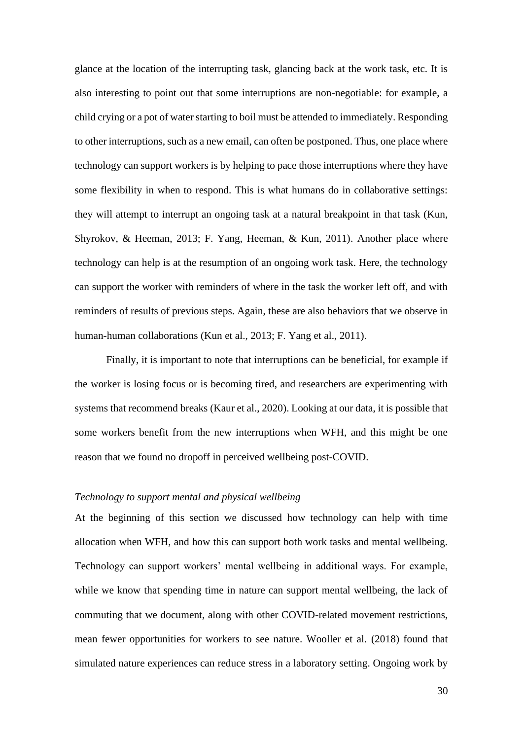glance at the location of the interrupting task, glancing back at the work task, etc. It is also interesting to point out that some interruptions are non-negotiable: for example, a child crying or a pot of water starting to boil must be attended to immediately. Responding to other interruptions, such as a new email, can often be postponed. Thus, one place where technology can support workers is by helping to pace those interruptions where they have some flexibility in when to respond. This is what humans do in collaborative settings: they will attempt to interrupt an ongoing task at a natural breakpoint in that task (Kun, Shyrokov, & Heeman, 2013; F. Yang, Heeman, & Kun, 2011). Another place where technology can help is at the resumption of an ongoing work task. Here, the technology can support the worker with reminders of where in the task the worker left off, and with reminders of results of previous steps. Again, these are also behaviors that we observe in human-human collaborations (Kun et al., 2013; F. Yang et al., 2011).

Finally, it is important to note that interruptions can be beneficial, for example if the worker is losing focus or is becoming tired, and researchers are experimenting with systems that recommend breaks (Kaur et al., 2020). Looking at our data, it is possible that some workers benefit from the new interruptions when WFH, and this might be one reason that we found no dropoff in perceived wellbeing post-COVID.

*Technology to support mental and physical wellbeing*

At the beginning of this section we discussed how technology can help with time allocation when WFH, and how this can support both work tasks and mental wellbeing. Technology can support workers' mental wellbeing in additional ways. For example, while we know that spending time in nature can support mental wellbeing, the lack of commuting that we document, along with other COVID-related movement restrictions, mean fewer opportunities for workers to see nature. Wooller et al. (2018) found that simulated nature experiences can reduce stress in a laboratory setting. Ongoing work by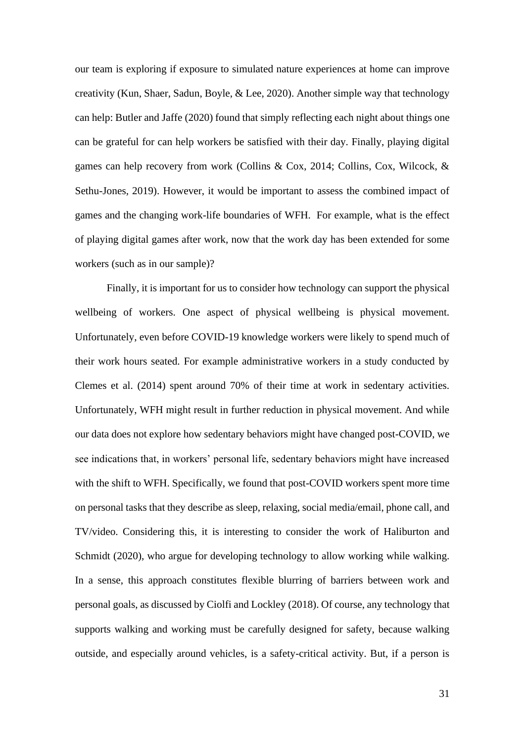our team is exploring if exposure to simulated nature experiences at home can improve creativity (Kun, Shaer, Sadun, Boyle, & Lee, 2020). Another simple way that technology can help: Butler and Jaffe (2020) found that simply reflecting each night about things one can be grateful for can help workers be satisfied with their day. Finally, playing digital games can help recovery from work (Collins & Cox, 2014; Collins, Cox, Wilcock, & Sethu-Jones, 2019). However, it would be important to assess the combined impact of games and the changing work-life boundaries of WFH. For example, what is the effect of playing digital games after work, now that the work day has been extended for some workers (such as in our sample)?

Finally, it is important for us to consider how technology can support the physical wellbeing of workers. One aspect of physical wellbeing is physical movement. Unfortunately, even before COVID-19 knowledge workers were likely to spend much of their work hours seated. For example administrative workers in a study conducted by Clemes et al. (2014) spent around 70% of their time at work in sedentary activities. Unfortunately, WFH might result in further reduction in physical movement. And while our data does not explore how sedentary behaviors might have changed post-COVID, we see indications that, in workers' personal life, sedentary behaviors might have increased with the shift to WFH. Specifically, we found that post-COVID workers spent more time on personal tasks that they describe as sleep, relaxing, social media/email, phone call, and TV/video. Considering this, it is interesting to consider the work of Haliburton and Schmidt (2020), who argue for developing technology to allow working while walking. In a sense, this approach constitutes flexible blurring of barriers between work and personal goals, as discussed by Ciolfi and Lockley (2018). Of course, any technology that supports walking and working must be carefully designed for safety, because walking outside, and especially around vehicles, is a safety-critical activity. But, if a person is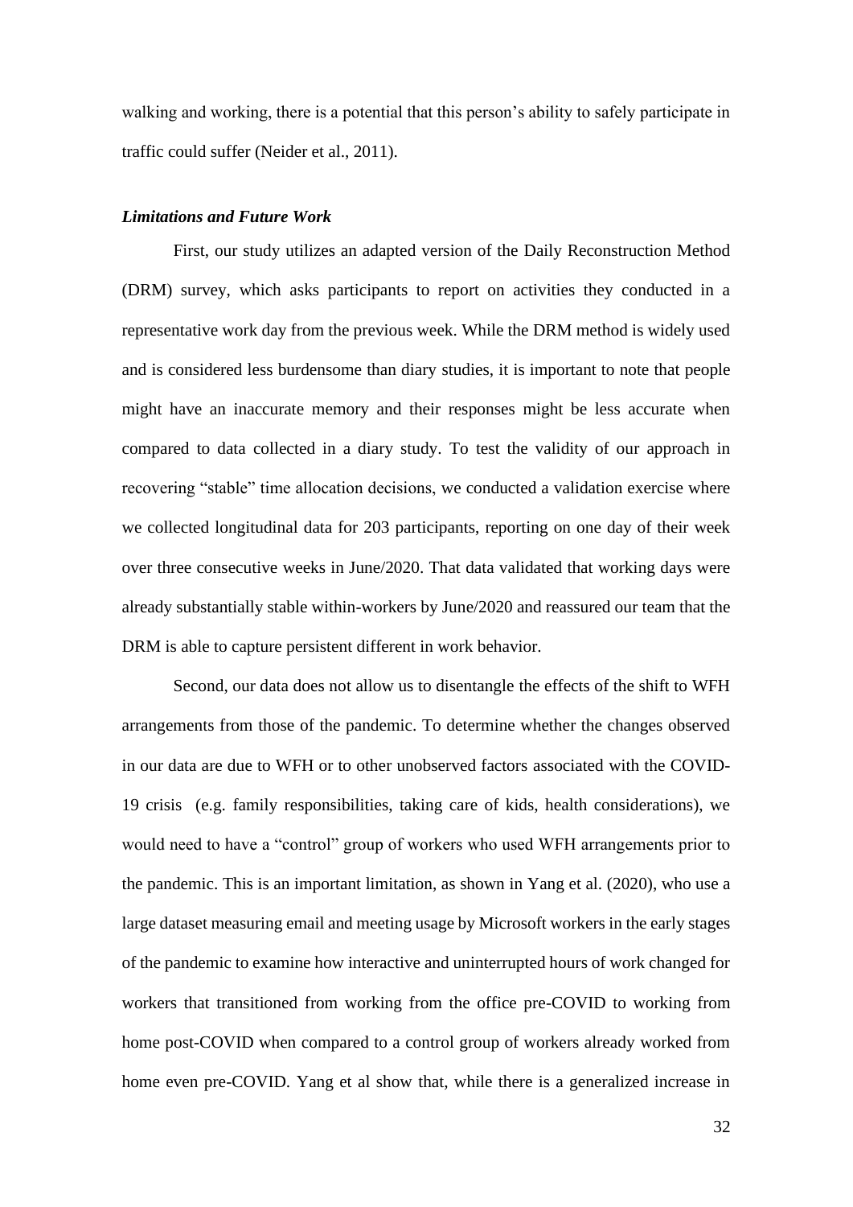walking and working, there is a potential that this person's ability to safely participate in traffic could suffer (Neider et al., 2011).

***Limitations and Future Work***

First, our study utilizes an adapted version of the Daily Reconstruction Method (DRM) survey, which asks participants to report on activities they conducted in a representative work day from the previous week. While the DRM method is widely used and is considered less burdensome than diary studies, it is important to note that people might have an inaccurate memory and their responses might be less accurate when compared to data collected in a diary study. To test the validity of our approach in recovering "stable" time allocation decisions, we conducted a validation exercise where we collected longitudinal data for 203 participants, reporting on one day of their week over three consecutive weeks in June/2020. That data validated that working days were already substantially stable within-workers by June/2020 and reassured our team that the DRM is able to capture persistent different in work behavior.

Second, our data does not allow us to disentangle the effects of the shift to WFH arrangements from those of the pandemic. To determine whether the changes observed in our data are due to WFH or to other unobserved factors associated with the COVID-19 crisis (e.g. family responsibilities, taking care of kids, health considerations), we would need to have a "control" group of workers who used WFH arrangements prior to the pandemic. This is an important limitation, as shown in Yang et al. (2020), who use a large dataset measuring email and meeting usage by Microsoft workers in the early stages of the pandemic to examine how interactive and uninterrupted hours of work changed for workers that transitioned from working from the office pre-COVID to working from home post-COVID when compared to a control group of workers already worked from home even pre-COVID. Yang et al show that, while there is a generalized increase in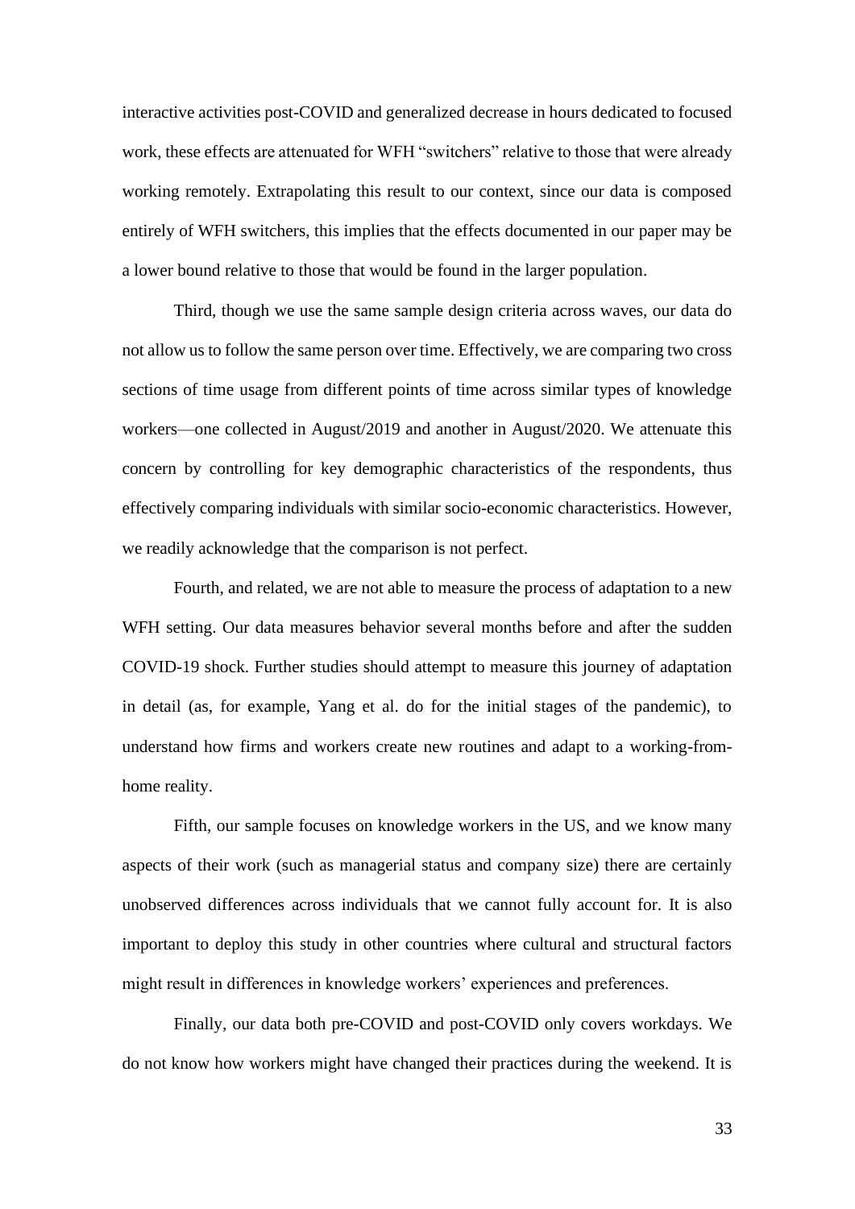interactive activities post-COVID and generalized decrease in hours dedicated to focused work, these effects are attenuated for WFH "switchers" relative to those that were already working remotely. Extrapolating this result to our context, since our data is composed entirely of WFH switchers, this implies that the effects documented in our paper may be a lower bound relative to those that would be found in the larger population.

Third, though we use the same sample design criteria across waves, our data do not allow us to follow the same person over time. Effectively, we are comparing two cross sections of time usage from different points of time across similar types of knowledge workers—one collected in August/2019 and another in August/2020. We attenuate this concern by controlling for key demographic characteristics of the respondents, thus effectively comparing individuals with similar socio-economic characteristics. However, we readily acknowledge that the comparison is not perfect.

Fourth, and related, we are not able to measure the process of adaptation to a new WFH setting. Our data measures behavior several months before and after the sudden COVID-19 shock. Further studies should attempt to measure this journey of adaptation in detail (as, for example, Yang et al. do for the initial stages of the pandemic), to understand how firms and workers create new routines and adapt to a working-from-home reality.

Fifth, our sample focuses on knowledge workers in the US, and we know many aspects of their work (such as managerial status and company size) there are certainly unobserved differences across individuals that we cannot fully account for. It is also important to deploy this study in other countries where cultural and structural factors might result in differences in knowledge workers' experiences and preferences.

Finally, our data both pre-COVID and post-COVID only covers workdays. We do not know how workers might have changed their practices during the weekend. It is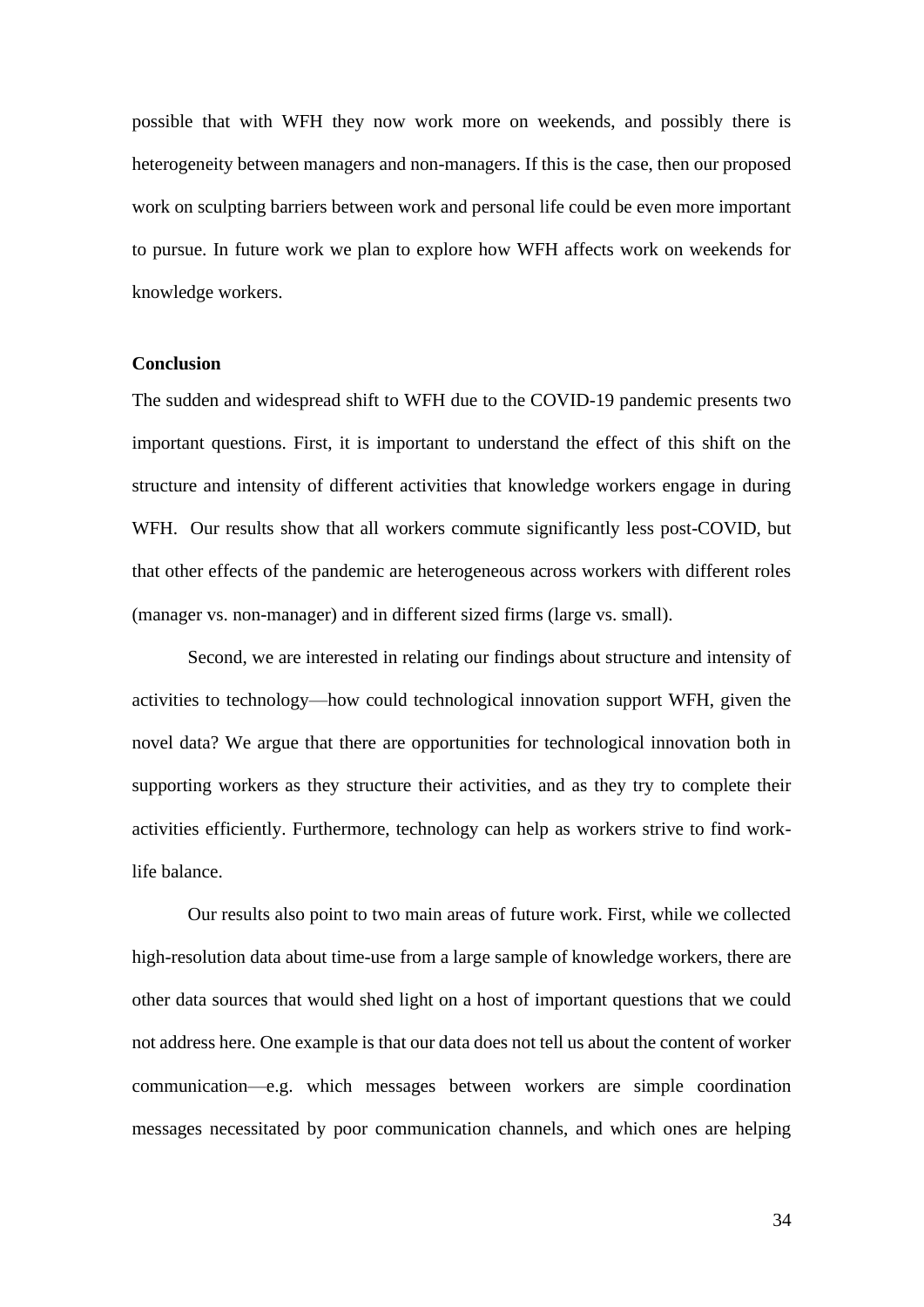possible that with WFH they now work more on weekends, and possibly there is heterogeneity between managers and non-managers. If this is the case, then our proposed work on sculpting barriers between work and personal life could be even more important to pursue. In future work we plan to explore how WFH affects work on weekends for knowledge workers.

**Conclusion**

The sudden and widespread shift to WFH due to the COVID-19 pandemic presents two important questions. First, it is important to understand the effect of this shift on the structure and intensity of different activities that knowledge workers engage in during WFH. Our results show that all workers commute significantly less post-COVID, but that other effects of the pandemic are heterogeneous across workers with different roles (manager vs. non-manager) and in different sized firms (large vs. small).

Second, we are interested in relating our findings about structure and intensity of activities to technology—how could technological innovation support WFH, given the novel data? We argue that there are opportunities for technological innovation both in supporting workers as they structure their activities, and as they try to complete their activities efficiently. Furthermore, technology can help as workers strive to find work-life balance.

Our results also point to two main areas of future work. First, while we collected high-resolution data about time-use from a large sample of knowledge workers, there are other data sources that would shed light on a host of important questions that we could not address here. One example is that our data does not tell us about the content of worker communication—e.g. which messages between workers are simple coordination messages necessitated by poor communication channels, and which ones are helping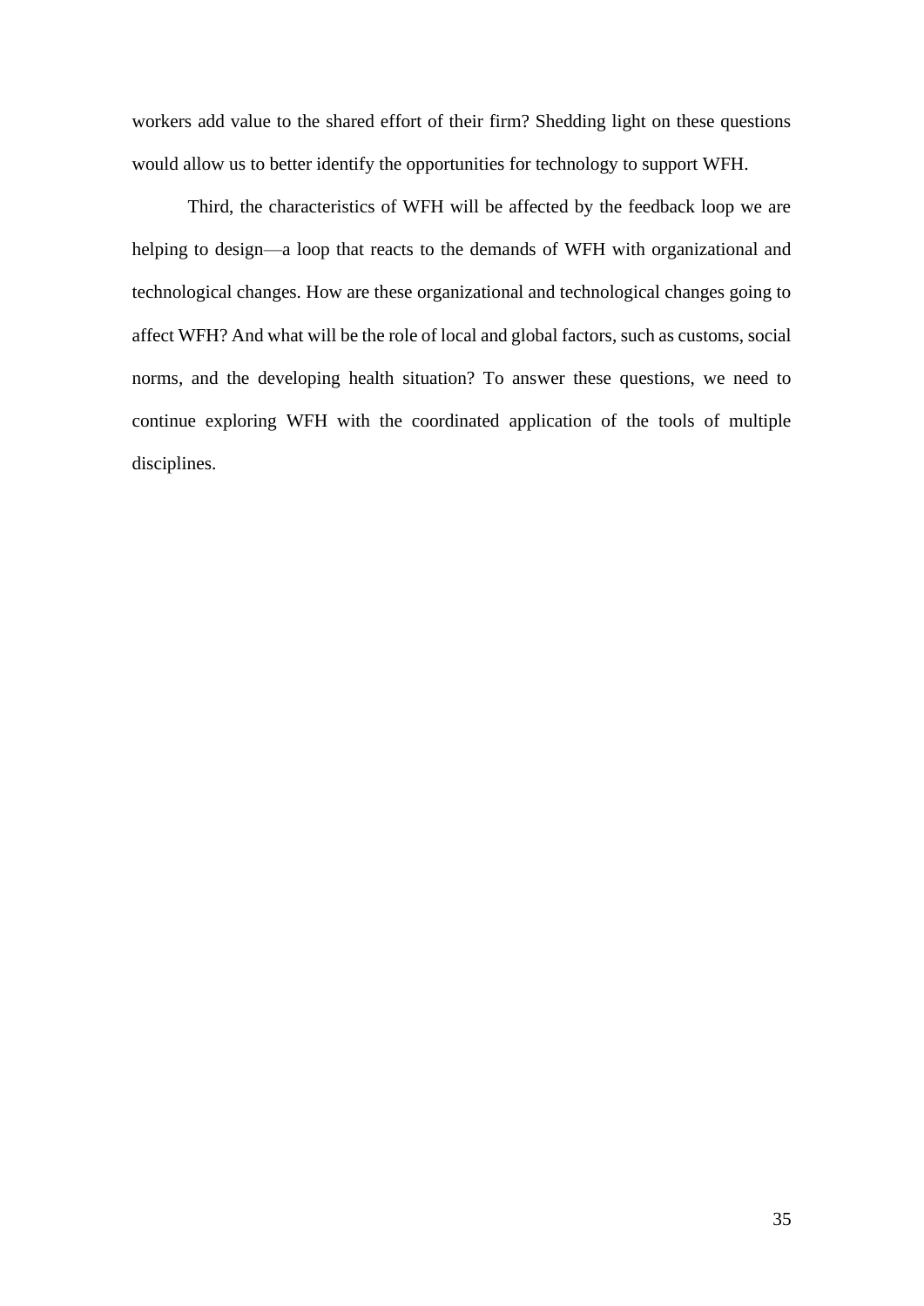workers add value to the shared effort of their firm? Shedding light on these questions would allow us to better identify the opportunities for technology to support WFH.

Third, the characteristics of WFH will be affected by the feedback loop we are helping to design—a loop that reacts to the demands of WFH with organizational and technological changes. How are these organizational and technological changes going to affect WFH? And what will be the role of local and global factors, such as customs, social norms, and the developing health situation? To answer these questions, we need to continue exploring WFH with the coordinated application of the tools of multiple disciplines.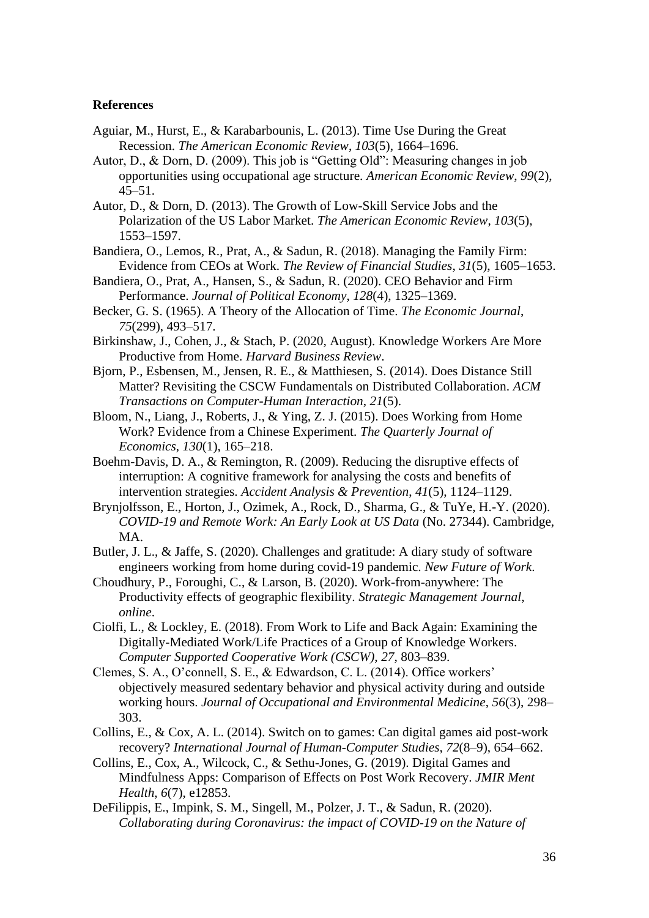**References**

Aguiar, M., Hurst, E., & Karabarbounis, L. (2013). Time Use During the Great Recession. *The American Economic Review*, *103*(5), 1664–1696.

Autor, D., & Dorn, D. (2009). This job is "Getting Old": Measuring changes in job opportunities using occupational age structure. *American Economic Review*, *99*(2), 45–51.

Autor, D., & Dorn, D. (2013). The Growth of Low-Skill Service Jobs and the Polarization of the US Labor Market. *The American Economic Review*, *103*(5), 1553–1597.

Bandiera, O., Lemos, R., Prat, A., & Sadun, R. (2018). Managing the Family Firm: Evidence from CEOs at Work. *The Review of Financial Studies*, *31*(5), 1605–1653.

Bandiera, O., Prat, A., Hansen, S., & Sadun, R. (2020). CEO Behavior and Firm Performance. *Journal of Political Economy*, *128*(4), 1325–1369.

Becker, G. S. (1965). A Theory of the Allocation of Time. *The Economic Journal*, *75*(299), 493–517.

Birkinshaw, J., Cohen, J., & Stach, P. (2020, August). Knowledge Workers Are More Productive from Home. *Harvard Business Review*.

Bjorn, P., Esbensen, M., Jensen, R. E., & Matthiesen, S. (2014). Does Distance Still Matter? Revisiting the CSCW Fundamentals on Distributed Collaboration. *ACM Transactions on Computer-Human Interaction*, *21*(5).

Bloom, N., Liang, J., Roberts, J., & Ying, Z. J. (2015). Does Working from Home Work? Evidence from a Chinese Experiment. *The Quarterly Journal of Economics*, *130*(1), 165–218.

Boehm-Davis, D. A., & Remington, R. (2009). Reducing the disruptive effects of interruption: A cognitive framework for analysing the costs and benefits of intervention strategies. *Accident Analysis & Prevention*, *41*(5), 1124–1129.

Brynjolfsson, E., Horton, J., Ozimek, A., Rock, D., Sharma, G., & TuYe, H.-Y. (2020). *COVID-19 and Remote Work: An Early Look at US Data* (No. 27344). Cambridge, MA.

Butler, J. L., & Jaffe, S. (2020). Challenges and gratitude: A diary study of software engineers working from home during covid-19 pandemic. *New Future of Work*.

Choudhury, P., Foroughi, C., & Larson, B. (2020). Work-from-anywhere: The Productivity effects of geographic flexibility. *Strategic Management Journal*, *online*.

Ciolfi, L., & Lockley, E. (2018). From Work to Life and Back Again: Examining the Digitally-Mediated Work/Life Practices of a Group of Knowledge Workers. *Computer Supported Cooperative Work (CSCW)*, *27*, 803–839.

Clemes, S. A., O'connell, S. E., & Edwardson, C. L. (2014). Office workers' objectively measured sedentary behavior and physical activity during and outside working hours. *Journal of Occupational and Environmental Medicine*, *56*(3), 298–303.

Collins, E., & Cox, A. L. (2014). Switch on to games: Can digital games aid post-work recovery? *International Journal of Human-Computer Studies*, *72*(8–9), 654–662.

Collins, E., Cox, A., Wilcock, C., & Sethu-Jones, G. (2019). Digital Games and Mindfulness Apps: Comparison of Effects on Post Work Recovery. *JMIR Ment Health*, *6*(7), e12853.

DeFilippis, E., Impink, S. M., Singell, M., Polzer, J. T., & Sadun, R. (2020). *Collaborating during Coronavirus: the impact of COVID-19 on the Nature of*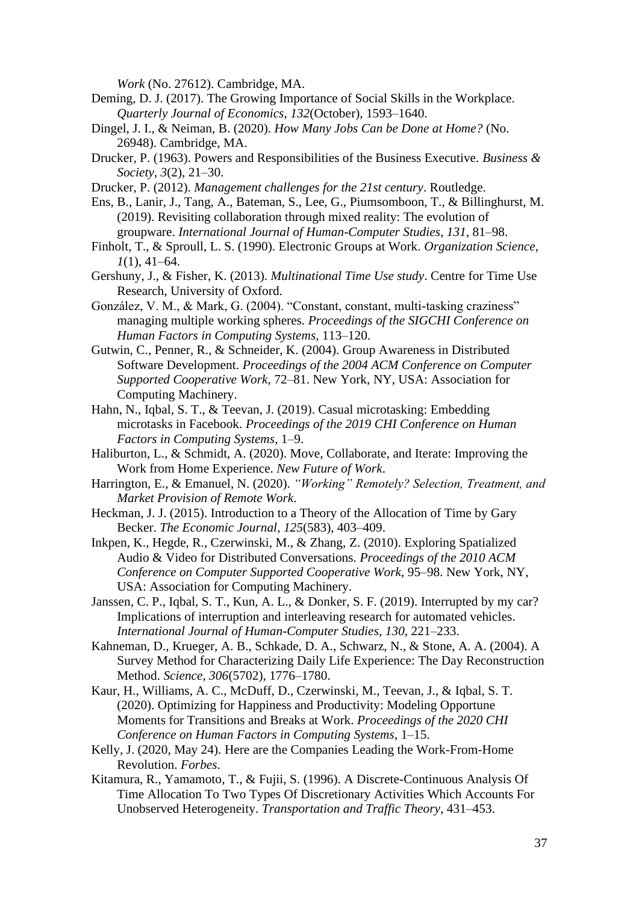*Work* (No. 27612). Cambridge, MA.

Deming, D. J. (2017). The Growing Importance of Social Skills in the Workplace. *Quarterly Journal of Economics*, *132*(October), 1593–1640.

Dingel, J. I., & Neiman, B. (2020). *How Many Jobs Can be Done at Home?* (No. 26948). Cambridge, MA.

Drucker, P. (1963). Powers and Responsibilities of the Business Executive. *Business & Society*, *3*(2), 21–30.

Drucker, P. (2012). *Management challenges for the 21st century*. Routledge.

Ens, B., Lanir, J., Tang, A., Bateman, S., Lee, G., Piumsomboon, T., & Billinghurst, M. (2019). Revisiting collaboration through mixed reality: The evolution of groupware. *International Journal of Human-Computer Studies*, *131*, 81–98.

Finholt, T., & Sproull, L. S. (1990). Electronic Groups at Work. *Organization Science*, *1*(1), 41–64.

Gershuny, J., & Fisher, K. (2013). *Multinational Time Use study*. Centre for Time Use Research, University of Oxford.

González, V. M., & Mark, G. (2004). "Constant, constant, multi-tasking craziness" managing multiple working spheres. *Proceedings of the SIGCHI Conference on Human Factors in Computing Systems*, 113–120.

Gutwin, C., Penner, R., & Schneider, K. (2004). Group Awareness in Distributed Software Development. *Proceedings of the 2004 ACM Conference on Computer Supported Cooperative Work*, 72–81. New York, NY, USA: Association for Computing Machinery.

Hahn, N., Iqbal, S. T., & Teevan, J. (2019). Casual microtasking: Embedding microtasks in Facebook. *Proceedings of the 2019 CHI Conference on Human Factors in Computing Systems*, 1–9.

Haliburton, L., & Schmidt, A. (2020). Move, Collaborate, and Iterate: Improving the Work from Home Experience. *New Future of Work*.

Harrington, E., & Emanuel, N. (2020). *"Working" Remotely? Selection, Treatment, and Market Provision of Remote Work*.

Heckman, J. J. (2015). Introduction to a Theory of the Allocation of Time by Gary Becker. *The Economic Journal*, *125*(583), 403–409.

Inkpen, K., Hegde, R., Czerwinski, M., & Zhang, Z. (2010). Exploring Spatialized Audio & Video for Distributed Conversations. *Proceedings of the 2010 ACM Conference on Computer Supported Cooperative Work*, 95–98. New York, NY, USA: Association for Computing Machinery.

Janssen, C. P., Iqbal, S. T., Kun, A. L., & Donker, S. F. (2019). Interrupted by my car? Implications of interruption and interleaving research for automated vehicles. *International Journal of Human-Computer Studies*, *130*, 221–233.

Kahneman, D., Krueger, A. B., Schkade, D. A., Schwarz, N., & Stone, A. A. (2004). A Survey Method for Characterizing Daily Life Experience: The Day Reconstruction Method. *Science*, *306*(5702), 1776–1780.

Kaur, H., Williams, A. C., McDuff, D., Czerwinski, M., Teevan, J., & Iqbal, S. T. (2020). Optimizing for Happiness and Productivity: Modeling Opportune Moments for Transitions and Breaks at Work. *Proceedings of the 2020 CHI Conference on Human Factors in Computing Systems*, 1–15.

Kelly, J. (2020, May 24). Here are the Companies Leading the Work-From-Home Revolution. *Forbes*.

Kitamura, R., Yamamoto, T., & Fujii, S. (1996). A Discrete-Continuous Analysis Of Time Allocation To Two Types Of Discretionary Activities Which Accounts For Unobserved Heterogeneity. *Transportation and Traffic Theory*, 431–453.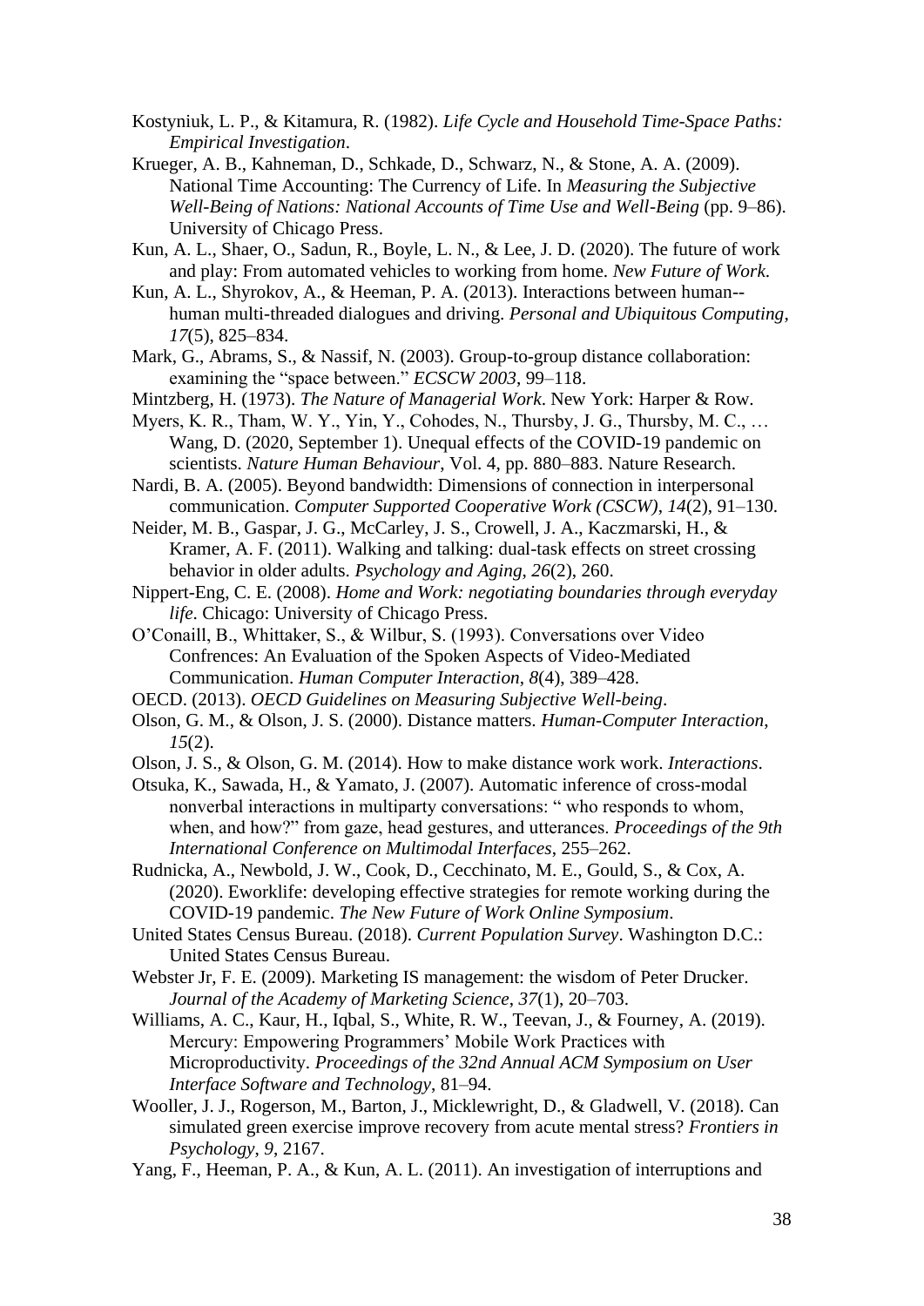Kostyniuk, L. P., & Kitamura, R. (1982). *Life Cycle and Household Time-Space Paths: Empirical Investigation*.

Krueger, A. B., Kahneman, D., Schkade, D., Schwarz, N., & Stone, A. A. (2009). National Time Accounting: The Currency of Life. In *Measuring the Subjective Well-Being of Nations: National Accounts of Time Use and Well-Being* (pp. 9–86). University of Chicago Press.

Kun, A. L., Shaer, O., Sadun, R., Boyle, L. N., & Lee, J. D. (2020). The future of work and play: From automated vehicles to working from home. *New Future of Work*.

Kun, A. L., Shyrokov, A., & Heeman, P. A. (2013). Interactions between human--human multi-threaded dialogues and driving. *Personal and Ubiquitous Computing*, *17*(5), 825–834.

Mark, G., Abrams, S., & Nassif, N. (2003). Group-to-group distance collaboration: examining the "space between." *ECSCW 2003*, 99–118.

Mintzberg, H. (1973). *The Nature of Managerial Work*. New York: Harper & Row.

Myers, K. R., Tham, W. Y., Yin, Y., Cohodes, N., Thursby, J. G., Thursby, M. C., … Wang, D. (2020, September 1). Unequal effects of the COVID-19 pandemic on scientists. *Nature Human Behaviour*, Vol. 4, pp. 880–883. Nature Research.

Nardi, B. A. (2005). Beyond bandwidth: Dimensions of connection in interpersonal communication. *Computer Supported Cooperative Work (CSCW)*, *14*(2), 91–130.

Neider, M. B., Gaspar, J. G., McCarley, J. S., Crowell, J. A., Kaczmarski, H., & Kramer, A. F. (2011). Walking and talking: dual-task effects on street crossing behavior in older adults. *Psychology and Aging*, *26*(2), 260.

Nippert-Eng, C. E. (2008). *Home and Work: negotiating boundaries through everyday life*. Chicago: University of Chicago Press.

O'Conaill, B., Whittaker, S., & Wilbur, S. (1993). Conversations over Video Confrences: An Evaluation of the Spoken Aspects of Video-Mediated Communication. *Human Computer Interaction*, *8*(4), 389–428.

OECD. (2013). *OECD Guidelines on Measuring Subjective Well-being*.

Olson, G. M., & Olson, J. S. (2000). Distance matters. *Human-Computer Interaction*, *15*(2).

Olson, J. S., & Olson, G. M. (2014). How to make distance work work. *Interactions*.

Otsuka, K., Sawada, H., & Yamato, J. (2007). Automatic inference of cross-modal nonverbal interactions in multiparty conversations: " who responds to whom, when, and how?" from gaze, head gestures, and utterances. *Proceedings of the 9th International Conference on Multimodal Interfaces*, 255–262.

Rudnicka, A., Newbold, J. W., Cook, D., Cecchinato, M. E., Gould, S., & Cox, A. (2020). Eworklife: developing effective strategies for remote working during the COVID-19 pandemic. *The New Future of Work Online Symposium*.

United States Census Bureau. (2018). *Current Population Survey*. Washington D.C.: United States Census Bureau.

Webster Jr, F. E. (2009). Marketing IS management: the wisdom of Peter Drucker. *Journal of the Academy of Marketing Science*, *37*(1), 20–703.

Williams, A. C., Kaur, H., Iqbal, S., White, R. W., Teevan, J., & Fourney, A. (2019). Mercury: Empowering Programmers' Mobile Work Practices with Microproductivity. *Proceedings of the 32nd Annual ACM Symposium on User Interface Software and Technology*, 81–94.

Wooller, J. J., Rogerson, M., Barton, J., Micklewright, D., & Gladwell, V. (2018). Can simulated green exercise improve recovery from acute mental stress? *Frontiers in Psychology*, *9*, 2167.

Yang, F., Heeman, P. A., & Kun, A. L. (2011). An investigation of interruptions and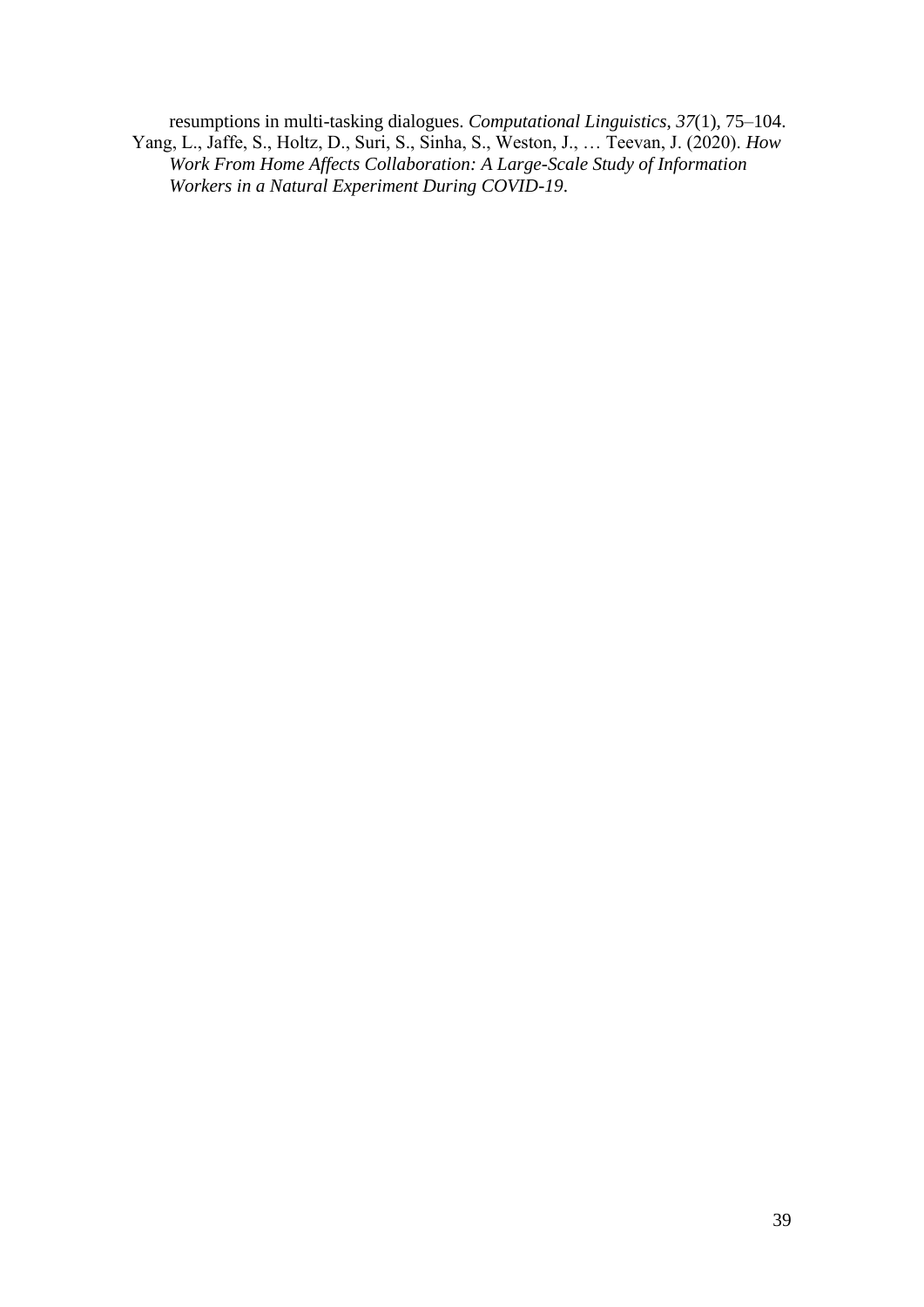resumptions in multi-tasking dialogues. *Computational Linguistics*, *37*(1), 75–104.

Yang, L., Jaffe, S., Holtz, D., Suri, S., Sinha, S., Weston, J., … Teevan, J. (2020). *How Work From Home Affects Collaboration: A Large-Scale Study of Information Workers in a Natural Experiment During COVID-19*.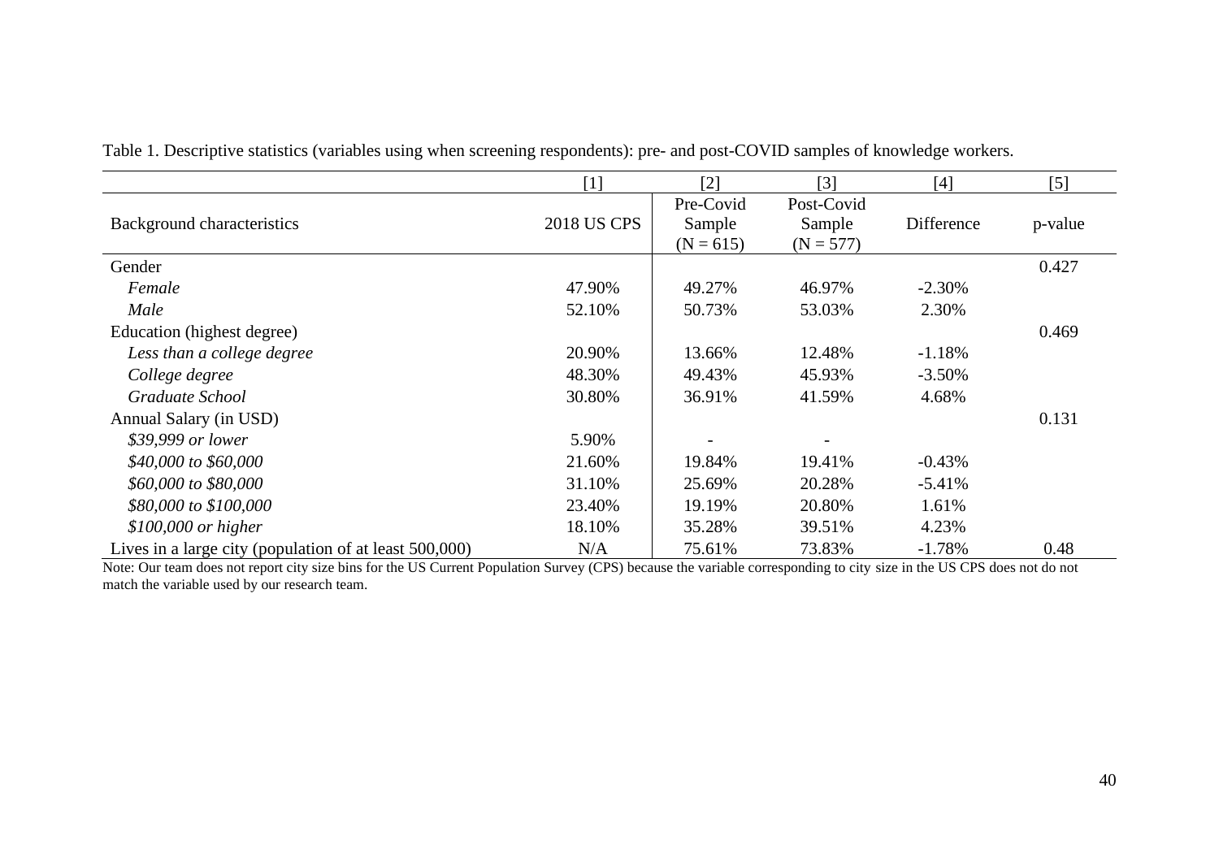Table 1. Descriptive statistics (variables using when screening respondents): pre- and post-COVID samples of knowledge workers.

| | [1] | [2] | [3] | [4] | [5] |
|---|---|---|---|---|---|
| Background characteristics | 2018 US CPS | Pre-Covid Sample (N = 615) | Post-Covid Sample (N = 577) | Difference | p-value |
| Gender | | | | | 0.427 |
| *Female* | 47.90% | 49.27% | 46.97% | -2.30% | |
| *Male* | 52.10% | 50.73% | 53.03% | 2.30% | |
| Education (highest degree) | | | | | 0.469 |
| *Less than a college degree* | 20.90% | 13.66% | 12.48% | -1.18% | |
| *College degree* | 48.30% | 49.43% | 45.93% | -3.50% | |
| *Graduate School* | 30.80% | 36.91% | 41.59% | 4.68% | |
| Annual Salary (in USD) | | | | | 0.131 |
| *$39,999 or lower* | 5.90% | - | - | | |
| *$40,000 to $60,000* | 21.60% | 19.84% | 19.41% | -0.43% | |
| *$60,000 to $80,000* | 31.10% | 25.69% | 20.28% | -5.41% | |
| *$80,000 to $100,000* | 23.40% | 19.19% | 20.80% | 1.61% | |
| *$100,000 or higher* | 18.10% | 35.28% | 39.51% | 4.23% | |
| Lives in a large city (population of at least 500,000) | N/A | 75.61% | 73.83% | -1.78% | 0.48 |

Note: Our team does not report city size bins for the US Current Population Survey (CPS) because the variable corresponding to city size in the US CPS does not do not match the variable used by our research team.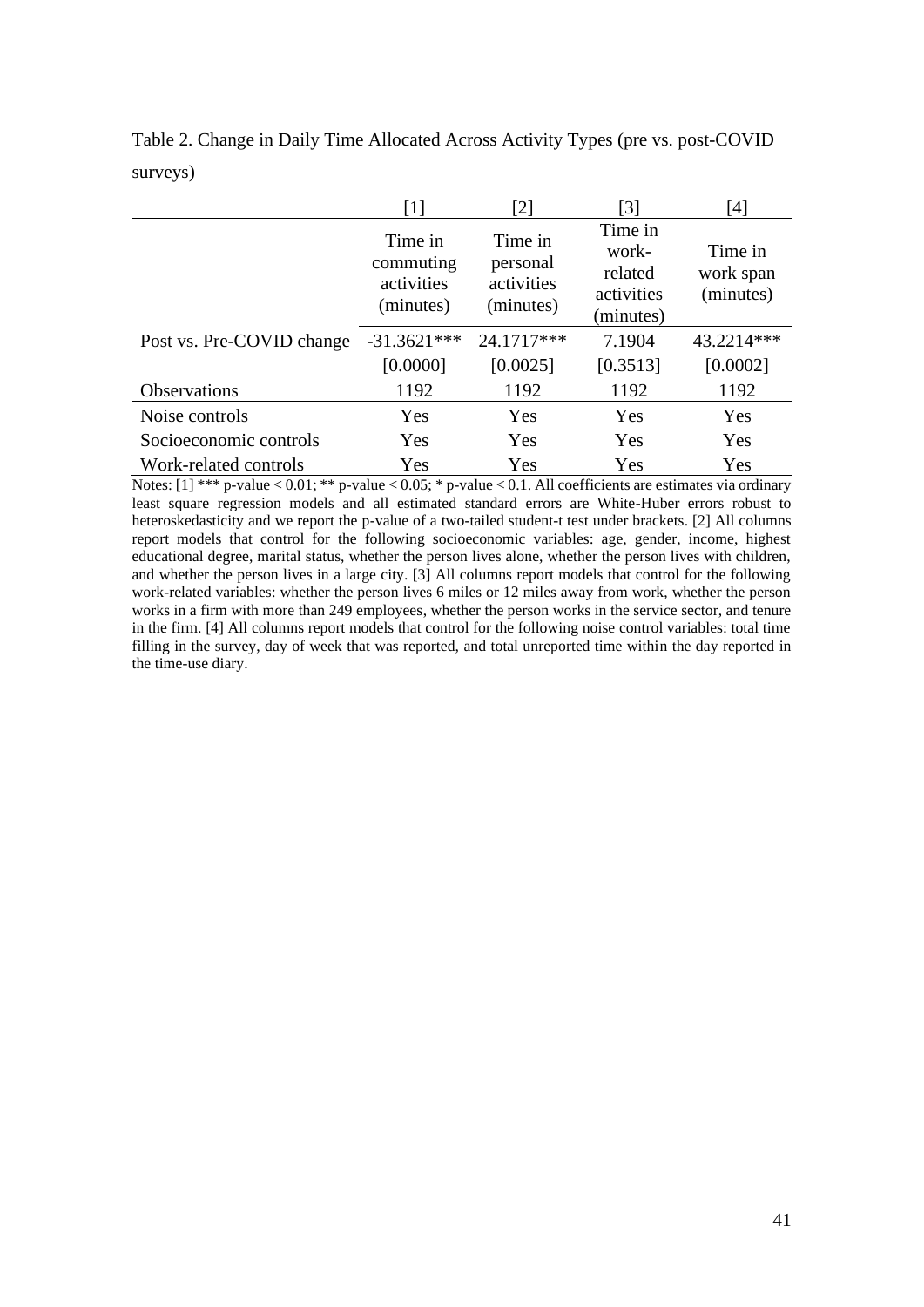Table 2. Change in Daily Time Allocated Across Activity Types (pre vs. post-COVID surveys)

| | [1] | [2] | [3] | [4] |
|---|---|---|---|---|
| | Time in commuting activities (minutes) | Time in personal activities (minutes) | Time in work-related activities (minutes) | Time in work span (minutes) |
| Post vs. Pre-COVID change | -31.3621*** | 24.1717*** | 7.1904 | 43.2214*** |
| | [0.0000] | [0.0025] | [0.3513] | [0.0002] |
| Observations | 1192 | 1192 | 1192 | 1192 |
| Noise controls | Yes | Yes | Yes | Yes |
| Socioeconomic controls | Yes | Yes | Yes | Yes |
| Work-related controls | Yes | Yes | Yes | Yes |

Notes: [1] *** p-value < 0.01; ** p-value < 0.05; * p-value < 0.1. All coefficients are estimates via ordinary least square regression models and all estimated standard errors are White-Huber errors robust to heteroskedasticity and we report the p-value of a two-tailed student-t test under brackets. [2] All columns report models that control for the following socioeconomic variables: age, gender, income, highest educational degree, marital status, whether the person lives alone, whether the person lives with children, and whether the person lives in a large city. [3] All columns report models that control for the following work-related variables: whether the person lives 6 miles or 12 miles away from work, whether the person works in a firm with more than 249 employees, whether the person works in the service sector, and tenure in the firm. [4] All columns report models that control for the following noise control variables: total time filling in the survey, day of week that was reported, and total unreported time within the day reported in the time-use diary.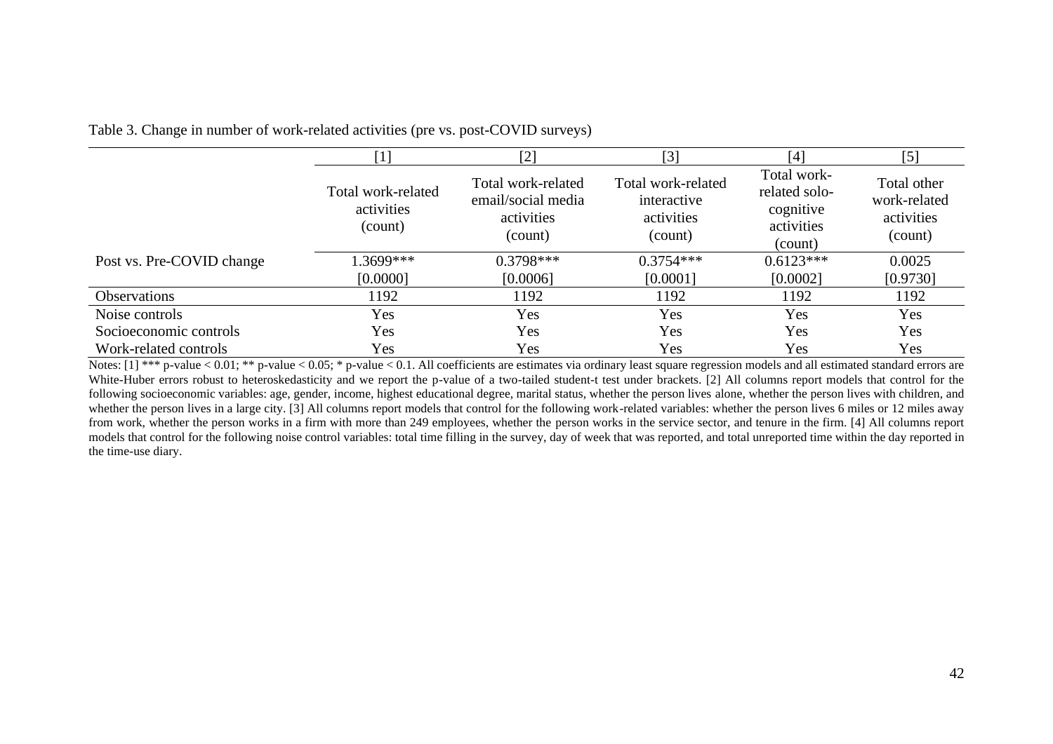Table 3. Change in number of work-related activities (pre vs. post-COVID surveys)

| | [1] | [2] | [3] | [4] | [5] |
|---|---|---|---|---|---|
| | Total work-related activities (count) | Total work-related email/social media activities (count) | Total work-related interactive activities (count) | Total work-related solo-cognitive activities (count) | Total other work-related activities (count) |
| Post vs. Pre-COVID change | 1.3699*** | 0.3798*** | 0.3754*** | 0.6123*** | 0.0025 |
| | [0.0000] | [0.0006] | [0.0001] | [0.0002] | [0.9730] |
| Observations | 1192 | 1192 | 1192 | 1192 | 1192 |
| Noise controls | Yes | Yes | Yes | Yes | Yes |
| Socioeconomic controls | Yes | Yes | Yes | Yes | Yes |
| Work-related controls | Yes | Yes | Yes | Yes | Yes |

Notes: [1] *** p-value < 0.01; ** p-value < 0.05; * p-value < 0.1. All coefficients are estimates via ordinary least square regression models and all estimated standard errors are White-Huber errors robust to heteroskedasticity and we report the p-value of a two-tailed student-t test under brackets. [2] All columns report models that control for the following socioeconomic variables: age, gender, income, highest educational degree, marital status, whether the person lives alone, whether the person lives with children, and whether the person lives in a large city. [3] All columns report models that control for the following work-related variables: whether the person lives 6 miles or 12 miles away from work, whether the person works in a firm with more than 249 employees, whether the person works in the service sector, and tenure in the firm. [4] All columns report models that control for the following noise control variables: total time filling in the survey, day of week that was reported, and total unreported time within the day reported in the time-use diary.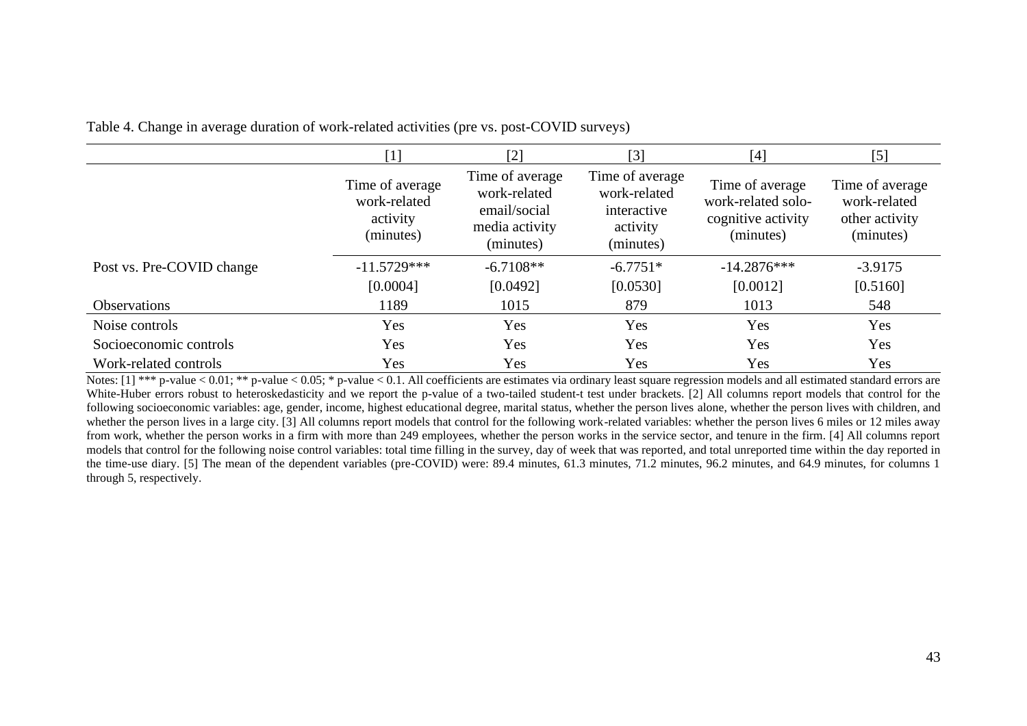Table 4. Change in average duration of work-related activities (pre vs. post-COVID surveys)

| | [1] | [2] | [3] | [4] | [5] |
|---|---|---|---|---|---|
| | Time of average work-related activity (minutes) | Time of average work-related email/social media activity (minutes) | Time of average work-related interactive activity (minutes) | Time of average work-related solo-cognitive activity (minutes) | Time of average work-related other activity (minutes) |
| Post vs. Pre-COVID change | -11.5729*** | -6.7108** | -6.7751* | -14.2876*** | -3.9175 |
| | [0.0004] | [0.0492] | [0.0530] | [0.0012] | [0.5160] |
| Observations | 1189 | 1015 | 879 | 1013 | 548 |
| Noise controls | Yes | Yes | Yes | Yes | Yes |
| Socioeconomic controls | Yes | Yes | Yes | Yes | Yes |
| Work-related controls | Yes | Yes | Yes | Yes | Yes |

Notes: [1] *** p-value < 0.01; ** p-value < 0.05; * p-value < 0.1. All coefficients are estimates via ordinary least square regression models and all estimated standard errors are White-Huber errors robust to heteroskedasticity and we report the p-value of a two-tailed student-t test under brackets. [2] All columns report models that control for the following socioeconomic variables: age, gender, income, highest educational degree, marital status, whether the person lives alone, whether the person lives with children, and whether the person lives in a large city. [3] All columns report models that control for the following work-related variables: whether the person lives 6 miles or 12 miles away from work, whether the person works in a firm with more than 249 employees, whether the person works in the service sector, and tenure in the firm. [4] All columns report models that control for the following noise control variables: total time filling in the survey, day of week that was reported, and total unreported time within the day reported in the time-use diary. [5] The mean of the dependent variables (pre-COVID) were: 89.4 minutes, 61.3 minutes, 71.2 minutes, 96.2 minutes, and 64.9 minutes, for columns 1 through 5, respectively.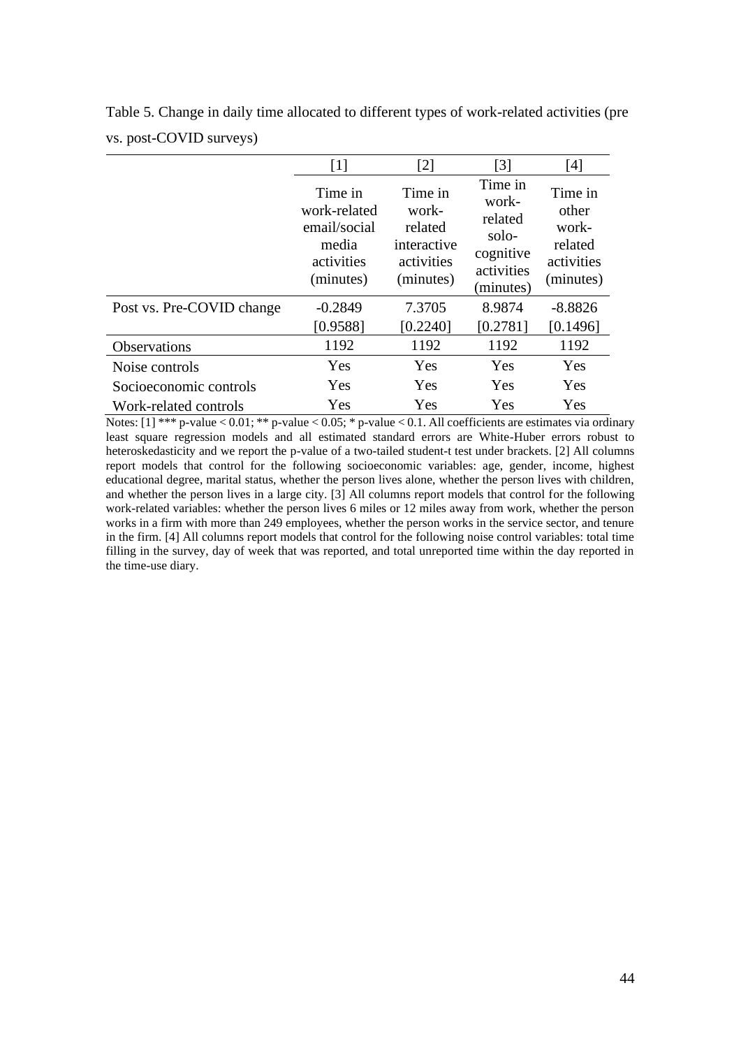Table 5. Change in daily time allocated to different types of work-related activities (pre vs. post-COVID surveys)

| | [1] | [2] | [3] | [4] |
|---|---|---|---|---|
| | Time in work-related email/social media activities (minutes) | Time in work-related interactive activities (minutes) | Time in work-related solo-cognitive activities (minutes) | Time in other work-related activities (minutes) |
| Post vs. Pre-COVID change | -0.2849 | 7.3705 | 8.9874 | -8.8826 |
| | [0.9588] | [0.2240] | [0.2781] | [0.1496] |
| Observations | 1192 | 1192 | 1192 | 1192 |
| Noise controls | Yes | Yes | Yes | Yes |
| Socioeconomic controls | Yes | Yes | Yes | Yes |
| Work-related controls | Yes | Yes | Yes | Yes |

Notes: [1] *** p-value < 0.01; ** p-value < 0.05; * p-value < 0.1. All coefficients are estimates via ordinary least square regression models and all estimated standard errors are White-Huber errors robust to heteroskedasticity and we report the p-value of a two-tailed student-t test under brackets. [2] All columns report models that control for the following socioeconomic variables: age, gender, income, highest educational degree, marital status, whether the person lives alone, whether the person lives with children, and whether the person lives in a large city. [3] All columns report models that control for the following work-related variables: whether the person lives 6 miles or 12 miles away from work, whether the person works in a firm with more than 249 employees, whether the person works in the service sector, and tenure in the firm. [4] All columns report models that control for the following noise control variables: total time filling in the survey, day of week that was reported, and total unreported time within the day reported in the time-use diary.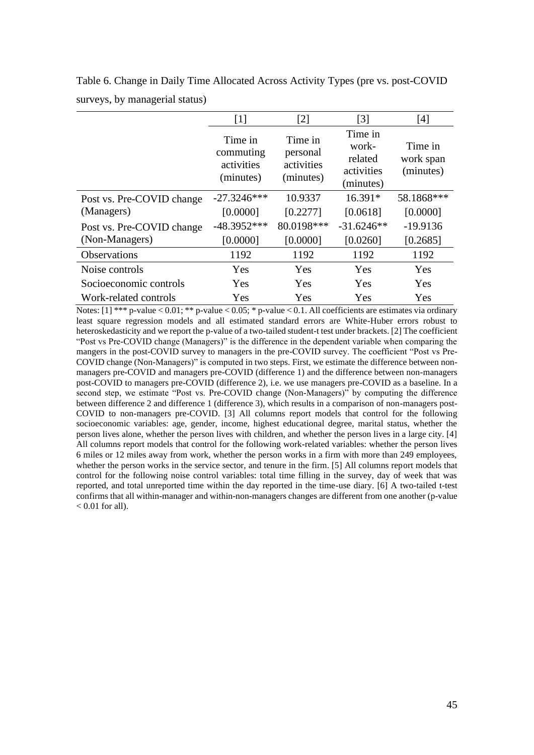Table 6. Change in Daily Time Allocated Across Activity Types (pre vs. post-COVID surveys, by managerial status)

| | [1] | [2] | [3] | [4] |
|---|---|---|---|---|
| | Time in commuting activities (minutes) | Time in personal activities (minutes) | Time in work-related activities (minutes) | Time in work span (minutes) |
| Post vs. Pre-COVID change | -27.3246*** | 10.9337 | 16.391* | 58.1868*** |
| (Managers) | [0.0000] | [0.2277] | [0.0618] | [0.0000] |
| Post vs. Pre-COVID change | -48.3952*** | 80.0198*** | -31.6246** | -19.9136 |
| (Non-Managers) | [0.0000] | [0.0000] | [0.0260] | [0.2685] |
| Observations | 1192 | 1192 | 1192 | 1192 |
| Noise controls | Yes | Yes | Yes | Yes |
| Socioeconomic controls | Yes | Yes | Yes | Yes |
| Work-related controls | Yes | Yes | Yes | Yes |

Notes: [1] *** p-value < 0.01; ** p-value < 0.05; * p-value < 0.1. All coefficients are estimates via ordinary least square regression models and all estimated standard errors are White-Huber errors robust to heteroskedasticity and we report the p-value of a two-tailed student-t test under brackets. [2] The coefficient "Post vs Pre-COVID change (Managers)" is the difference in the dependent variable when comparing the mangers in the post-COVID survey to managers in the pre-COVID survey. The coefficient "Post vs Pre-COVID change (Non-Managers)" is computed in two steps. First, we estimate the difference between non-managers pre-COVID and managers pre-COVID (difference 1) and the difference between non-managers post-COVID to managers pre-COVID (difference 2), i.e. we use managers pre-COVID as a baseline. In a second step, we estimate "Post vs. Pre-COVID change (Non-Managers)" by computing the difference between difference 2 and difference 1 (difference 3), which results in a comparison of non-managers post-COVID to non-managers pre-COVID. [3] All columns report models that control for the following socioeconomic variables: age, gender, income, highest educational degree, marital status, whether the person lives alone, whether the person lives with children, and whether the person lives in a large city. [4] All columns report models that control for the following work-related variables: whether the person lives 6 miles or 12 miles away from work, whether the person works in a firm with more than 249 employees, whether the person works in the service sector, and tenure in the firm. [5] All columns report models that control for the following noise control variables: total time filling in the survey, day of week that was reported, and total unreported time within the day reported in the time-use diary. [6] A two-tailed t-test confirms that all within-manager and within-non-managers changes are different from one another (p-value < 0.01 for all).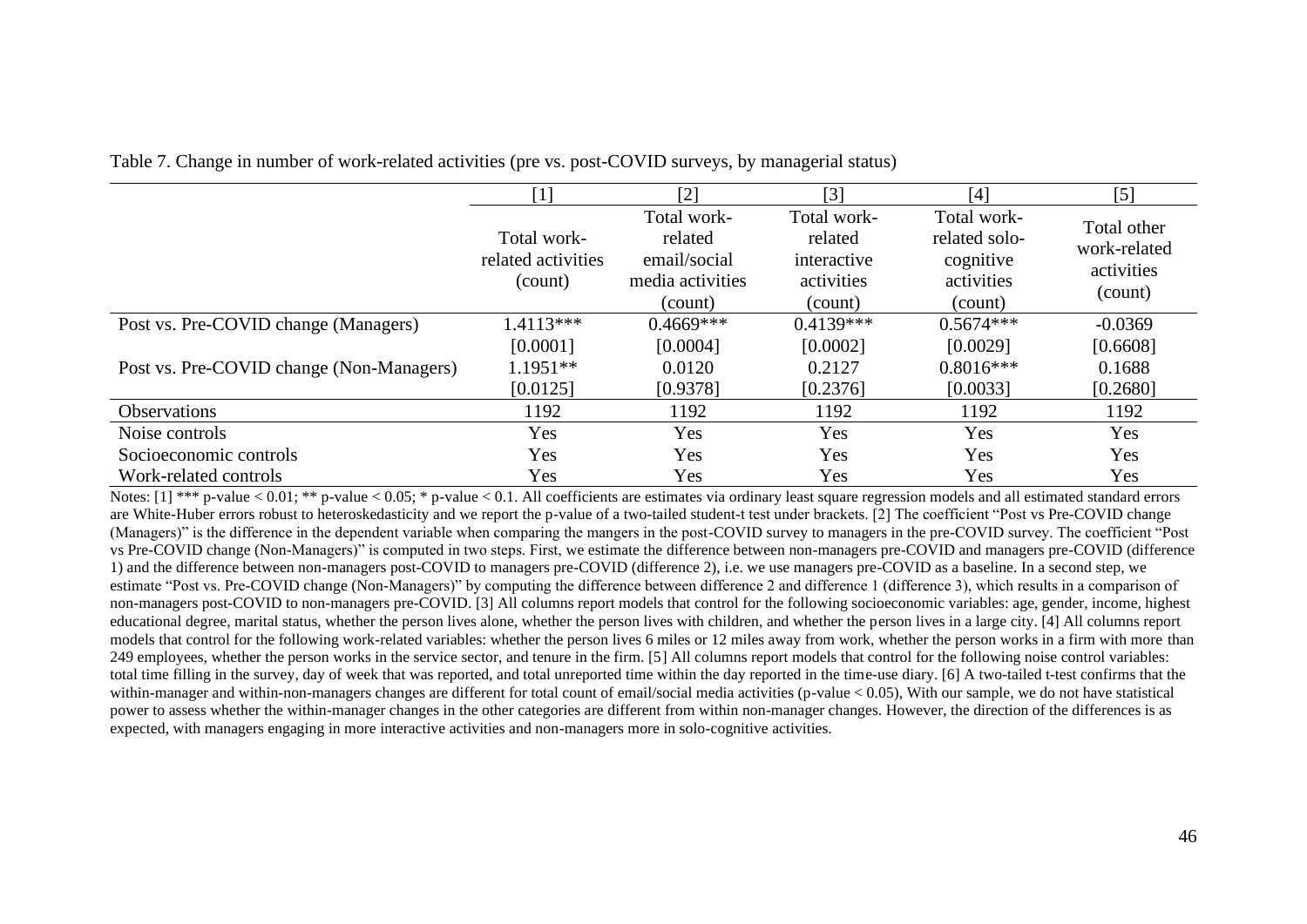Table 7. Change in number of work-related activities (pre vs. post-COVID surveys, by managerial status)

| | [1] | [2] | [3] | [4] | [5] |
|---|---|---|---|---|---|
| | Total work-related activities (count) | Total work-related email/social media activities (count) | Total work-related interactive activities (count) | Total work-related solo-cognitive activities (count) | Total other work-related activities (count) |
| Post vs. Pre-COVID change (Managers) | 1.4113*** | 0.4669*** | 0.4139*** | 0.5674*** | -0.0369 |
| | [0.0001] | [0.0004] | [0.0002] | [0.0029] | [0.6608] |
| Post vs. Pre-COVID change (Non-Managers) | 1.1951** | 0.0120 | 0.2127 | 0.8016*** | 0.1688 |
| | [0.0125] | [0.9378] | [0.2376] | [0.0033] | [0.2680] |
| Observations | 1192 | 1192 | 1192 | 1192 | 1192 |
| Noise controls | Yes | Yes | Yes | Yes | Yes |
| Socioeconomic controls | Yes | Yes | Yes | Yes | Yes |
| Work-related controls | Yes | Yes | Yes | Yes | Yes |

Notes: [1] *** p-value < 0.01; ** p-value < 0.05; * p-value < 0.1. All coefficients are estimates via ordinary least square regression models and all estimated standard errors are White-Huber errors robust to heteroskedasticity and we report the p-value of a two-tailed student-t test under brackets. [2] The coefficient "Post vs Pre-COVID change (Managers)" is the difference in the dependent variable when comparing the mangers in the post-COVID survey to managers in the pre-COVID survey. The coefficient "Post vs Pre-COVID change (Non-Managers)" is computed in two steps. First, we estimate the difference between non-managers pre-COVID and managers pre-COVID (difference 1) and the difference between non-managers post-COVID to managers pre-COVID (difference 2), i.e. we use managers pre-COVID as a baseline. In a second step, we estimate "Post vs. Pre-COVID change (Non-Managers)" by computing the difference between difference 2 and difference 1 (difference 3), which results in a comparison of non-managers post-COVID to non-managers pre-COVID. [3] All columns report models that control for the following socioeconomic variables: age, gender, income, highest educational degree, marital status, whether the person lives alone, whether the person lives with children, and whether the person lives in a large city. [4] All columns report models that control for the following work-related variables: whether the person lives 6 miles or 12 miles away from work, whether the person works in a firm with more than 249 employees, whether the person works in the service sector, and tenure in the firm. [5] All columns report models that control for the following noise control variables: total time filling in the survey, day of week that was reported, and total unreported time within the day reported in the time-use diary. [6] A two-tailed t-test confirms that the within-manager and within-non-managers changes are different for total count of email/social media activities (p-value < 0.05), With our sample, we do not have statistical power to assess whether the within-manager changes in the other categories are different from within non-manager changes. However, the direction of the differences is as expected, with managers engaging in more interactive activities and non-managers more in solo-cognitive activities.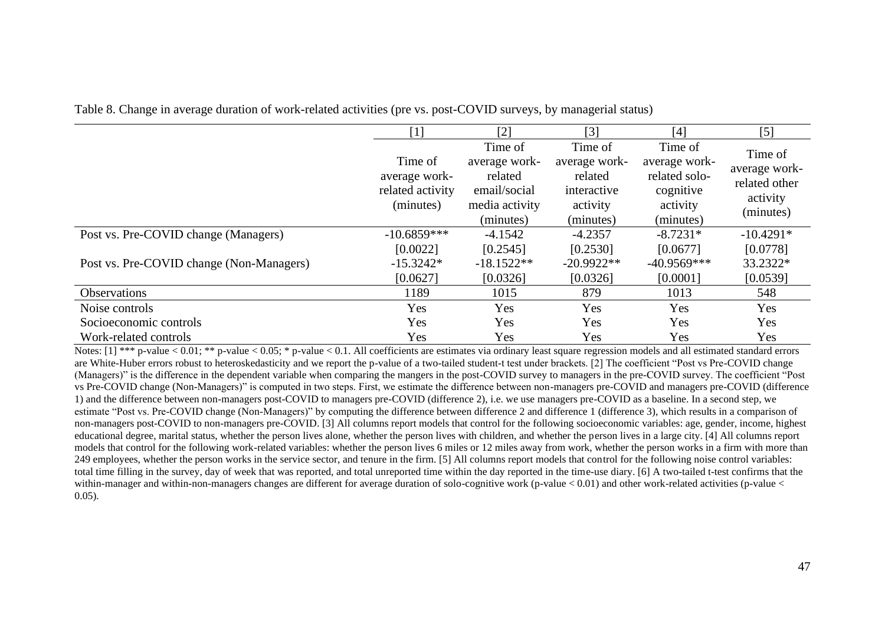Table 8. Change in average duration of work-related activities (pre vs. post-COVID surveys, by managerial status)

| | [1] | [2] | [3] | [4] | [5] |
|---|---|---|---|---|---|
| | Time of average work-related activity (minutes) | Time of average work-related email/social media activity (minutes) | Time of average work-related interactive activity (minutes) | Time of average work-related solo-cognitive activity (minutes) | Time of average work-related other activity (minutes) |
| Post vs. Pre-COVID change (Managers) | -10.6859*** | -4.1542 | -4.2357 | -8.7231* | -10.4291* |
| | [0.0022] | [0.2545] | [0.2530] | [0.0677] | [0.0778] |
| Post vs. Pre-COVID change (Non-Managers) | -15.3242* | -18.1522** | -20.9922** | -40.9569*** | 33.2322* |
| | [0.0627] | [0.0326] | [0.0326] | [0.0001] | [0.0539] |
| Observations | 1189 | 1015 | 879 | 1013 | 548 |
| Noise controls | Yes | Yes | Yes | Yes | Yes |
| Socioeconomic controls | Yes | Yes | Yes | Yes | Yes |
| Work-related controls | Yes | Yes | Yes | Yes | Yes |

Notes: [1] *** p-value < 0.01; ** p-value < 0.05; * p-value < 0.1. All coefficients are estimates via ordinary least square regression models and all estimated standard errors are White-Huber errors robust to heteroskedasticity and we report the p-value of a two-tailed student-t test under brackets. [2] The coefficient "Post vs Pre-COVID change (Managers)" is the difference in the dependent variable when comparing the mangers in the post-COVID survey to managers in the pre-COVID survey. The coefficient "Post vs Pre-COVID change (Non-Managers)" is computed in two steps. First, we estimate the difference between non-managers pre-COVID and managers pre-COVID (difference 1) and the difference between non-managers post-COVID to managers pre-COVID (difference 2), i.e. we use managers pre-COVID as a baseline. In a second step, we estimate "Post vs. Pre-COVID change (Non-Managers)" by computing the difference between difference 2 and difference 1 (difference 3), which results in a comparison of non-managers post-COVID to non-managers pre-COVID. [3] All columns report models that control for the following socioeconomic variables: age, gender, income, highest educational degree, marital status, whether the person lives alone, whether the person lives with children, and whether the person lives in a large city. [4] All columns report models that control for the following work-related variables: whether the person lives 6 miles or 12 miles away from work, whether the person works in a firm with more than 249 employees, whether the person works in the service sector, and tenure in the firm. [5] All columns report models that control for the following noise control variables: total time filling in the survey, day of week that was reported, and total unreported time within the day reported in the time-use diary. [6] A two-tailed t-test confirms that the within-manager and within-non-managers changes are different for average duration of solo-cognitive work (p-value < 0.01) and other work-related activities (p-value < 0.05).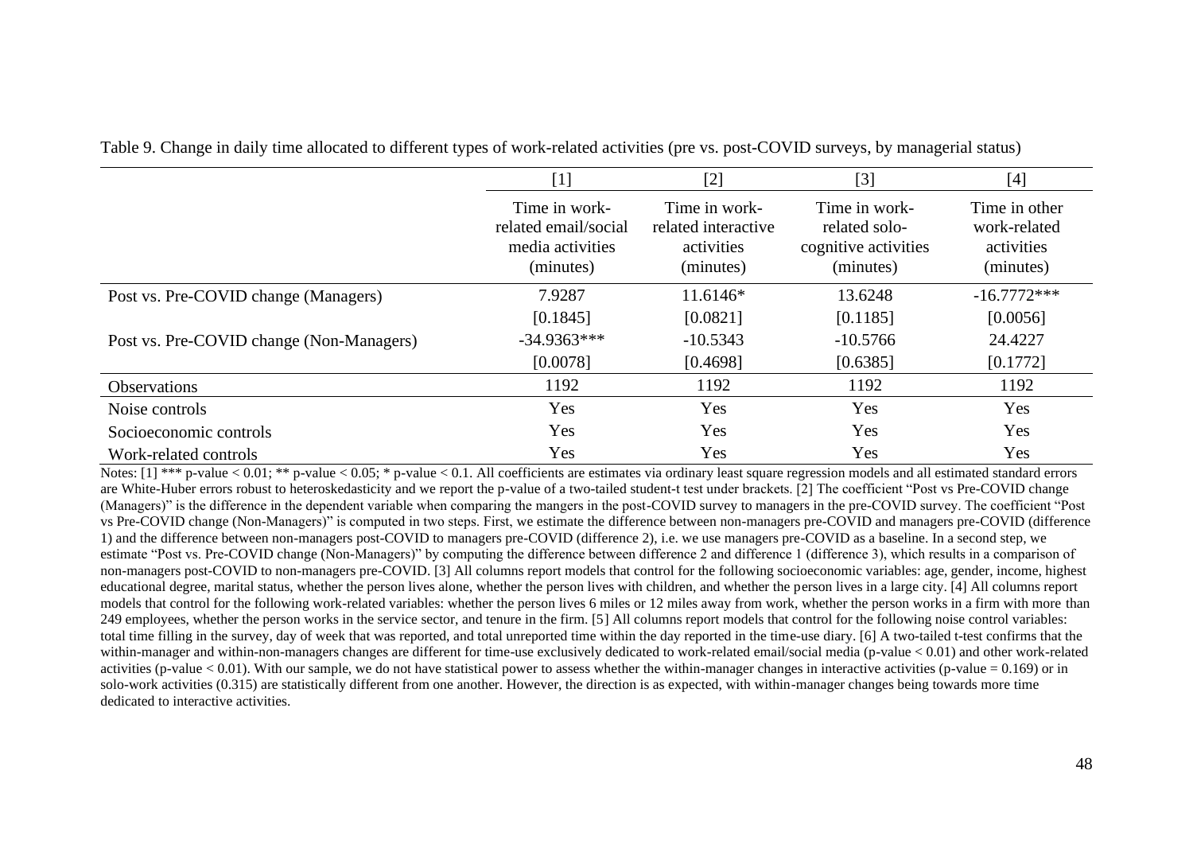Table 9. Change in daily time allocated to different types of work-related activities (pre vs. post-COVID surveys, by managerial status)

| | [1] | [2] | [3] | [4] |
|---|---|---|---|---|
| | Time in work-related email/social media activities (minutes) | Time in work-related interactive activities (minutes) | Time in work-related solo-cognitive activities (minutes) | Time in other work-related activities (minutes) |
| Post vs. Pre-COVID change (Managers) | 7.9287 | 11.6146* | 13.6248 | -16.7772*** |
| | [0.1845] | [0.0821] | [0.1185] | [0.0056] |
| Post vs. Pre-COVID change (Non-Managers) | -34.9363*** | -10.5343 | -10.5766 | 24.4227 |
| | [0.0078] | [0.4698] | [0.6385] | [0.1772] |
| Observations | 1192 | 1192 | 1192 | 1192 |
| Noise controls | Yes | Yes | Yes | Yes |
| Socioeconomic controls | Yes | Yes | Yes | Yes |
| Work-related controls | Yes | Yes | Yes | Yes |

Notes: [1] *** p-value < 0.01; ** p-value < 0.05; * p-value < 0.1. All coefficients are estimates via ordinary least square regression models and all estimated standard errors are White-Huber errors robust to heteroskedasticity and we report the p-value of a two-tailed student-t test under brackets. [2] The coefficient "Post vs Pre-COVID change (Managers)" is the difference in the dependent variable when comparing the mangers in the post-COVID survey to managers in the pre-COVID survey. The coefficient "Post vs Pre-COVID change (Non-Managers)" is computed in two steps. First, we estimate the difference between non-managers pre-COVID and managers pre-COVID (difference 1) and the difference between non-managers post-COVID to managers pre-COVID (difference 2), i.e. we use managers pre-COVID as a baseline. In a second step, we estimate "Post vs. Pre-COVID change (Non-Managers)" by computing the difference between difference 2 and difference 1 (difference 3), which results in a comparison of non-managers post-COVID to non-managers pre-COVID. [3] All columns report models that control for the following socioeconomic variables: age, gender, income, highest educational degree, marital status, whether the person lives alone, whether the person lives with children, and whether the person lives in a large city. [4] All columns report models that control for the following work-related variables: whether the person lives 6 miles or 12 miles away from work, whether the person works in a firm with more than 249 employees, whether the person works in the service sector, and tenure in the firm. [5] All columns report models that control for the following noise control variables: total time filling in the survey, day of week that was reported, and total unreported time within the day reported in the time-use diary. [6] A two-tailed t-test confirms that the within-manager and within-non-managers changes are different for time-use exclusively dedicated to work-related email/social media (p-value < 0.01) and other work-related activities (p-value < 0.01). With our sample, we do not have statistical power to assess whether the within-manager changes in interactive activities (p-value = 0.169) or in solo-work activities (0.315) are statistically different from one another. However, the direction is as expected, with within-manager changes being towards more time dedicated to interactive activities.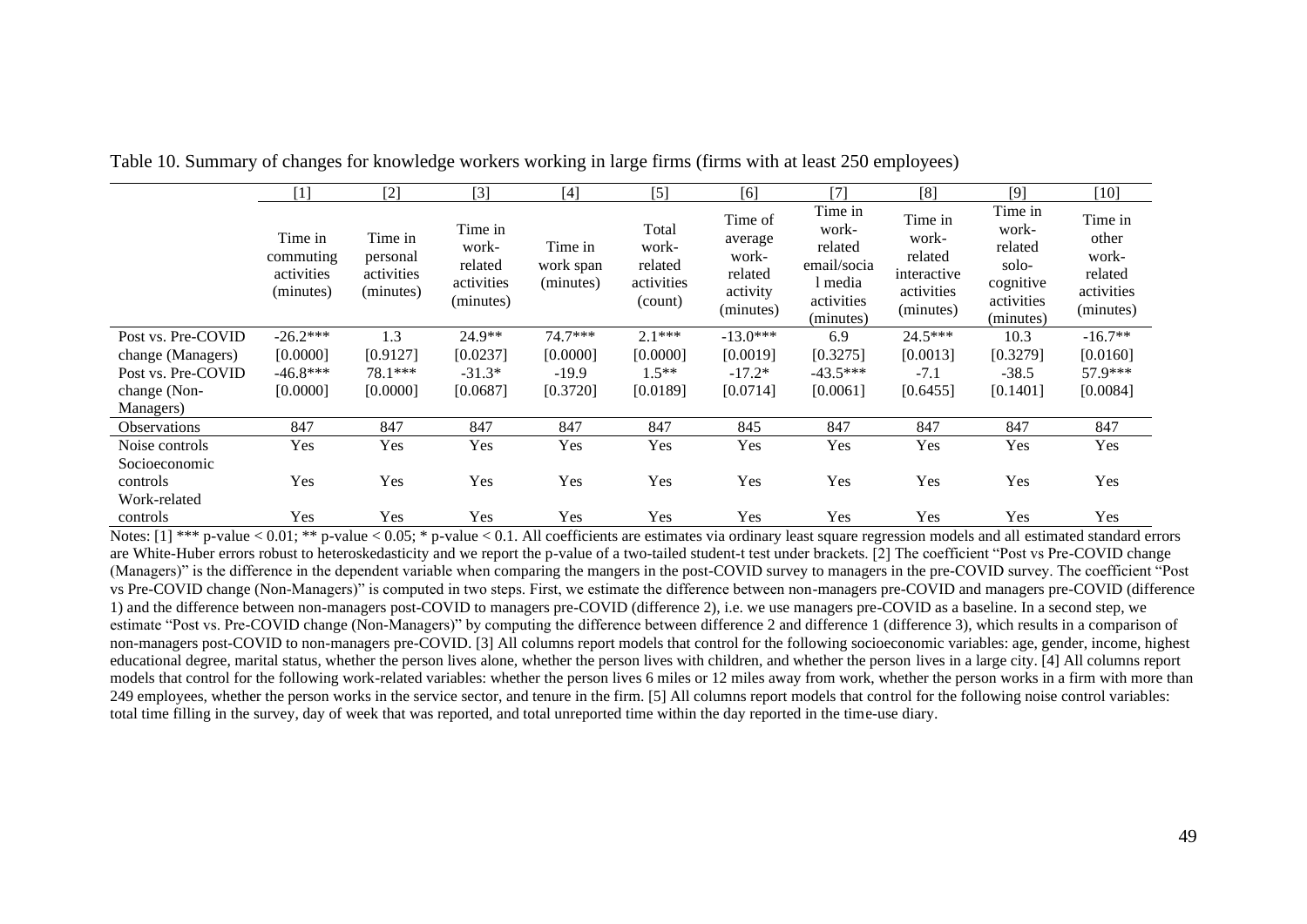Table 10. Summary of changes for knowledge workers working in large firms (firms with at least 250 employees)

| | [1] | [2] | [3] | [4] | [5] | [6] | [7] | [8] | [9] | [10] |
|---|---|---|---|---|---|---|---|---|---|---|
| | Time in commuting activities (minutes) | Time in personal activities (minutes) | Time in work-related activities (minutes) | Time in work span (minutes) | Total work-related activities (count) | Time of average work-related activity (minutes) | Time in work-related email/social media activities (minutes) | Time in work-related interactive activities (minutes) | Time in work-related solo-cognitive activities (minutes) | Time in other work-related activities (minutes) |
| Post vs. Pre-COVID change (Managers) | -26.2*** | 1.3 | 24.9** | 74.7*** | 2.1*** | -13.0*** | 6.9 | 24.5*** | 10.3 | -16.7** |
| | [0.0000] | [0.9127] | [0.0237] | [0.0000] | [0.0000] | [0.0019] | [0.3275] | [0.0013] | [0.3279] | [0.0160] |
| Post vs. Pre-COVID change (Non-Managers) | -46.8*** | 78.1*** | -31.3* | -19.9 | 1.5** | -17.2* | -43.5*** | -7.1 | -38.5 | 57.9*** |
| | [0.0000] | [0.0000] | [0.0687] | [0.3720] | [0.0189] | [0.0714] | [0.0061] | [0.6455] | [0.1401] | [0.0084] |
| Observations | 847 | 847 | 847 | 847 | 847 | 845 | 847 | 847 | 847 | 847 |
| Noise controls | Yes | Yes | Yes | Yes | Yes | Yes | Yes | Yes | Yes | Yes |
| Socioeconomic controls | Yes | Yes | Yes | Yes | Yes | Yes | Yes | Yes | Yes | Yes |
| Work-related controls | Yes | Yes | Yes | Yes | Yes | Yes | Yes | Yes | Yes | Yes |

Notes: [1] *** p-value < 0.01; ** p-value < 0.05; * p-value < 0.1. All coefficients are estimates via ordinary least square regression models and all estimated standard errors are White-Huber errors robust to heteroskedasticity and we report the p-value of a two-tailed student-t test under brackets. [2] The coefficient "Post vs Pre-COVID change (Managers)" is the difference in the dependent variable when comparing the mangers in the post-COVID survey to managers in the pre-COVID survey. The coefficient "Post vs Pre-COVID change (Non-Managers)" is computed in two steps. First, we estimate the difference between non-managers pre-COVID and managers pre-COVID (difference 1) and the difference between non-managers post-COVID to managers pre-COVID (difference 2), i.e. we use managers pre-COVID as a baseline. In a second step, we estimate "Post vs. Pre-COVID change (Non-Managers)" by computing the difference between difference 2 and difference 1 (difference 3), which results in a comparison of non-managers post-COVID to non-managers pre-COVID. [3] All columns report models that control for the following socioeconomic variables: age, gender, income, highest educational degree, marital status, whether the person lives alone, whether the person lives with children, and whether the person lives in a large city. [4] All columns report models that control for the following work-related variables: whether the person lives 6 miles or 12 miles away from work, whether the person works in a firm with more than 249 employees, whether the person works in the service sector, and tenure in the firm. [5] All columns report models that control for the following noise control variables: total time filling in the survey, day of week that was reported, and total unreported time within the day reported in the time-use diary.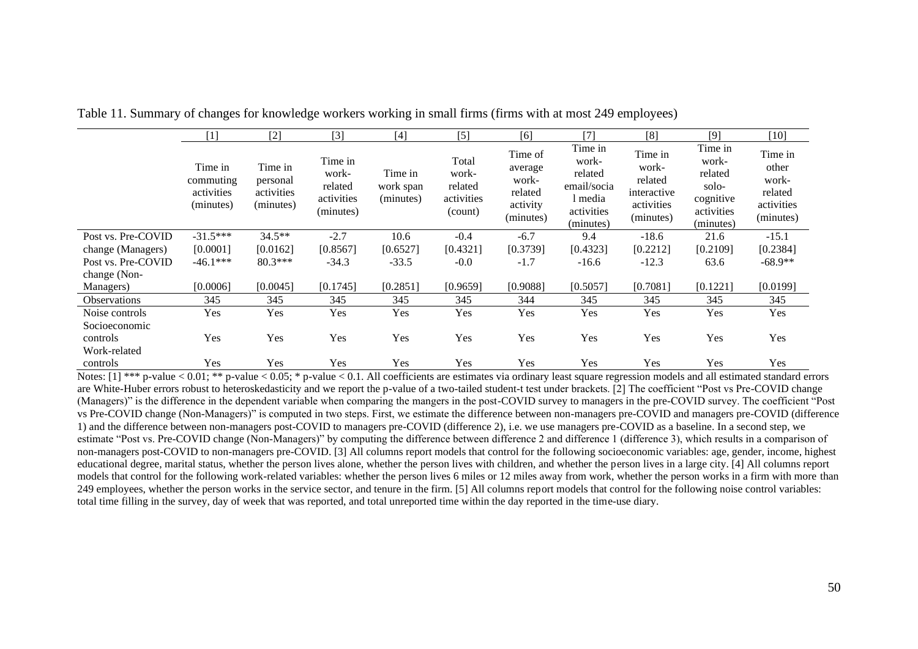Table 11. Summary of changes for knowledge workers working in small firms (firms with at most 249 employees)

| | [1] | [2] | [3] | [4] | [5] | [6] | [7] | [8] | [9] | [10] |
|---|---|---|---|---|---|---|---|---|---|---|
| | Time in commuting activities (minutes) | Time in personal activities (minutes) | Time in work-related activities (minutes) | Time in work span (minutes) | Total work-related activities (count) | Time of average work-related activity (minutes) | Time in work-related email/social media activities (minutes) | Time in work-related interactive activities (minutes) | Time in work-related solo-cognitive activities (minutes) | Time in other work-related activities (minutes) |
| Post vs. Pre-COVID change (Managers) | -31.5*** | 34.5** | -2.7 | 10.6 | -0.4 | -6.7 | 9.4 | -18.6 | 21.6 | -15.1 |
| | [0.0001] | [0.0162] | [0.8567] | [0.6527] | [0.4321] | [0.3739] | [0.4323] | [0.2212] | [0.2109] | [0.2384] |
| Post vs. Pre-COVID change (Non-Managers) | -46.1*** | 80.3*** | -34.3 | -33.5 | -0.0 | -1.7 | -16.6 | -12.3 | 63.6 | -68.9** |
| | [0.0006] | [0.0045] | [0.1745] | [0.2851] | [0.9659] | [0.9088] | [0.5057] | [0.7081] | [0.1221] | [0.0199] |
| Observations | 345 | 345 | 345 | 345 | 345 | 344 | 345 | 345 | 345 | 345 |
| Noise controls | Yes | Yes | Yes | Yes | Yes | Yes | Yes | Yes | Yes | Yes |
| Socioeconomic controls | Yes | Yes | Yes | Yes | Yes | Yes | Yes | Yes | Yes | Yes |
| Work-related controls | Yes | Yes | Yes | Yes | Yes | Yes | Yes | Yes | Yes | Yes |

Notes: [1] *** p-value < 0.01; ** p-value < 0.05; * p-value < 0.1. All coefficients are estimates via ordinary least square regression models and all estimated standard errors are White-Huber errors robust to heteroskedasticity and we report the p-value of a two-tailed student-t test under brackets. [2] The coefficient "Post vs Pre-COVID change (Managers)" is the difference in the dependent variable when comparing the mangers in the post-COVID survey to managers in the pre-COVID survey. The coefficient "Post vs Pre-COVID change (Non-Managers)" is computed in two steps. First, we estimate the difference between non-managers pre-COVID and managers pre-COVID (difference 1) and the difference between non-managers post-COVID to managers pre-COVID (difference 2), i.e. we use managers pre-COVID as a baseline. In a second step, we estimate "Post vs. Pre-COVID change (Non-Managers)" by computing the difference between difference 2 and difference 1 (difference 3), which results in a comparison of non-managers post-COVID to non-managers pre-COVID. [3] All columns report models that control for the following socioeconomic variables: age, gender, income, highest educational degree, marital status, whether the person lives alone, whether the person lives with children, and whether the person lives in a large city. [4] All columns report models that control for the following work-related variables: whether the person lives 6 miles or 12 miles away from work, whether the person works in a firm with more than 249 employees, whether the person works in the service sector, and tenure in the firm. [5] All columns report models that control for the following noise control variables: total time filling in the survey, day of week that was reported, and total unreported time within the day reported in the time-use diary.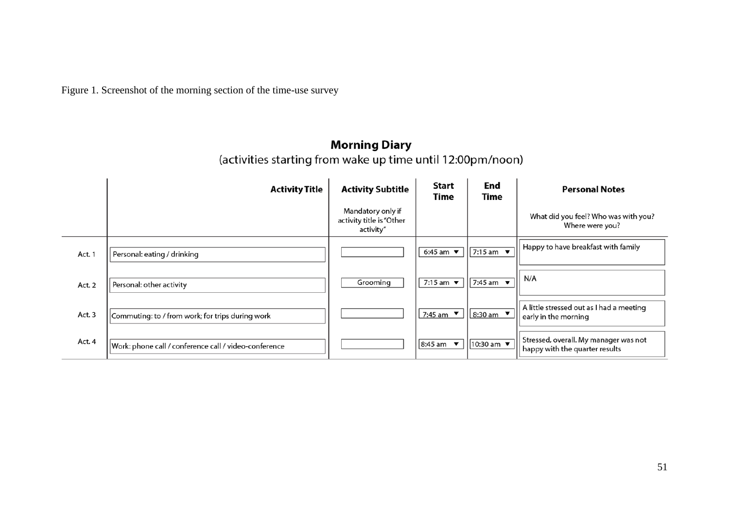Figure 1. Screenshot of the morning section of the time-use survey

## Morning Diary

(activities starting from wake up time until 12:00pm/noon)

| | Activity Title | Activity Subtitle<br>Mandatory only if activity title is "Other activity" | Start Time | End Time | Personal Notes<br>What did you feel? Who was with you? Where were you? |
|---|---|---|---|---|---|
| Act. 1 | Personal: eating / drinking | | 6:45 am ▼ | 7:15 am ▼ | Happy to have breakfast with family |
| Act. 2 | Personal: other activity | Grooming | 7:15 am ▼ | 7:45 am ▼ | N/A |
| Act. 3 | Commuting: to / from work; for trips during work | | 7:45 am ▼ | 8:30 am ▼ | A little stressed out as I had a meeting early in the morning |
| Act. 4 | Work: phone call / conference call / video-conference | | 8:45 am ▼ | 10:30 am ▼ | Stressed, overall. My manager was not happy with the quarter results |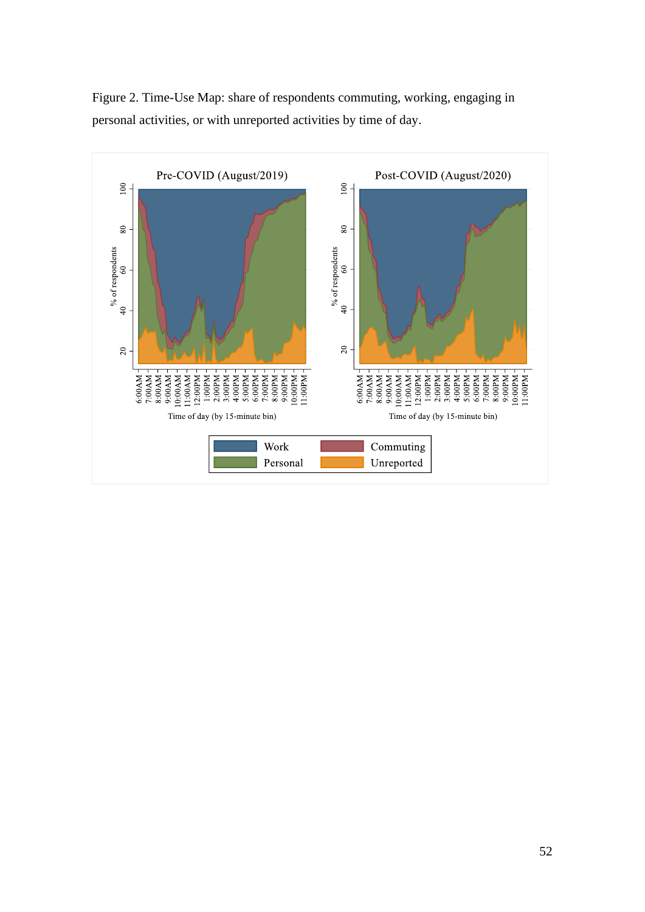Figure 2. Time-Use Map: share of respondents commuting, working, engaging in personal activities, or with unreported activities by time of day.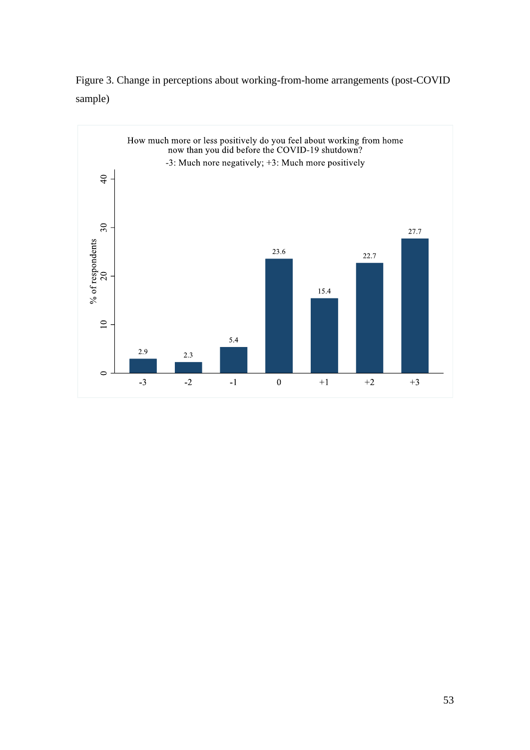Figure 3. Change in perceptions about working-from-home arrangements (post-COVID sample)

How much more or less positively do you feel about working from home now than you did before the COVID-19 shutdown?
-3: Much nore negatively; +3: Much more positively

| Response | % of respondents |
|---|---|
| -3 | 2.9 |
| -2 | 2.3 |
| -1 | 5.4 |
| 0 | 23.6 |
| +1 | 15.4 |
| +2 | 22.7 |
| +3 | 27.7 |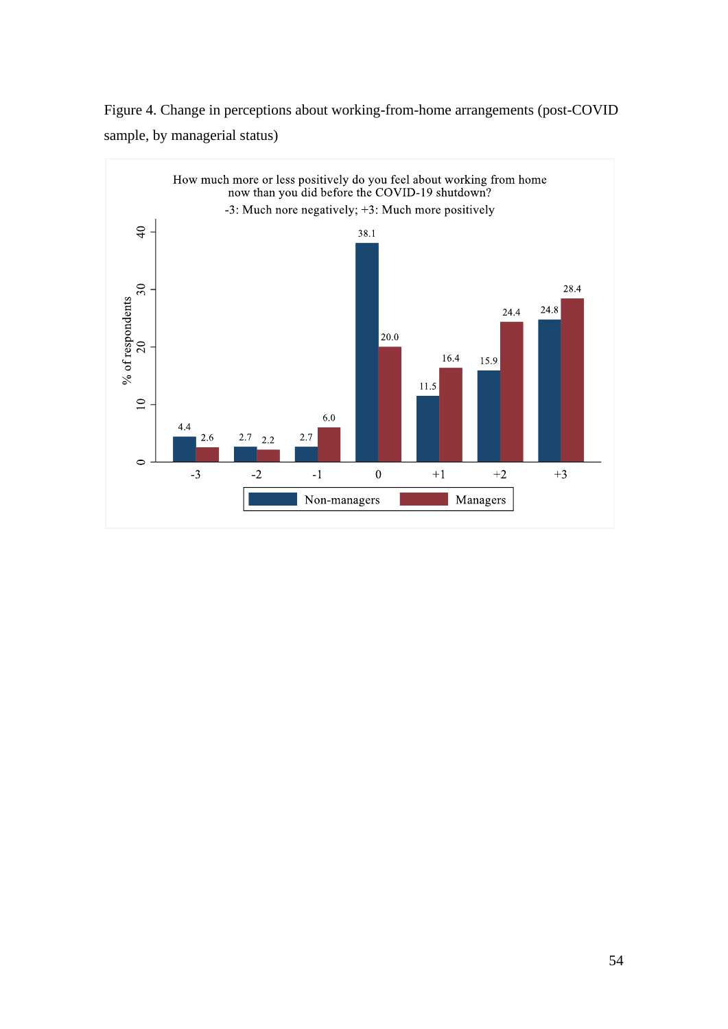Figure 4. Change in perceptions about working-from-home arrangements (post-COVID sample, by managerial status)

How much more or less positively do you feel about working from home now than you did before the COVID-19 shutdown?
-3: Much nore negatively; +3: Much more positively

% of respondents

0
10
20
30
40

-3
-2
-1
0
+1
+2
+3

4.4
2.6
2.7
2.2
2.7
6.0
38.1
20.0
11.5
16.4
15.9
24.4
24.8
28.4

Non-managers
Managers